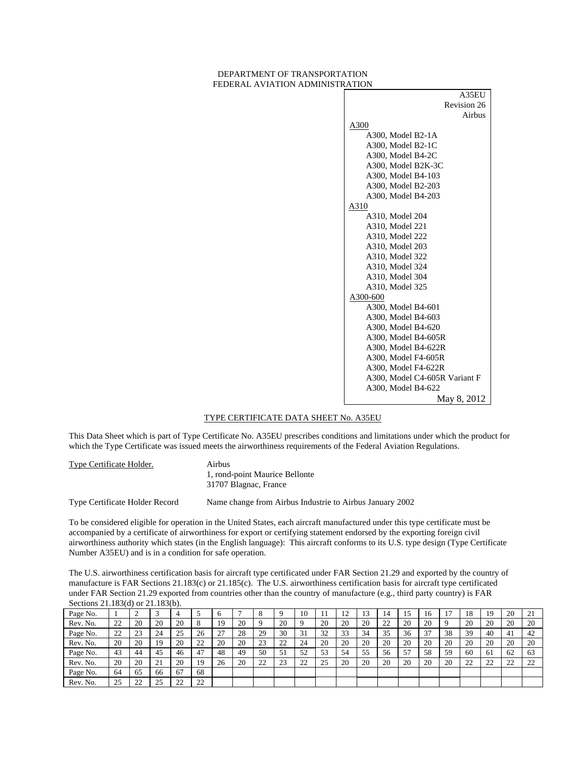DEPARTMENT OF TRANSPORTATION
FEDERAL AVIATION ADMINISTRATION

A35EU
Revision 26
Airbus

A300
- A300, Model B2-1A
- A300, Model B2-1C
- A300, Model B4-2C
- A300, Model B2K-3C
- A300, Model B4-103
- A300, Model B2-203
- A300, Model B4-203

A310
- A310, Model 204
- A310, Model 221
- A310, Model 222
- A310, Model 203
- A310, Model 322
- A310, Model 324
- A310, Model 304
- A310, Model 325

A300-600
- A300, Model B4-601
- A300, Model B4-603
- A300, Model B4-620
- A300, Model B4-605R
- A300, Model B4-622R
- A300, Model F4-605R
- A300, Model F4-622R
- A300, Model C4-605R Variant F
- A300, Model B4-622

May 8, 2012

# TYPE CERTIFICATE DATA SHEET No. A35EU

This Data Sheet which is part of Type Certificate No. A35EU prescribes conditions and limitations under which the product for which the Type Certificate was issued meets the airworthiness requirements of the Federal Aviation Regulations.

Type Certificate Holder.
Airbus
1, rond-point Maurice Bellonte
31707 Blagnac, France

Type Certificate Holder Record: Name change from Airbus Industrie to Airbus January 2002

To be considered eligible for operation in the United States, each aircraft manufactured under this type certificate must be accompanied by a certificate of airworthiness for export or certifying statement endorsed by the exporting foreign civil airworthiness authority which states (in the English language): This aircraft conforms to its U.S. type design (Type Certificate Number A35EU) and is in a condition for safe operation.

The U.S. airworthiness certification basis for aircraft type certificated under FAR Section 21.29 and exported by the country of manufacture is FAR Sections 21.183(c) or 21.185(c). The U.S. airworthiness certification basis for aircraft type certificated under FAR Section 21.29 exported from countries other than the country of manufacture (e.g., third party country) is FAR Sections 21.183(d) or 21.183(b).

| Page No. | 1 | 2 | 3 | 4 | 5 | 6 | 7 | 8 | 9 | 10 | 11 | 12 | 13 | 14 | 15 | 16 | 17 | 18 | 19 | 20 | 21 |
|---|---|---|---|---|---|---|---|---|---|---|---|---|---|---|---|---|---|---|---|---|---|
| Rev. No. | 22 | 20 | 20 | 20 | 8 | 19 | 20 | 9 | 20 | 9 | 20 | 20 | 20 | 22 | 20 | 20 | 9 | 20 | 20 | 20 | 20 |
| Page No. | 22 | 23 | 24 | 25 | 26 | 27 | 28 | 29 | 30 | 31 | 32 | 33 | 34 | 35 | 36 | 37 | 38 | 39 | 40 | 41 | 42 |
| Rev. No. | 20 | 20 | 19 | 20 | 22 | 20 | 20 | 23 | 22 | 24 | 20 | 20 | 20 | 20 | 20 | 20 | 20 | 20 | 20 | 20 | 20 |
| Page No. | 43 | 44 | 45 | 46 | 47 | 48 | 49 | 50 | 51 | 52 | 53 | 54 | 55 | 56 | 57 | 58 | 59 | 60 | 61 | 62 | 63 |
| Rev. No. | 20 | 20 | 21 | 20 | 19 | 26 | 20 | 22 | 23 | 22 | 25 | 20 | 20 | 20 | 20 | 20 | 20 | 22 | 22 | 22 | 22 |
| Page No. | 64 | 65 | 66 | 67 | 68 | | | | | | | | | | | | | | | | |
| Rev. No. | 25 | 22 | 25 | 22 | 22 | | | | | | | | | | | | | | | | |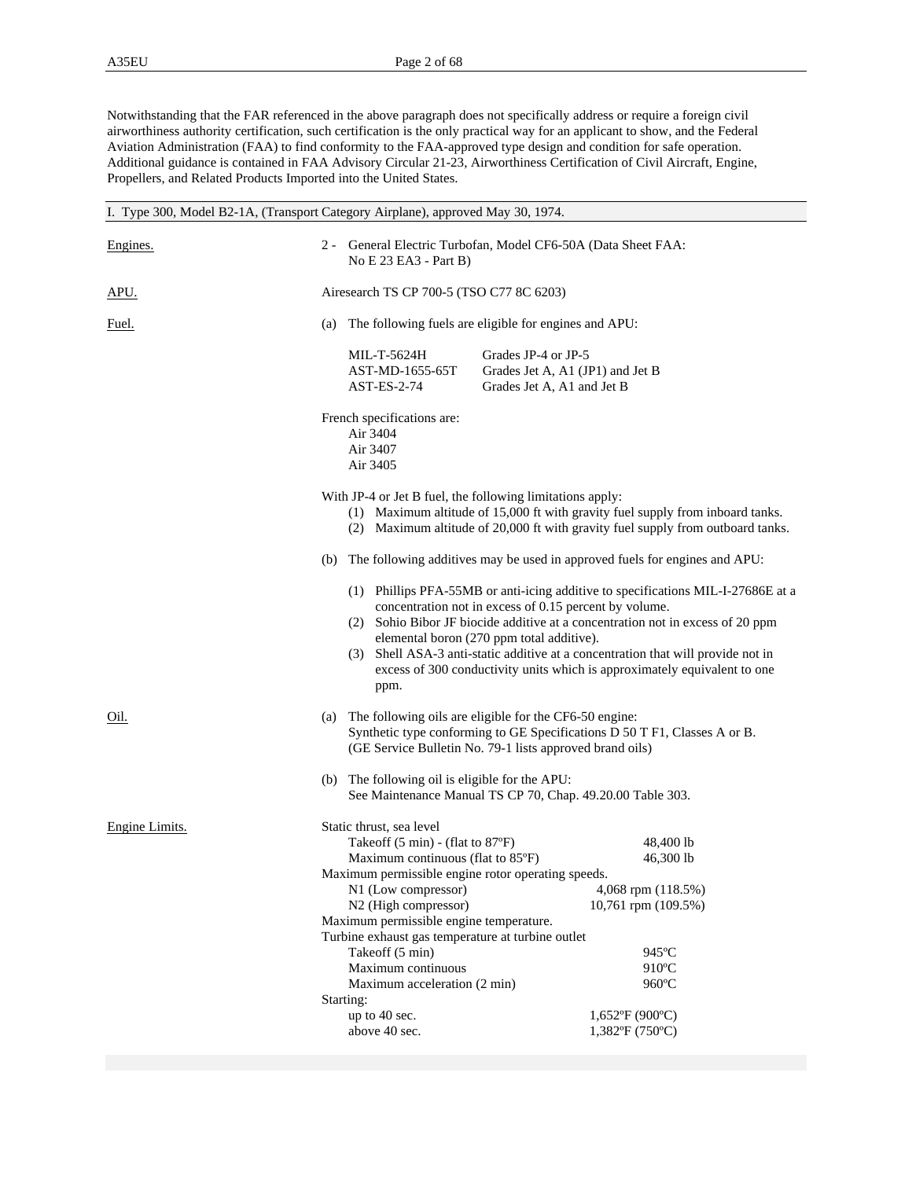Notwithstanding that the FAR referenced in the above paragraph does not specifically address or require a foreign civil airworthiness authority certification, such certification is the only practical way for an applicant to show, and the Federal Aviation Administration (FAA) to find conformity to the FAA-approved type design and condition for safe operation. Additional guidance is contained in FAA Advisory Circular 21-23, Airworthiness Certification of Civil Aircraft, Engine, Propellers, and Related Products Imported into the United States.

## I. Type 300, Model B2-1A, (Transport Category Airplane), approved May 30, 1974.

**Engines.**

2 - General Electric Turbofan, Model CF6-50A (Data Sheet FAA: No E 23 EA3 - Part B)

**APU.**

Airesearch TS CP 700-5 (TSO C77 8C 6203)

**Fuel.**

(a) The following fuels are eligible for engines and APU:

| | |
|---|---|
| MIL-T-5624H | Grades JP-4 or JP-5 |
| AST-MD-1655-65T | Grades Jet A, A1 (JP1) and Jet B |
| AST-ES-2-74 | Grades Jet A, A1 and Jet B |

French specifications are:
- Air 3404
- Air 3407
- Air 3405

With JP-4 or Jet B fuel, the following limitations apply:
1. Maximum altitude of 15,000 ft with gravity fuel supply from inboard tanks.
2. Maximum altitude of 20,000 ft with gravity fuel supply from outboard tanks.

(b) The following additives may be used in approved fuels for engines and APU:

1. Phillips PFA-55MB or anti-icing additive to specifications MIL-I-27686E at a concentration not in excess of 0.15 percent by volume.
2. Sohio Bibor JF biocide additive at a concentration not in excess of 20 ppm elemental boron (270 ppm total additive).
3. Shell ASA-3 anti-static additive at a concentration that will provide not in excess of 300 conductivity units which is approximately equivalent to one ppm.

**Oil.**

(a) The following oils are eligible for the CF6-50 engine:
Synthetic type conforming to GE Specifications D 50 T F1, Classes A or B.
(GE Service Bulletin No. 79-1 lists approved brand oils)

(b) The following oil is eligible for the APU:
See Maintenance Manual TS CP 70, Chap. 49.20.00 Table 303.

**Engine Limits.**

Static thrust, sea level

| | |
|---|---|
| Takeoff (5 min) - (flat to 87ºF) | 48,400 lb |
| Maximum continuous (flat to 85ºF) | 46,300 lb |

Maximum permissible engine rotor operating speeds.

| | |
|---|---|
| N1 (Low compressor) | 4,068 rpm (118.5%) |
| N2 (High compressor) | 10,761 rpm (109.5%) |

Maximum permissible engine temperature.

Turbine exhaust gas temperature at turbine outlet

| | |
|---|---|
| Takeoff (5 min) | 945ºC |
| Maximum continuous | 910ºC |
| Maximum acceleration (2 min) | 960ºC |

Starting:

| | |
|---|---|
| up to 40 sec. | 1,652ºF (900ºC) |
| above 40 sec. | 1,382ºF (750ºC) |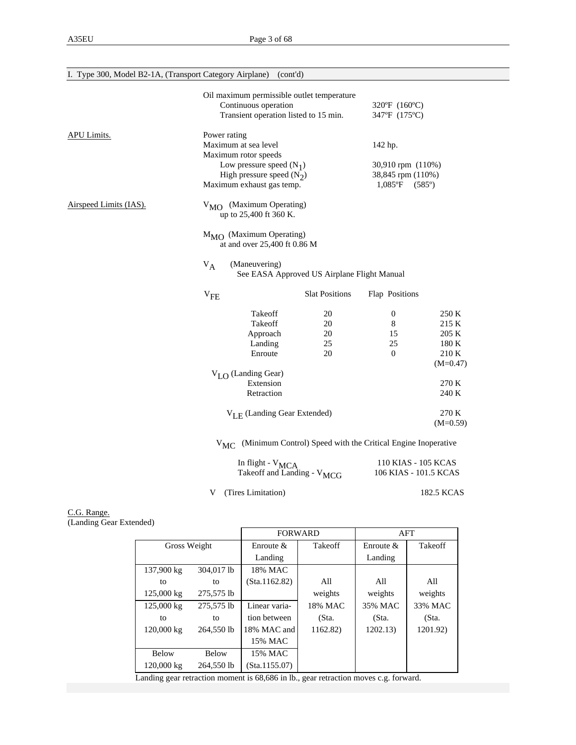I. Type 300, Model B2-1A, (Transport Category Airplane) (cont'd)

Oil maximum permissible outlet temperature
- Continuous operation: 320ºF (160ºC)
- Transient operation listed to 15 min.: 347ºF (175ºC)

APU Limits.

Power rating
Maximum at sea level: 142 hp.
Maximum rotor speeds
- Low pressure speed ($N_1$): 30,910 rpm (110%)
- High pressure speed ($N_2$): 38,845 rpm (110%)

Maximum exhaust gas temp.: 1,085ºF (585º)

Airspeed Limits (IAS).

$V_{MO}$ (Maximum Operating)
up to 25,400 ft 360 K.

$M_{MO}$ (Maximum Operating)
at and over 25,400 ft 0.86 M

$V_A$ (Maneuvering)
See EASA Approved US Airplane Flight Manual

$V_{FE}$

| | Slat Positions | Flap Positions | |
|---|---|---|---|
| Takeoff | 20 | 0 | 250 K |
| Takeoff | 20 | 8 | 215 K |
| Approach | 20 | 15 | 205 K |
| Landing | 25 | 25 | 180 K |
| Enroute | 20 | 0 | 210 K (M=0.47) |

$V_{LO}$ (Landing Gear)
- Extension: 270 K
- Retraction: 240 K

$V_{LE}$ (Landing Gear Extended): 270 K (M=0.59)

$V_{MC}$ (Minimum Control) Speed with the Critical Engine Inoperative

- In flight - $V_{MCA}$: 110 KIAS - 105 KCAS
- Takeoff and Landing - $V_{MCG}$: 106 KIAS - 101.5 KCAS

V (Tires Limitation): 182.5 KCAS

C.G. Range.
(Landing Gear Extended)

| Gross Weight | | FORWARD Enroute & Landing | FORWARD Takeoff | AFT Enroute & Landing | AFT Takeoff |
|---|---|---|---|---|---|
| 137,900 kg to 125,000 kg | 304,017 lb to 275,575 lb | 18% MAC (Sta.1162.82) | All weights 18% MAC (Sta. 1162.82) | All weights 35% MAC (Sta. 1202.13) | All weights 33% MAC (Sta. 1201.92) |
| 125,000 kg to 120,000 kg | 275,575 lb to 264,550 lb | Linear variation between 18% MAC and 15% MAC | | | |
| Below 120,000 kg | Below 264,550 lb | 15% MAC (Sta.1155.07) | | | |

Landing gear retraction moment is 68,686 in lb., gear retraction moves c.g. forward.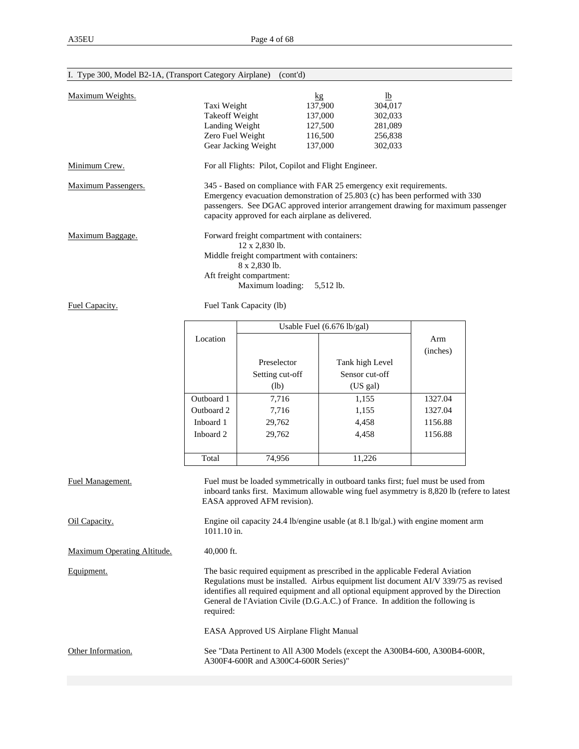## I. Type 300, Model B2-1A, (Transport Category Airplane) (cont'd)

**Maximum Weights.**

| | kg | lb |
|---|---|---|
| Taxi Weight | 137,900 | 304,017 |
| Takeoff Weight | 137,000 | 302,033 |
| Landing Weight | 127,500 | 281,089 |
| Zero Fuel Weight | 116,500 | 256,838 |
| Gear Jacking Weight | 137,000 | 302,033 |

**Minimum Crew.** For all Flights: Pilot, Copilot and Flight Engineer.

**Maximum Passengers.** 345 - Based on compliance with FAR 25 emergency exit requirements. Emergency evacuation demonstration of 25.803 (c) has been performed with 330 passengers. See DGAC approved interior arrangement drawing for maximum passenger capacity approved for each airplane as delivered.

**Maximum Baggage.**
Forward freight compartment with containers:
12 x 2,830 lb.
Middle freight compartment with containers:
8 x 2,830 lb.
Aft freight compartment:
Maximum loading: 5,512 lb.

**Fuel Capacity.** Fuel Tank Capacity (lb)

| Location | Usable Fuel (6.676 lb/gal) | | Arm (inches) |
|---|---|---|---|
| | Preselector Setting cut-off (lb) | Tank high Level Sensor cut-off (US gal) | |
| Outboard 1 | 7,716 | 1,155 | 1327.04 |
| Outboard 2 | 7,716 | 1,155 | 1327.04 |
| Inboard 1 | 29,762 | 4,458 | 1156.88 |
| Inboard 2 | 29,762 | 4,458 | 1156.88 |
| Total | 74,956 | 11,226 | |

**Fuel Management.** Fuel must be loaded symmetrically in outboard tanks first; fuel must be used from inboard tanks first. Maximum allowable wing fuel asymmetry is 8,820 lb (refere to latest EASA approved AFM revision).

**Oil Capacity.** Engine oil capacity 24.4 lb/engine usable (at 8.1 lb/gal.) with engine moment arm 1011.10 in.

**Maximum Operating Altitude.** 40,000 ft.

**Equipment.** The basic required equipment as prescribed in the applicable Federal Aviation Regulations must be installed. Airbus equipment list document AI/V 339/75 as revised identifies all required equipment and all optional equipment approved by the Direction General de l'Aviation Civile (D.G.A.C.) of France. In addition the following is required:

EASA Approved US Airplane Flight Manual

**Other Information.** See "Data Pertinent to All A300 Models (except the A300B4-600, A300B4-600R, A300F4-600R and A300C4-600R Series)"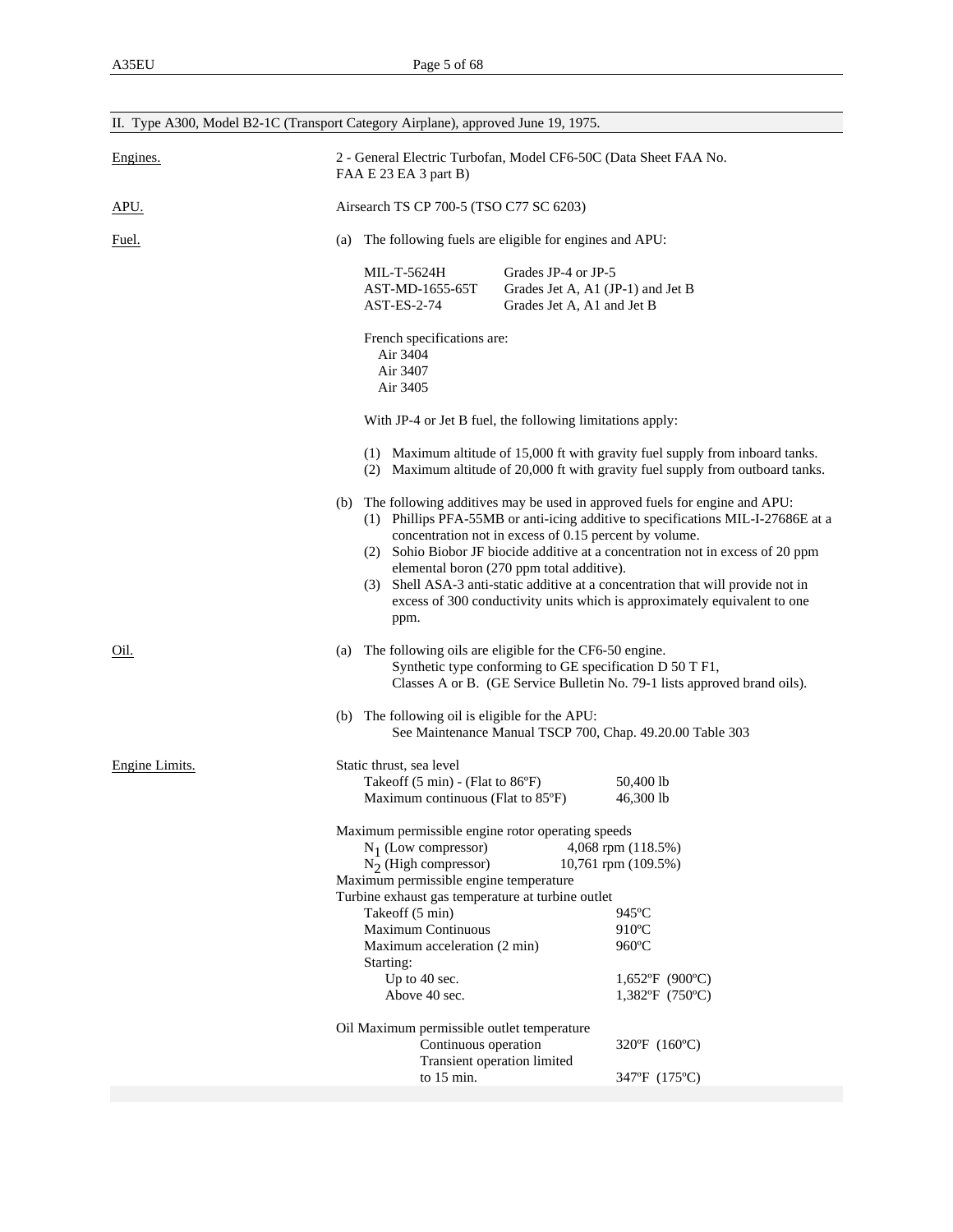## II. Type A300, Model B2-1C (Transport Category Airplane), approved June 19, 1975.

**Engines.**

2 - General Electric Turbofan, Model CF6-50C (Data Sheet FAA No. FAA E 23 EA 3 part B)

**APU.**

Airsearch TS CP 700-5 (TSO C77 SC 6203)

**Fuel.**

(a) The following fuels are eligible for engines and APU:

| | |
|---|---|
| MIL-T-5624H | Grades JP-4 or JP-5 |
| AST-MD-1655-65T | Grades Jet A, A1 (JP-1) and Jet B |
| AST-ES-2-74 | Grades Jet A, A1 and Jet B |

French specifications are:
Air 3404
Air 3407
Air 3405

With JP-4 or Jet B fuel, the following limitations apply:

(1) Maximum altitude of 15,000 ft with gravity fuel supply from inboard tanks.
(2) Maximum altitude of 20,000 ft with gravity fuel supply from outboard tanks.

(b) The following additives may be used in approved fuels for engine and APU:
(1) Phillips PFA-55MB or anti-icing additive to specifications MIL-I-27686E at a concentration not in excess of 0.15 percent by volume.
(2) Sohio Biobor JF biocide additive at a concentration not in excess of 20 ppm elemental boron (270 ppm total additive).
(3) Shell ASA-3 anti-static additive at a concentration that will provide not in excess of 300 conductivity units which is approximately equivalent to one ppm.

**Oil.**

(a) The following oils are eligible for the CF6-50 engine.
Synthetic type conforming to GE specification D 50 T F1, Classes A or B. (GE Service Bulletin No. 79-1 lists approved brand oils).

(b) The following oil is eligible for the APU:
See Maintenance Manual TSCP 700, Chap. 49.20.00 Table 303

**Engine Limits.**

Static thrust, sea level

| | |
|---|---|
| Takeoff (5 min) - (Flat to 86ºF) | 50,400 lb |
| Maximum continuous (Flat to 85ºF) | 46,300 lb |

Maximum permissible engine rotor operating speeds

| | |
|---|---|
| $N_1$ (Low compressor) | 4,068 rpm (118.5%) |
| $N_2$ (High compressor) | 10,761 rpm (109.5%) |

Maximum permissible engine temperature
Turbine exhaust gas temperature at turbine outlet

| | |
|---|---|
| Takeoff (5 min) | 945ºC |
| Maximum Continuous | 910ºC |
| Maximum acceleration (2 min) | 960ºC |
| Starting: | |
| Up to 40 sec. | 1,652ºF (900ºC) |
| Above 40 sec. | 1,382ºF (750ºC) |

Oil Maximum permissible outlet temperature

| | |
|---|---|
| Continuous operation | 320ºF (160ºC) |
| Transient operation limited to 15 min. | 347ºF (175ºC) |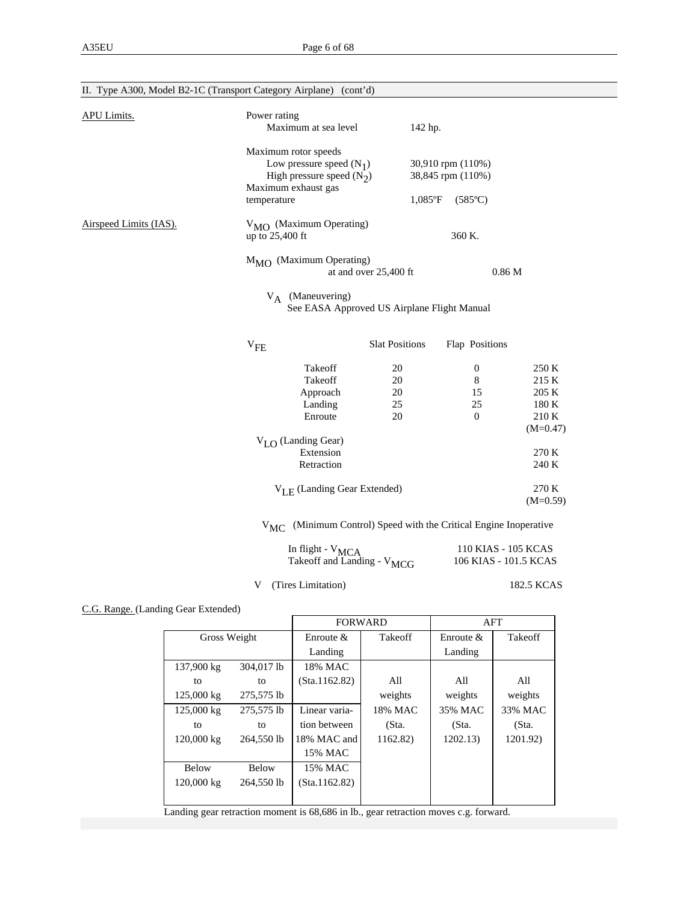## II. Type A300, Model B2-1C (Transport Category Airplane) (cont'd)

APU Limits.

Power rating

| | |
|---|---|
| Maximum at sea level | 142 hp. |

Maximum rotor speeds

| | |
|---|---|
| Low pressure speed ($N_1$) | 30,910 rpm (110%) |
| High pressure speed ($N_2$) | 38,845 rpm (110%) |
| Maximum exhaust gas temperature | 1,085ºF (585ºC) |

Airspeed Limits (IAS).

$V_{MO}$ (Maximum Operating) up to 25,400 ft — 360 K.

$M_{MO}$ (Maximum Operating) at and over 25,400 ft — 0.86 M

$V_A$ (Maneuvering) See EASA Approved US Airplane Flight Manual

| $V_{FE}$ | Slat Positions | Flap Positions | |
|---|---|---|---|
| Takeoff | 20 | 0 | 250 K |
| Takeoff | 20 | 8 | 215 K |
| Approach | 20 | 15 | 205 K |
| Landing | 25 | 25 | 180 K |
| Enroute | 20 | 0 | 210 K (M=0.47) |

$V_{LO}$ (Landing Gear)

| | |
|---|---|
| Extension | 270 K |
| Retraction | 240 K |

$V_{LE}$ (Landing Gear Extended) — 270 K (M=0.59)

$V_{MC}$ (Minimum Control) Speed with the Critical Engine Inoperative

| | |
|---|---|
| In flight - $V_{MCA}$ | 110 KIAS - 105 KCAS |
| Takeoff and Landing - $V_{MCG}$ | 106 KIAS - 101.5 KCAS |

V (Tires Limitation) — 182.5 KCAS

C.G. Range. (Landing Gear Extended)

| Gross Weight | | FORWARD Enroute & Landing | FORWARD Takeoff | AFT Enroute & Landing | AFT Takeoff |
|---|---|---|---|---|---|
| 137,900 kg to 125,000 kg | 304,017 lb to 275,575 lb | 18% MAC (Sta.1162.82) | All weights 18% MAC (Sta. 1162.82) | All weights 35% MAC (Sta. 1202.13) | All weights 33% MAC (Sta. 1201.92) |
| 125,000 kg to 120,000 kg | 275,575 lb to 264,550 lb | Linear variation between 18% MAC and 15% MAC | | | |
| Below 120,000 kg | Below 264,550 lb | 15% MAC (Sta.1162.82) | | | |

Landing gear retraction moment is 68,686 in lb., gear retraction moves c.g. forward.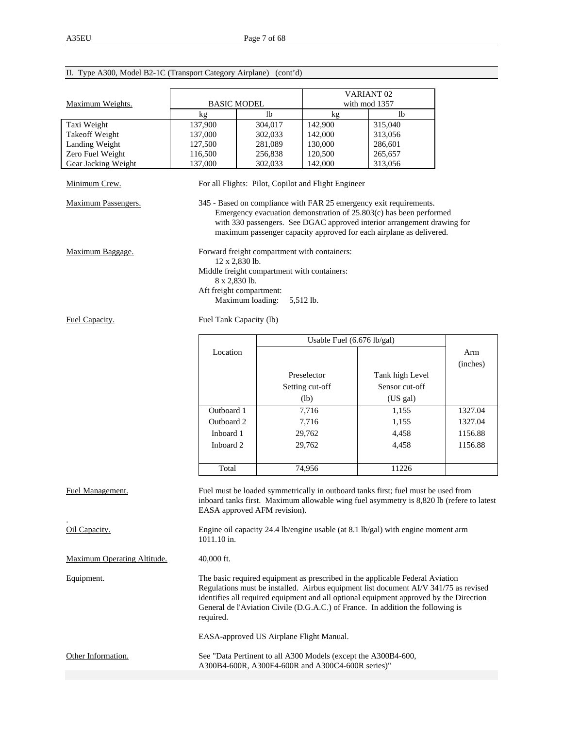## II. Type A300, Model B2-1C (Transport Category Airplane) (cont'd)

| Maximum Weights. | BASIC MODEL | | VARIANT 02 with mod 1357 | |
|---|---|---|---|---|
| | kg | lb | kg | lb |
| Taxi Weight | 137,900 | 304,017 | 142,900 | 315,040 |
| Takeoff Weight | 137,000 | 302,033 | 142,000 | 313,056 |
| Landing Weight | 127,500 | 281,089 | 130,000 | 286,601 |
| Zero Fuel Weight | 116,500 | 256,838 | 120,500 | 265,657 |
| Gear Jacking Weight | 137,000 | 302,033 | 142,000 | 313,056 |

Minimum Crew. For all Flights: Pilot, Copilot and Flight Engineer

Maximum Passengers. 345 - Based on compliance with FAR 25 emergency exit requirements. Emergency evacuation demonstration of 25.803(c) has been performed with 330 passengers. See DGAC approved interior arrangement drawing for maximum passenger capacity approved for each airplane as delivered.

Maximum Baggage. Forward freight compartment with containers:
12 x 2,830 lb.
Middle freight compartment with containers:
8 x 2,830 lb.
Aft freight compartment:
Maximum loading: 5,512 lb.

Fuel Capacity. Fuel Tank Capacity (lb)

| Location | Usable Fuel (6.676 lb/gal) | | Arm (inches) |
|---|---|---|---|
| | Preselector Setting cut-off (lb) | Tank high Level Sensor cut-off (US gal) | |
| Outboard 1 | 7,716 | 1,155 | 1327.04 |
| Outboard 2 | 7,716 | 1,155 | 1327.04 |
| Inboard 1 | 29,762 | 4,458 | 1156.88 |
| Inboard 2 | 29,762 | 4,458 | 1156.88 |
| Total | 74,956 | 11226 | |

Fuel Management. Fuel must be loaded symmetrically in outboard tanks first; fuel must be used from inboard tanks first. Maximum allowable wing fuel asymmetry is 8,820 lb (refere to latest EASA approved AFM revision).

Oil Capacity. Engine oil capacity 24.4 lb/engine usable (at 8.1 lb/gal) with engine moment arm 1011.10 in.

Maximum Operating Altitude. 40,000 ft.

Equipment. The basic required equipment as prescribed in the applicable Federal Aviation Regulations must be installed. Airbus equipment list document AI/V 341/75 as revised identifies all required equipment and all optional equipment approved by the Direction General de l'Aviation Civile (D.G.A.C.) of France. In addition the following is required.

EASA-approved US Airplane Flight Manual.

Other Information. See "Data Pertinent to all A300 Models (except the A300B4-600, A300B4-600R, A300F4-600R and A300C4-600R series)"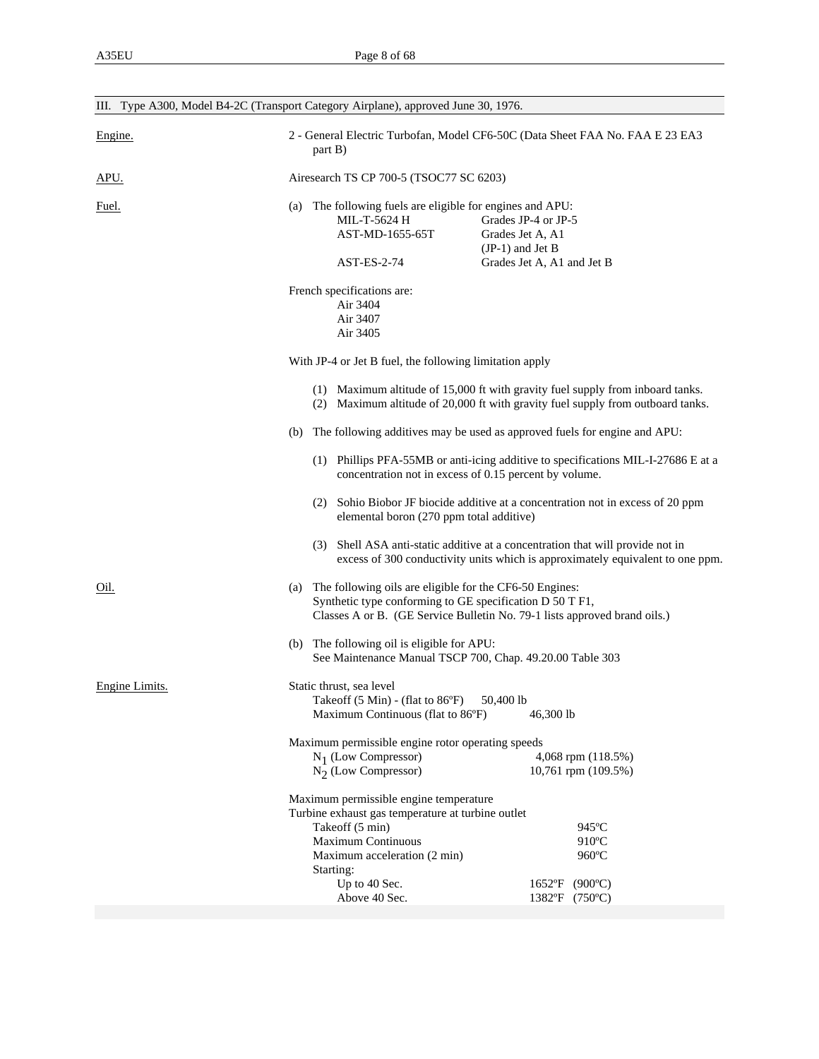## III. Type A300, Model B4-2C (Transport Category Airplane), approved June 30, 1976.

**Engine.**

2 - General Electric Turbofan, Model CF6-50C (Data Sheet FAA No. FAA E 23 EA3 part B)

**APU.**

Airesearch TS CP 700-5 (TSOC77 SC 6203)

**Fuel.**

(a) The following fuels are eligible for engines and APU:

| | |
|---|---|
| MIL-T-5624 H | Grades JP-4 or JP-5 |
| AST-MD-1655-65T | Grades Jet A, A1 (JP-1) and Jet B |
| AST-ES-2-74 | Grades Jet A, A1 and Jet B |

French specifications are:

- Air 3404
- Air 3407
- Air 3405

With JP-4 or Jet B fuel, the following limitation apply

(1) Maximum altitude of 15,000 ft with gravity fuel supply from inboard tanks.
(2) Maximum altitude of 20,000 ft with gravity fuel supply from outboard tanks.

(b) The following additives may be used as approved fuels for engine and APU:

(1) Phillips PFA-55MB or anti-icing additive to specifications MIL-I-27686 E at a concentration not in excess of 0.15 percent by volume.

(2) Sohio Biobor JF biocide additive at a concentration not in excess of 20 ppm elemental boron (270 ppm total additive)

(3) Shell ASA anti-static additive at a concentration that will provide not in excess of 300 conductivity units which is approximately equivalent to one ppm.

**Oil.**

(a) The following oils are eligible for the CF6-50 Engines:
Synthetic type conforming to GE specification D 50 T F1,
Classes A or B. (GE Service Bulletin No. 79-1 lists approved brand oils.)

(b) The following oil is eligible for APU:
See Maintenance Manual TSCP 700, Chap. 49.20.00 Table 303

**Engine Limits.**

Static thrust, sea level

| | |
|---|---|
| Takeoff (5 Min) - (flat to 86ºF) | 50,400 lb |
| Maximum Continuous (flat to 86ºF) | 46,300 lb |

Maximum permissible engine rotor operating speeds

| | |
|---|---|
| $N_1$ (Low Compressor) | 4,068 rpm (118.5%) |
| $N_2$ (Low Compressor) | 10,761 rpm (109.5%) |

Maximum permissible engine temperature
Turbine exhaust gas temperature at turbine outlet

| | |
|---|---|
| Takeoff (5 min) | 945ºC |
| Maximum Continuous | 910ºC |
| Maximum acceleration (2 min) | 960ºC |
| Starting: | |
| Up to 40 Sec. | 1652ºF (900ºC) |
| Above 40 Sec. | 1382ºF (750ºC) |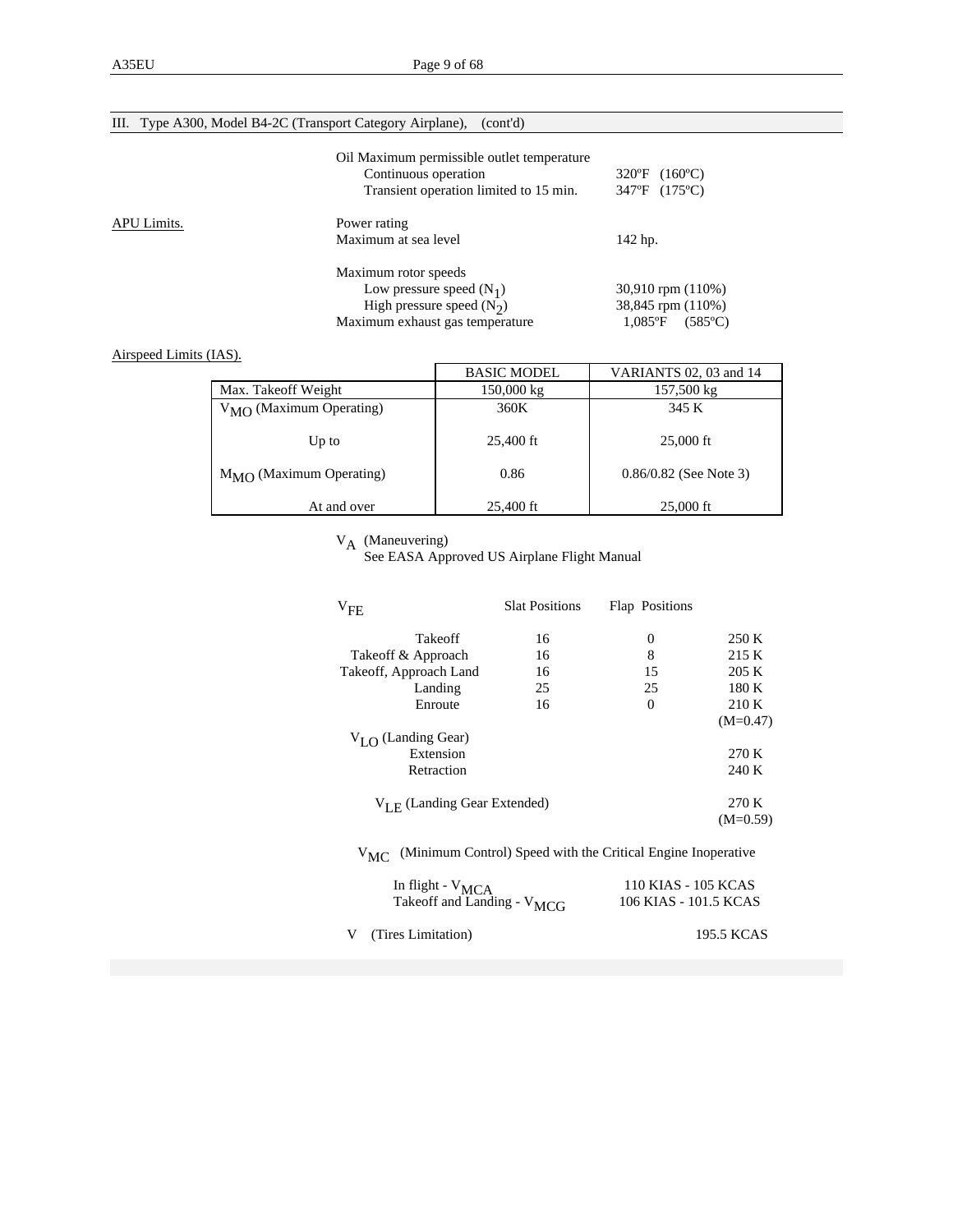## III. Type A300, Model B4-2C (Transport Category Airplane), (cont'd)

Oil Maximum permissible outlet temperature

| | |
|---|---|
| Continuous operation | 320ºF (160ºC) |
| Transient operation limited to 15 min. | 347ºF (175ºC) |

APU Limits.

Power rating

| | |
|---|---|
| Maximum at sea level | 142 hp. |

Maximum rotor speeds

| | |
|---|---|
| Low pressure speed ($N_1$) | 30,910 rpm (110%) |
| High pressure speed ($N_2$) | 38,845 rpm (110%) |
| Maximum exhaust gas temperature | 1,085ºF (585ºC) |

Airspeed Limits (IAS).

| | BASIC MODEL | VARIANTS 02, 03 and 14 |
|---|---|---|
| Max. Takeoff Weight | 150,000 kg | 157,500 kg |
| $V_{MO}$ (Maximum Operating) | 360K | 345 K |
| Up to | 25,400 ft | 25,000 ft |
| $M_{MO}$ (Maximum Operating) | 0.86 | 0.86/0.82 (See Note 3) |
| At and over | 25,400 ft | 25,000 ft |

$V_A$ (Maneuvering)
See EASA Approved US Airplane Flight Manual

| $V_{FE}$ | Slat Positions | Flap Positions | |
|---|---|---|---|
| Takeoff | 16 | 0 | 250 K |
| Takeoff & Approach | 16 | 8 | 215 K |
| Takeoff, Approach Land | 16 | 15 | 205 K |
| Landing | 25 | 25 | 180 K |
| Enroute | 16 | 0 | 210 K (M=0.47) |

$V_{LO}$ (Landing Gear)

| | |
|---|---|
| Extension | 270 K |
| Retraction | 240 K |

| | |
|---|---|
| $V_{LE}$ (Landing Gear Extended) | 270 K (M=0.59) |

$V_{MC}$ (Minimum Control) Speed with the Critical Engine Inoperative

| | |
|---|---|
| In flight - $V_{MCA}$ | 110 KIAS - 105 KCAS |
| Takeoff and Landing - $V_{MCG}$ | 106 KIAS - 101.5 KCAS |

| | |
|---|---|
| V (Tires Limitation) | 195.5 KCAS |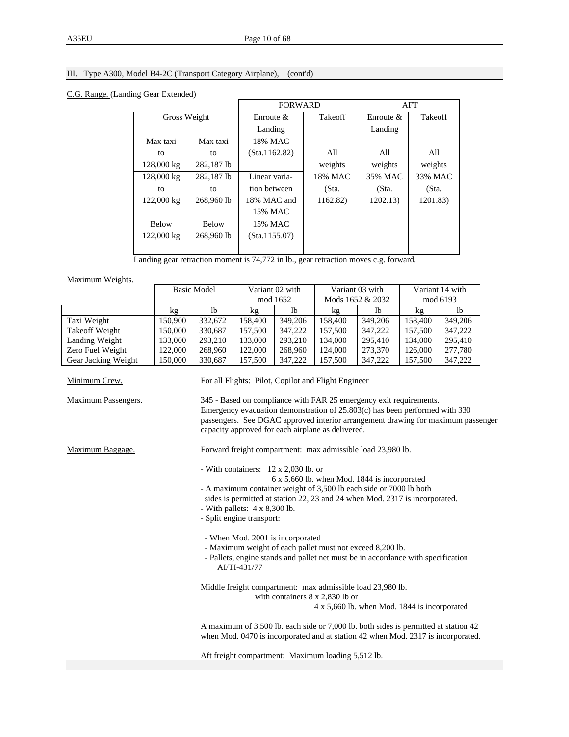III. Type A300, Model B4-2C (Transport Category Airplane), (cont'd)

C.G. Range. (Landing Gear Extended)

| Gross Weight | | FORWARD | | AFT | |
|---|---|---|---|---|---|
| | | Enroute & Landing | Takeoff | Enroute & Landing | Takeoff |
| Max taxi to 128,000 kg | Max taxi to 282,187 lb | 18% MAC (Sta.1162.82) | All weights | All weights | All weights |
| 128,000 kg to 122,000 kg | 282,187 lb to 268,960 lb | Linear variation between 18% MAC and 15% MAC | 18% MAC (Sta. 1162.82) | 35% MAC (Sta. 1202.13) | 33% MAC (Sta. 1201.83) |
| Below 122,000 kg | Below 268,960 lb | 15% MAC (Sta.1155.07) | | | |

Landing gear retraction moment is 74,772 in lb., gear retraction moves c.g. forward.

Maximum Weights.

| | Basic Model | | Variant 02 with mod 1652 | | Variant 03 with Mods 1652 & 2032 | | Variant 14 with mod 6193 | |
|---|---|---|---|---|---|---|---|---|
| | kg | lb | kg | lb | kg | lb | kg | lb |
| Taxi Weight | 150,900 | 332,672 | 158,400 | 349,206 | 158,400 | 349,206 | 158,400 | 349,206 |
| Takeoff Weight | 150,000 | 330,687 | 157,500 | 347,222 | 157,500 | 347,222 | 157,500 | 347,222 |
| Landing Weight | 133,000 | 293,210 | 133,000 | 293,210 | 134,000 | 295,410 | 134,000 | 295,410 |
| Zero Fuel Weight | 122,000 | 268,960 | 122,000 | 268,960 | 124,000 | 273,370 | 126,000 | 277,780 |
| Gear Jacking Weight | 150,000 | 330,687 | 157,500 | 347,222 | 157,500 | 347,222 | 157,500 | 347,222 |

Minimum Crew. For all Flights: Pilot, Copilot and Flight Engineer

Maximum Passengers. 345 - Based on compliance with FAR 25 emergency exit requirements. Emergency evacuation demonstration of 25.803(c) has been performed with 330 passengers. See DGAC approved interior arrangement drawing for maximum passenger capacity approved for each airplane as delivered.

Maximum Baggage. Forward freight compartment: max admissible load 23,980 lb.

- With containers: 12 x 2,030 lb. or
  6 x 5,660 lb. when Mod. 1844 is incorporated
- A maximum container weight of 3,500 lb each side or 7000 lb both sides is permitted at station 22, 23 and 24 when Mod. 2317 is incorporated.
- With pallets: 4 x 8,300 lb.
- Split engine transport:
  - When Mod. 2001 is incorporated
  - Maximum weight of each pallet must not exceed 8,200 lb.
  - Pallets, engine stands and pallet net must be in accordance with specification AI/TI-431/77

Middle freight compartment: max admissible load 23,980 lb.
with containers 8 x 2,830 lb or
4 x 5,660 lb. when Mod. 1844 is incorporated

A maximum of 3,500 lb. each side or 7,000 lb. both sides is permitted at station 42 when Mod. 0470 is incorporated and at station 42 when Mod. 2317 is incorporated.

Aft freight compartment: Maximum loading 5,512 lb.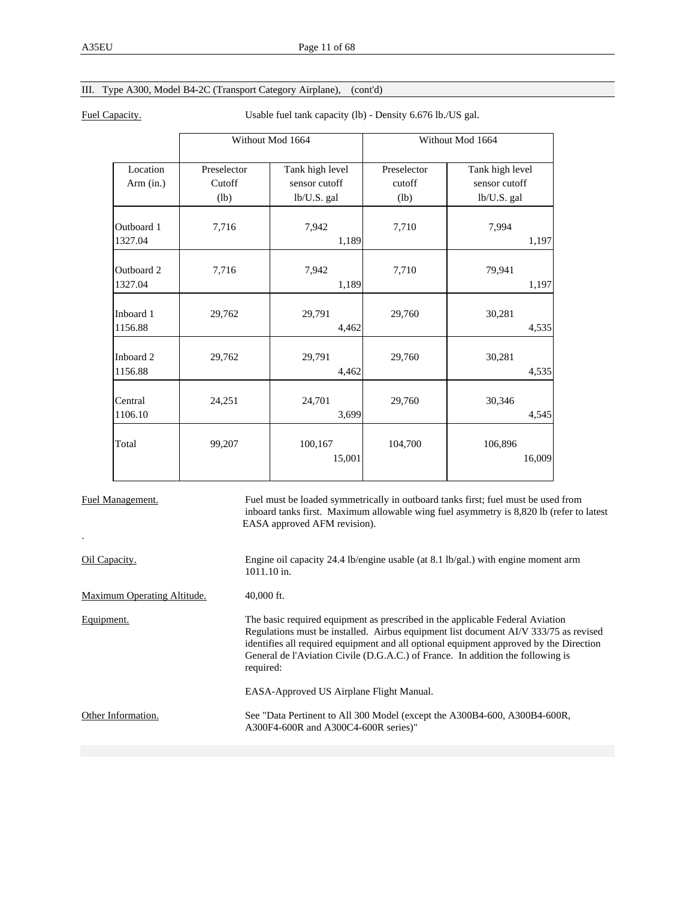III. Type A300, Model B4-2C (Transport Category Airplane), (cont'd)

Fuel Capacity. Usable fuel tank capacity (lb) - Density 6.676 lb./US gal.

| | Without Mod 1664 | | Without Mod 1664 | |
|---|---|---|---|---|
| Location Arm (in.) | Preselector Cutoff (lb) | Tank high level sensor cutoff lb/U.S. gal | Preselector cutoff (lb) | Tank high level sensor cutoff lb/U.S. gal |
| Outboard 1 1327.04 | 7,716 | 7,942 1,189 | 7,710 | 7,994 1,197 |
| Outboard 2 1327.04 | 7,716 | 7,942 1,189 | 7,710 | 79,941 1,197 |
| Inboard 1 1156.88 | 29,762 | 29,791 4,462 | 29,760 | 30,281 4,535 |
| Inboard 2 1156.88 | 29,762 | 29,791 4,462 | 29,760 | 30,281 4,535 |
| Central 1106.10 | 24,251 | 24,701 3,699 | 29,760 | 30,346 4,545 |
| Total | 99,207 | 100,167 15,001 | 104,700 | 106,896 16,009 |

Fuel Management. Fuel must be loaded symmetrically in outboard tanks first; fuel must be used from inboard tanks first. Maximum allowable wing fuel asymmetry is 8,820 lb (refer to latest EASA approved AFM revision).

.

Oil Capacity. Engine oil capacity 24.4 lb/engine usable (at 8.1 lb/gal.) with engine moment arm 1011.10 in.

Maximum Operating Altitude. 40,000 ft.

Equipment. The basic required equipment as prescribed in the applicable Federal Aviation Regulations must be installed. Airbus equipment list document AI/V 333/75 as revised identifies all required equipment and all optional equipment approved by the Direction General de l'Aviation Civile (D.G.A.C.) of France. In addition the following is required:

EASA-Approved US Airplane Flight Manual.

Other Information. See "Data Pertinent to All 300 Model (except the A300B4-600, A300B4-600R, A300F4-600R and A300C4-600R series)"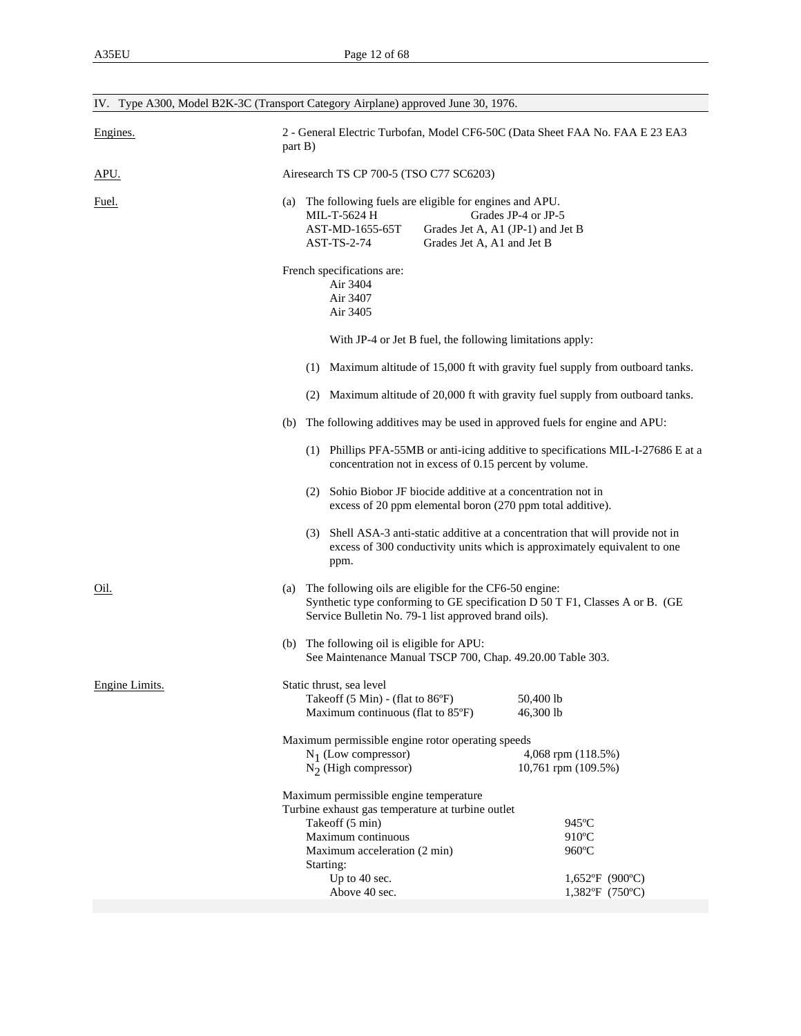## IV. Type A300, Model B2K-3C (Transport Category Airplane) approved June 30, 1976.

Engines.

2 - General Electric Turbofan, Model CF6-50C (Data Sheet FAA No. FAA E 23 EA3 part B)

APU.

Airesearch TS CP 700-5 (TSO C77 SC6203)

Fuel.

(a) The following fuels are eligible for engines and APU.

| | |
|---|---|
| MIL-T-5624 H | Grades JP-4 or JP-5 |
| AST-MD-1655-65T | Grades Jet A, A1 (JP-1) and Jet B |
| AST-TS-2-74 | Grades Jet A, A1 and Jet B |

French specifications are:

Air 3404
Air 3407
Air 3405

With JP-4 or Jet B fuel, the following limitations apply:

(1) Maximum altitude of 15,000 ft with gravity fuel supply from outboard tanks.

(2) Maximum altitude of 20,000 ft with gravity fuel supply from outboard tanks.

(b) The following additives may be used in approved fuels for engine and APU:

(1) Phillips PFA-55MB or anti-icing additive to specifications MIL-I-27686 E at a concentration not in excess of 0.15 percent by volume.

(2) Sohio Biobor JF biocide additive at a concentration not in excess of 20 ppm elemental boron (270 ppm total additive).

(3) Shell ASA-3 anti-static additive at a concentration that will provide not in excess of 300 conductivity units which is approximately equivalent to one ppm.

Oil.

(a) The following oils are eligible for the CF6-50 engine: Synthetic type conforming to GE specification D 50 T F1, Classes A or B. (GE Service Bulletin No. 79-1 list approved brand oils).

(b) The following oil is eligible for APU: See Maintenance Manual TSCP 700, Chap. 49.20.00 Table 303.

Engine Limits.

Static thrust, sea level

| | |
|---|---|
| Takeoff (5 Min) - (flat to 86ºF) | 50,400 lb |
| Maximum continuous (flat to 85ºF) | 46,300 lb |

Maximum permissible engine rotor operating speeds

| | |
|---|---|
| $N_1$ (Low compressor) | 4,068 rpm (118.5%) |
| $N_2$ (High compressor) | 10,761 rpm (109.5%) |

Maximum permissible engine temperature
Turbine exhaust gas temperature at turbine outlet

| | |
|---|---|
| Takeoff (5 min) | 945ºC |
| Maximum continuous | 910ºC |
| Maximum acceleration (2 min) | 960ºC |
| Starting: | |
| Up to 40 sec. | 1,652ºF (900ºC) |
| Above 40 sec. | 1,382ºF (750ºC) |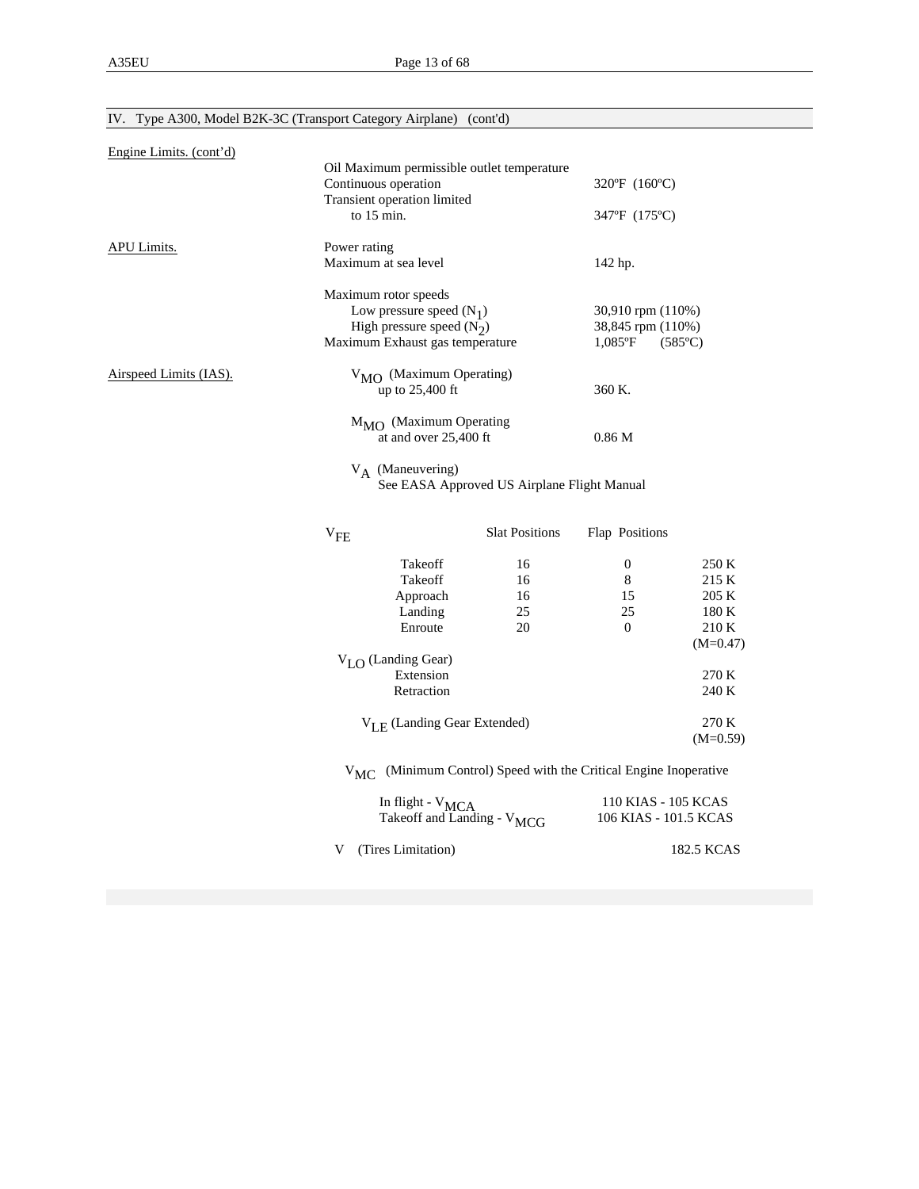## IV. Type A300, Model B2K-3C (Transport Category Airplane) (cont'd)

| | | |
|---|---|---|
| Engine Limits. (cont'd) | Oil Maximum permissible outlet temperature | |
| | Continuous operation | 320ºF (160ºC) |
| | Transient operation limited to 15 min. | 347ºF (175ºC) |
| APU Limits. | Power rating | |
| | Maximum at sea level | 142 hp. |
| | Maximum rotor speeds | |
| | Low pressure speed ($N_1$) | 30,910 rpm (110%) |
| | High pressure speed ($N_2$) | 38,845 rpm (110%) |
| | Maximum Exhaust gas temperature | 1,085ºF (585ºC) |
| Airspeed Limits (IAS). | $V_{MO}$ (Maximum Operating) up to 25,400 ft | 360 K. |
| | $M_{MO}$ (Maximum Operating at and over 25,400 ft | 0.86 M |
| | $V_A$ (Maneuvering) See EASA Approved US Airplane Flight Manual | |

| $V_{FE}$ | Slat Positions | Flap Positions | |
|---|---|---|---|
| Takeoff | 16 | 0 | 250 K |
| Takeoff | 16 | 8 | 215 K |
| Approach | 16 | 15 | 205 K |
| Landing | 25 | 25 | 180 K |
| Enroute | 20 | 0 | 210 K (M=0.47) |

| | |
|---|---|
| $V_{LO}$ (Landing Gear) | |
| Extension | 270 K |
| Retraction | 240 K |
| $V_{LE}$ (Landing Gear Extended) | 270 K (M=0.59) |

$V_{MC}$ (Minimum Control) Speed with the Critical Engine Inoperative

| | |
|---|---|
| In flight - $V_{MCA}$ | 110 KIAS - 105 KCAS |
| Takeoff and Landing - $V_{MCG}$ | 106 KIAS - 101.5 KCAS |
| V (Tires Limitation) | 182.5 KCAS |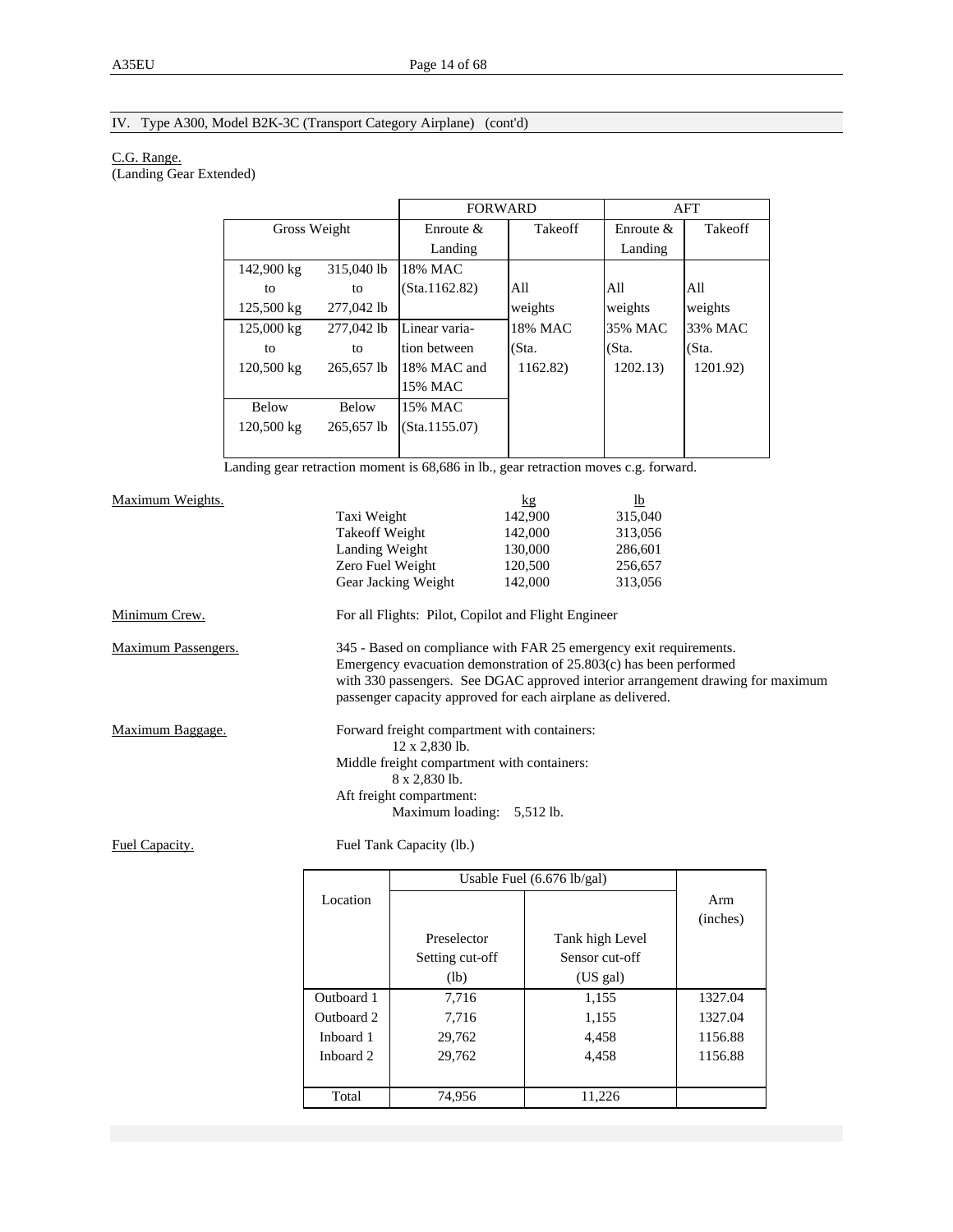## IV. Type A300, Model B2K-3C (Transport Category Airplane) (cont'd)

C.G. Range.
(Landing Gear Extended)

| Gross Weight | | FORWARD | | AFT | |
|---|---|---|---|---|---|
| | | Enroute & Landing | Takeoff | Enroute & Landing | Takeoff |
| 142,900 kg to 125,500 kg | 315,040 lb to 277,042 lb | 18% MAC (Sta.1162.82) | All weights 18% MAC (Sta. 1162.82) | All weights 35% MAC (Sta. 1202.13) | All weights 33% MAC (Sta. 1201.92) |
| 125,000 kg to 120,500 kg | 277,042 lb to 265,657 lb | Linear variation between 18% MAC and 15% MAC | | | |
| Below 120,500 kg | Below 265,657 lb | 15% MAC (Sta.1155.07) | | | |

Landing gear retraction moment is 68,686 in lb., gear retraction moves c.g. forward.

Maximum Weights.

| | kg | lb |
|---|---|---|
| Taxi Weight | 142,900 | 315,040 |
| Takeoff Weight | 142,000 | 313,056 |
| Landing Weight | 130,000 | 286,601 |
| Zero Fuel Weight | 120,500 | 256,657 |
| Gear Jacking Weight | 142,000 | 313,056 |

Minimum Crew. For all Flights: Pilot, Copilot and Flight Engineer

Maximum Passengers. 345 - Based on compliance with FAR 25 emergency exit requirements. Emergency evacuation demonstration of 25.803(c) has been performed with 330 passengers. See DGAC approved interior arrangement drawing for maximum passenger capacity approved for each airplane as delivered.

Maximum Baggage. Forward freight compartment with containers:
12 x 2,830 lb.
Middle freight compartment with containers:
8 x 2,830 lb.
Aft freight compartment:
Maximum loading: 5,512 lb.

Fuel Capacity. Fuel Tank Capacity (lb.)

| Location | Usable Fuel (6.676 lb/gal) | | Arm (inches) |
|---|---|---|---|
| | Preselector Setting cut-off (lb) | Tank high Level Sensor cut-off (US gal) | |
| Outboard 1 | 7,716 | 1,155 | 1327.04 |
| Outboard 2 | 7,716 | 1,155 | 1327.04 |
| Inboard 1 | 29,762 | 4,458 | 1156.88 |
| Inboard 2 | 29,762 | 4,458 | 1156.88 |
| Total | 74,956 | 11,226 | |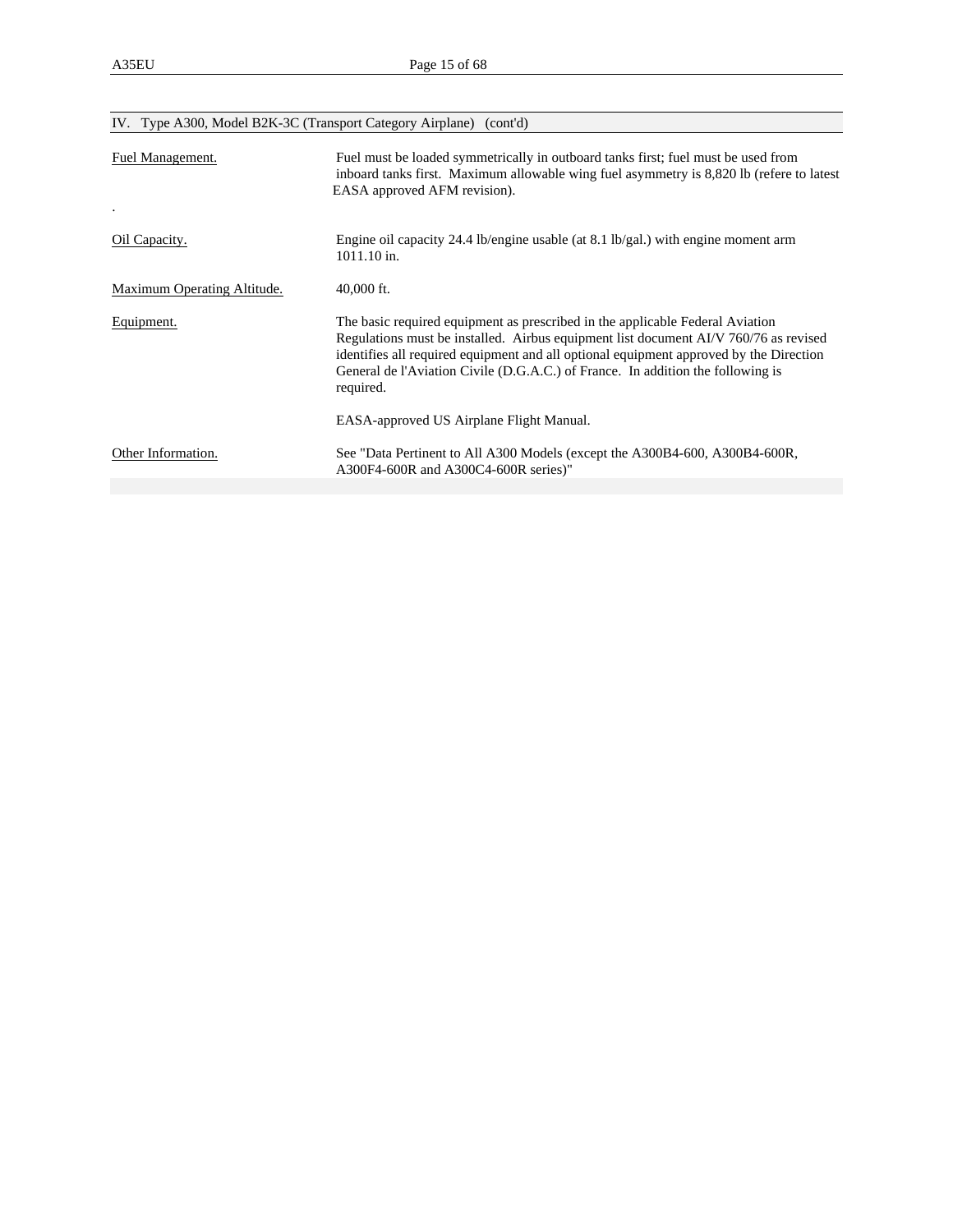## IV. Type A300, Model B2K-3C (Transport Category Airplane) (cont'd)

| | |
|---|---|
| Fuel Management. | Fuel must be loaded symmetrically in outboard tanks first; fuel must be used from inboard tanks first. Maximum allowable wing fuel asymmetry is 8,820 lb (refere to latest EASA approved AFM revision). |
| Oil Capacity. | Engine oil capacity 24.4 lb/engine usable (at 8.1 lb/gal.) with engine moment arm 1011.10 in. |
| Maximum Operating Altitude. | 40,000 ft. |
| Equipment. | The basic required equipment as prescribed in the applicable Federal Aviation Regulations must be installed. Airbus equipment list document AI/V 760/76 as revised identifies all required equipment and all optional equipment approved by the Direction General de l'Aviation Civile (D.G.A.C.) of France. In addition the following is required.<br><br>EASA-approved US Airplane Flight Manual. |
| Other Information. | See "Data Pertinent to All A300 Models (except the A300B4-600, A300B4-600R, A300F4-600R and A300C4-600R series)" |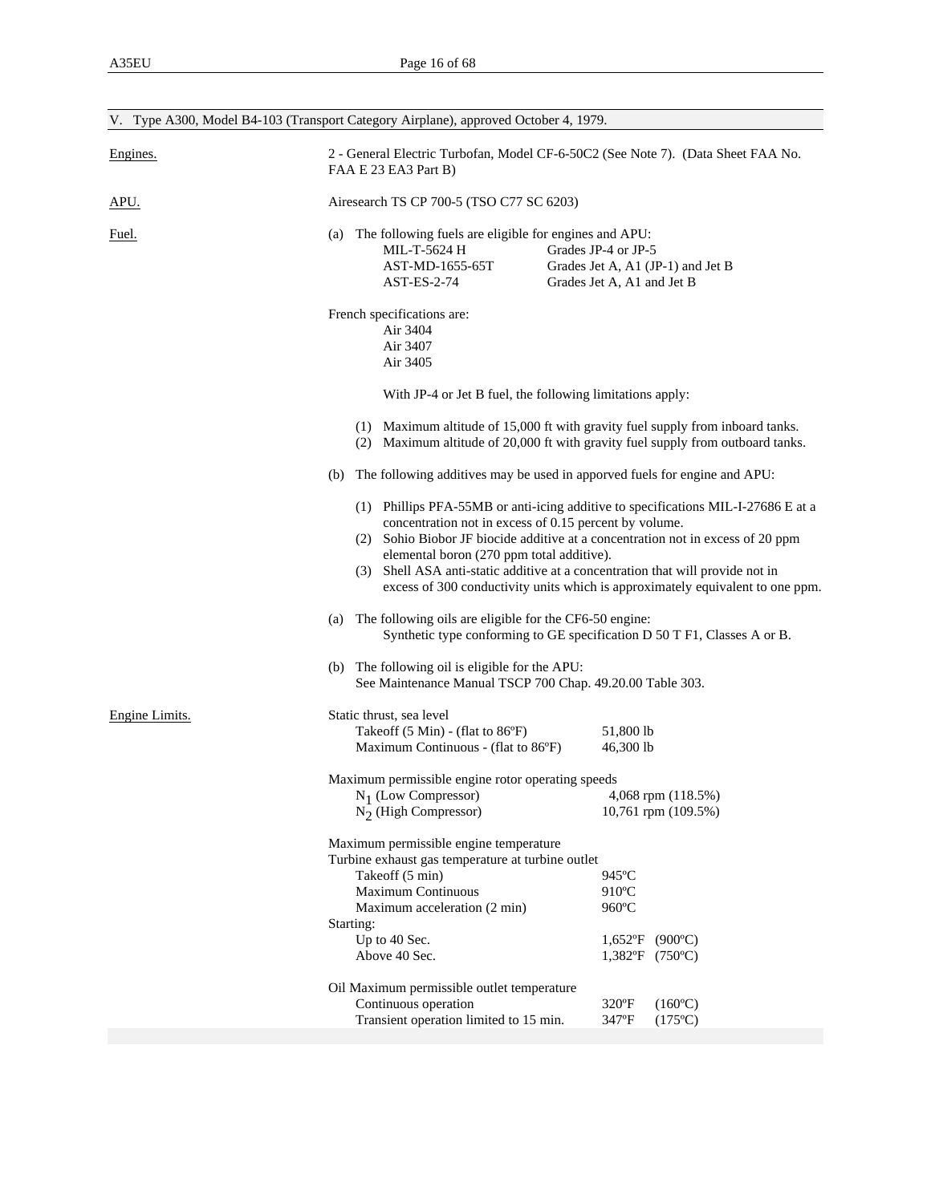## V. Type A300, Model B4-103 (Transport Category Airplane), approved October 4, 1979.

<u>Engines.</u>

2 - General Electric Turbofan, Model CF-6-50C2 (See Note 7). (Data Sheet FAA No. FAA E 23 EA3 Part B)

<u>APU.</u>

Airesearch TS CP 700-5 (TSO C77 SC 6203)

<u>Fuel.</u>

(a) The following fuels are eligible for engines and APU:

| | |
|---|---|
| MIL-T-5624 H | Grades JP-4 or JP-5 |
| AST-MD-1655-65T | Grades Jet A, A1 (JP-1) and Jet B |
| AST-ES-2-74 | Grades Jet A, A1 and Jet B |

French specifications are:
- Air 3404
- Air 3407
- Air 3405

With JP-4 or Jet B fuel, the following limitations apply:

(1) Maximum altitude of 15,000 ft with gravity fuel supply from inboard tanks.
(2) Maximum altitude of 20,000 ft with gravity fuel supply from outboard tanks.

(b) The following additives may be used in apporved fuels for engine and APU:

(1) Phillips PFA-55MB or anti-icing additive to specifications MIL-I-27686 E at a concentration not in excess of 0.15 percent by volume.
(2) Sohio Biobor JF biocide additive at a concentration not in excess of 20 ppm elemental boron (270 ppm total additive).
(3) Shell ASA anti-static additive at a concentration that will provide not in excess of 300 conductivity units which is approximately equivalent to one ppm.

(a) The following oils are eligible for the CF6-50 engine:
Synthetic type conforming to GE specification D 50 T F1, Classes A or B.

(b) The following oil is eligible for the APU:
See Maintenance Manual TSCP 700 Chap. 49.20.00 Table 303.

<u>Engine Limits.</u>

Static thrust, sea level

| | |
|---|---|
| Takeoff (5 Min) - (flat to 86ºF) | 51,800 lb |
| Maximum Continuous - (flat to 86ºF) | 46,300 lb |

Maximum permissible engine rotor operating speeds

| | |
|---|---|
| $N_1$ (Low Compressor) | 4,068 rpm (118.5%) |
| $N_2$ (High Compressor) | 10,761 rpm (109.5%) |

Maximum permissible engine temperature
Turbine exhaust gas temperature at turbine outlet

| | |
|---|---|
| Takeoff (5 min) | 945ºC |
| Maximum Continuous | 910ºC |
| Maximum acceleration (2 min) | 960ºC |
| **Starting:** | |
| Up to 40 Sec. | 1,652ºF (900ºC) |
| Above 40 Sec. | 1,382ºF (750ºC) |

Oil Maximum permissible outlet temperature

| | |
|---|---|
| Continuous operation | 320ºF (160ºC) |
| Transient operation limited to 15 min. | 347ºF (175ºC) |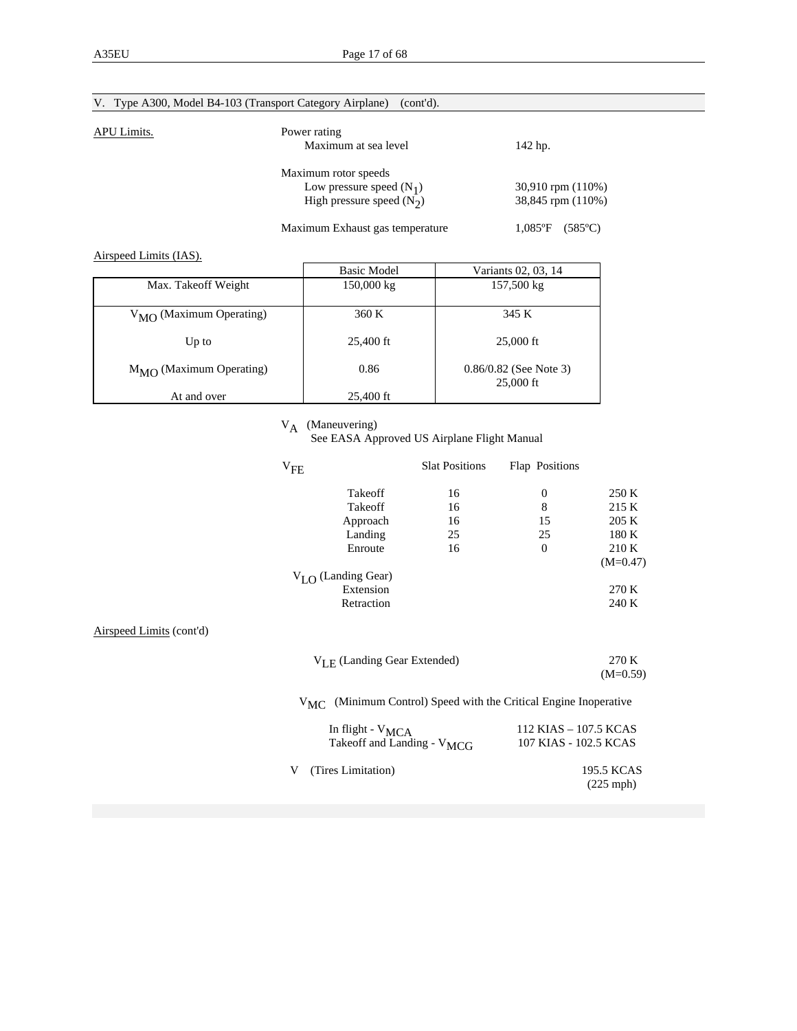## V. Type A300, Model B4-103 (Transport Category Airplane) (cont'd).

APU Limits.

Power rating

| | |
|---|---|
| Maximum at sea level | 142 hp. |

Maximum rotor speeds

| | |
|---|---|
| Low pressure speed ($N_1$) | 30,910 rpm (110%) |
| High pressure speed ($N_2$) | 38,845 rpm (110%) |
| Maximum Exhaust gas temperature | 1,085ºF (585ºC) |

Airspeed Limits (IAS).

| | Basic Model | Variants 02, 03, 14 |
|---|---|---|
| Max. Takeoff Weight | 150,000 kg | 157,500 kg |
| $V_{MO}$ (Maximum Operating) | 360 K | 345 K |
| Up to | 25,400 ft | 25,000 ft |
| $M_{MO}$ (Maximum Operating) | 0.86 | 0.86/0.82 (See Note 3) |
| At and over | 25,400 ft | 25,000 ft |

$V_A$ (Maneuvering)
See EASA Approved US Airplane Flight Manual

| $V_{FE}$ | Slat Positions | Flap Positions | |
|---|---|---|---|
| Takeoff | 16 | 0 | 250 K |
| Takeoff | 16 | 8 | 215 K |
| Approach | 16 | 15 | 205 K |
| Landing | 25 | 25 | 180 K |
| Enroute | 16 | 0 | 210 K (M=0.47) |

$V_{LO}$ (Landing Gear)

| | |
|---|---|
| Extension | 270 K |
| Retraction | 240 K |

Airspeed Limits (cont'd)

| | |
|---|---|
| $V_{LE}$ (Landing Gear Extended) | 270 K (M=0.59) |

$V_{MC}$ (Minimum Control) Speed with the Critical Engine Inoperative

| | |
|---|---|
| In flight - $V_{MCA}$ | 112 KIAS – 107.5 KCAS |
| Takeoff and Landing - $V_{MCG}$ | 107 KIAS - 102.5 KCAS |

| | |
|---|---|
| V (Tires Limitation) | 195.5 KCAS (225 mph) |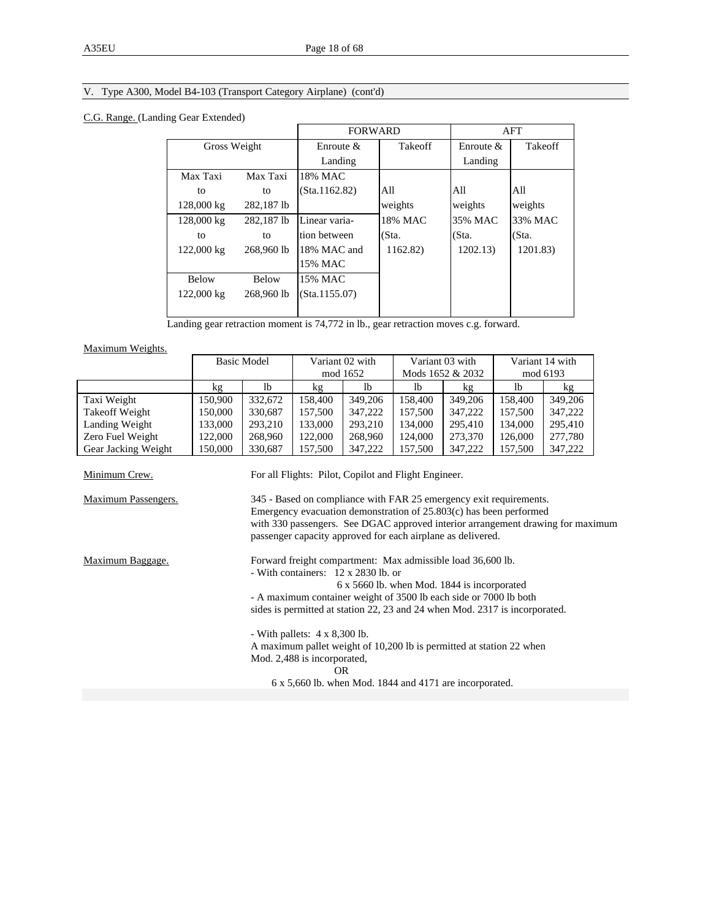## V. Type A300, Model B4-103 (Transport Category Airplane) (cont'd)

C.G. Range. (Landing Gear Extended)

| Gross Weight | | FORWARD | | AFT | |
|---|---|---|---|---|---|
| | | Enroute & Landing | Takeoff | Enroute & Landing | Takeoff |
| Max Taxi to 128,000 kg | Max Taxi to 282,187 lb | 18% MAC (Sta.1162.82) | All weights 18% MAC (Sta. 1162.82) | All weights 35% MAC (Sta. 1202.13) | All weights 33% MAC (Sta. 1201.83) |
| 128,000 kg to 122,000 kg | 282,187 lb to 268,960 lb | Linear variation between 18% MAC and 15% MAC | | | |
| Below 122,000 kg | Below 268,960 lb | 15% MAC (Sta.1155.07) | | | |

Landing gear retraction moment is 74,772 in lb., gear retraction moves c.g. forward.

Maximum Weights.

| | Basic Model | | Variant 02 with mod 1652 | | Variant 03 with Mods 1652 & 2032 | | Variant 14 with mod 6193 | |
|---|---|---|---|---|---|---|---|---|
| | kg | lb | kg | lb | lb | kg | lb | kg |
| Taxi Weight | 150,900 | 332,672 | 158,400 | 349,206 | 158,400 | 349,206 | 158,400 | 349,206 |
| Takeoff Weight | 150,000 | 330,687 | 157,500 | 347,222 | 157,500 | 347,222 | 157,500 | 347,222 |
| Landing Weight | 133,000 | 293,210 | 133,000 | 293,210 | 134,000 | 295,410 | 134,000 | 295,410 |
| Zero Fuel Weight | 122,000 | 268,960 | 122,000 | 268,960 | 124,000 | 273,370 | 126,000 | 277,780 |
| Gear Jacking Weight | 150,000 | 330,687 | 157,500 | 347,222 | 157,500 | 347,222 | 157,500 | 347,222 |

Minimum Crew. For all Flights: Pilot, Copilot and Flight Engineer.

Maximum Passengers. 345 - Based on compliance with FAR 25 emergency exit requirements. Emergency evacuation demonstration of 25.803(c) has been performed with 330 passengers. See DGAC approved interior arrangement drawing for maximum passenger capacity approved for each airplane as delivered.

Maximum Baggage. Forward freight compartment: Max admissible load 36,600 lb.
- With containers: 12 x 2830 lb. or
  6 x 5660 lb. when Mod. 1844 is incorporated
- A maximum container weight of 3500 lb each side or 7000 lb both sides is permitted at station 22, 23 and 24 when Mod. 2317 is incorporated.

- With pallets: 4 x 8,300 lb.
A maximum pallet weight of 10,200 lb is permitted at station 22 when Mod. 2,488 is incorporated,

OR

6 x 5,660 lb. when Mod. 1844 and 4171 are incorporated.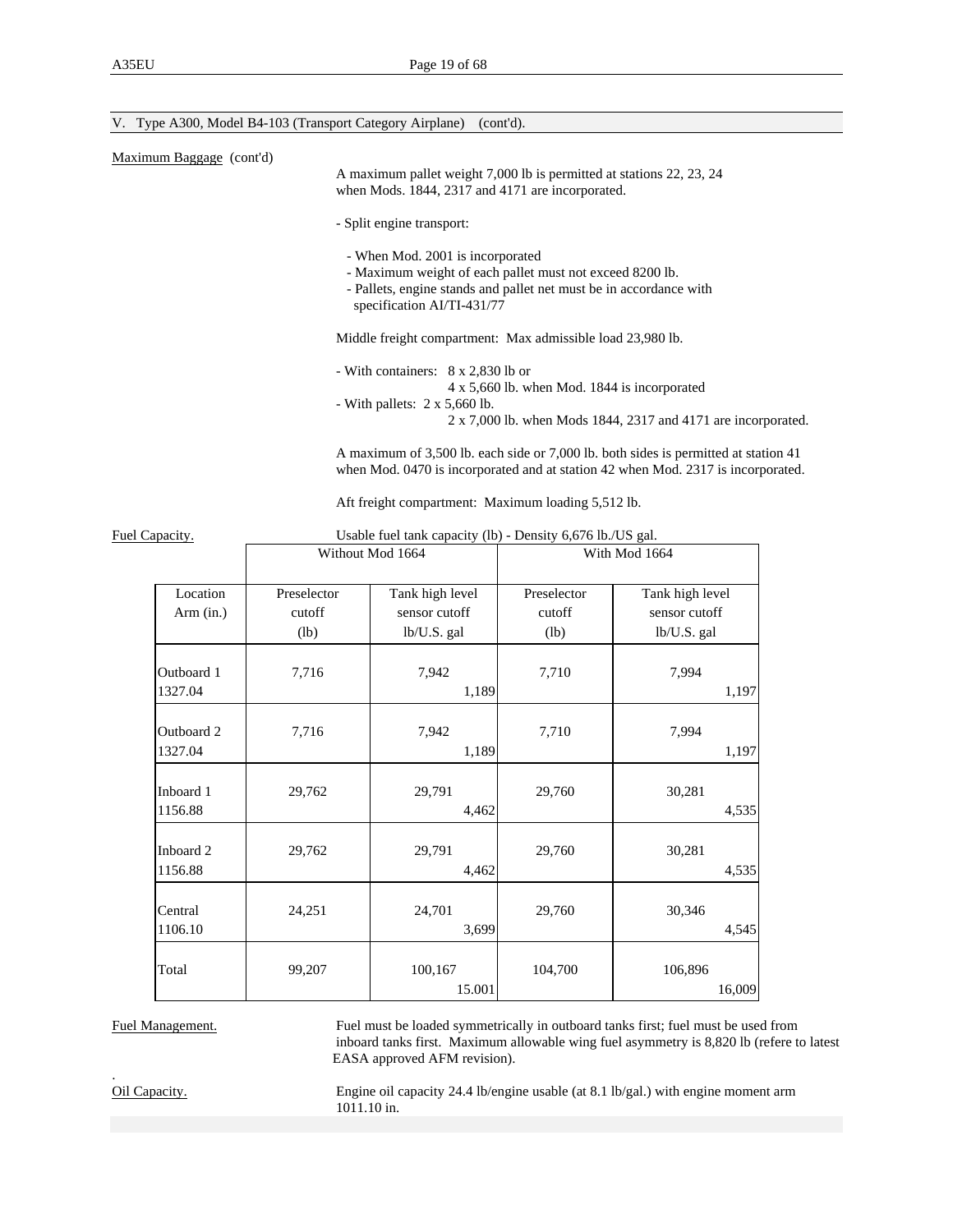## V. Type A300, Model B4-103 (Transport Category Airplane) (cont'd).

Maximum Baggage (cont'd)

A maximum pallet weight 7,000 lb is permitted at stations 22, 23, 24 when Mods. 1844, 2317 and 4171 are incorporated.

- Split engine transport:
  - When Mod. 2001 is incorporated
  - Maximum weight of each pallet must not exceed 8200 lb.
  - Pallets, engine stands and pallet net must be in accordance with specification AI/TI-431/77

Middle freight compartment: Max admissible load 23,980 lb.

- With containers: 8 x 2,830 lb or
  4 x 5,660 lb. when Mod. 1844 is incorporated
- With pallets: 2 x 5,660 lb.
  2 x 7,000 lb. when Mods 1844, 2317 and 4171 are incorporated.

A maximum of 3,500 lb. each side or 7,000 lb. both sides is permitted at station 41 when Mod. 0470 is incorporated and at station 42 when Mod. 2317 is incorporated.

Aft freight compartment: Maximum loading 5,512 lb.

Fuel Capacity.

Usable fuel tank capacity (lb) - Density 6,676 lb./US gal.

| | Without Mod 1664 | | With Mod 1664 | |
|---|---|---|---|---|
| Location Arm (in.) | Preselector cutoff (lb) | Tank high level sensor cutoff lb/U.S. gal | Preselector cutoff (lb) | Tank high level sensor cutoff lb/U.S. gal |
| Outboard 1 1327.04 | 7,716 | 7,942 1,189 | 7,710 | 7,994 1,197 |
| Outboard 2 1327.04 | 7,716 | 7,942 1,189 | 7,710 | 7,994 1,197 |
| Inboard 1 1156.88 | 29,762 | 29,791 4,462 | 29,760 | 30,281 4,535 |
| Inboard 2 1156.88 | 29,762 | 29,791 4,462 | 29,760 | 30,281 4,535 |
| Central 1106.10 | 24,251 | 24,701 3,699 | 29,760 | 30,346 4,545 |
| Total | 99,207 | 100,167 15.001 | 104,700 | 106,896 16,009 |

Fuel Management.

Fuel must be loaded symmetrically in outboard tanks first; fuel must be used from inboard tanks first. Maximum allowable wing fuel asymmetry is 8,820 lb (refere to latest EASA approved AFM revision).

Oil Capacity.

Engine oil capacity 24.4 lb/engine usable (at 8.1 lb/gal.) with engine moment arm 1011.10 in.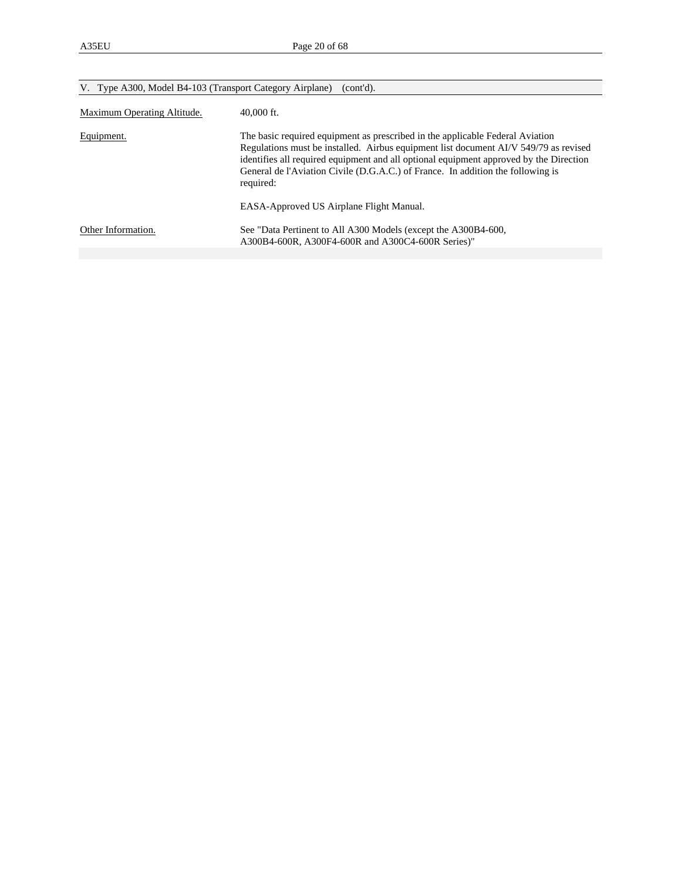## V. Type A300, Model B4-103 (Transport Category Airplane) (cont'd).

| | |
|---|---|
| Maximum Operating Altitude. | 40,000 ft. |
| Equipment. | The basic required equipment as prescribed in the applicable Federal Aviation Regulations must be installed. Airbus equipment list document AI/V 549/79 as revised identifies all required equipment and all optional equipment approved by the Direction General de l'Aviation Civile (D.G.A.C.) of France. In addition the following is required:<br><br>EASA-Approved US Airplane Flight Manual. |
| Other Information. | See "Data Pertinent to All A300 Models (except the A300B4-600, A300B4-600R, A300F4-600R and A300C4-600R Series)" |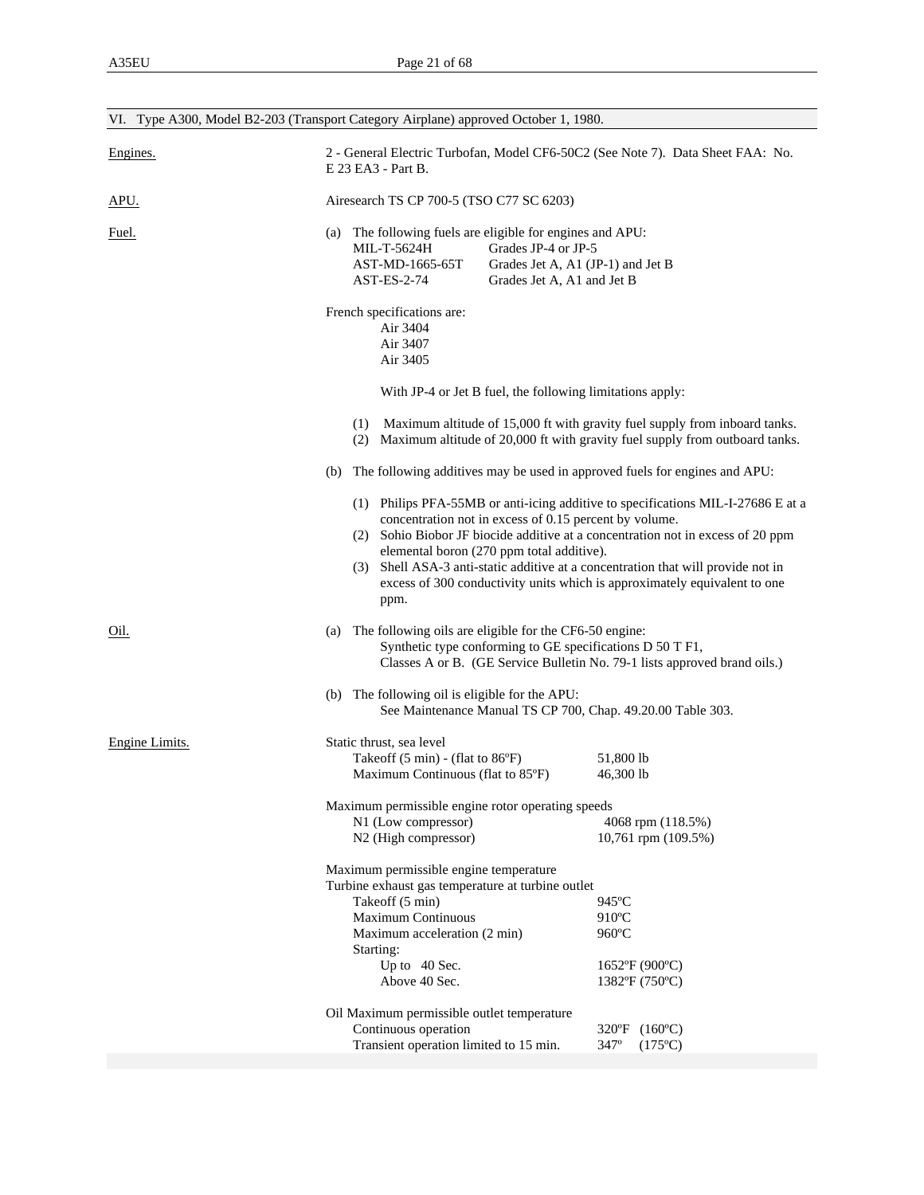## VI. Type A300, Model B2-203 (Transport Category Airplane) approved October 1, 1980.

**Engines.**

2 - General Electric Turbofan, Model CF6-50C2 (See Note 7). Data Sheet FAA: No. E 23 EA3 - Part B.

**APU.**

Airesearch TS CP 700-5 (TSO C77 SC 6203)

**Fuel.**

(a) The following fuels are eligible for engines and APU:

| | |
|---|---|
| MIL-T-5624H | Grades JP-4 or JP-5 |
| AST-MD-1665-65T | Grades Jet A, A1 (JP-1) and Jet B |
| AST-ES-2-74 | Grades Jet A, A1 and Jet B |

French specifications are:
- Air 3404
- Air 3407
- Air 3405

With JP-4 or Jet B fuel, the following limitations apply:

(1) Maximum altitude of 15,000 ft with gravity fuel supply from inboard tanks.
(2) Maximum altitude of 20,000 ft with gravity fuel supply from outboard tanks.

(b) The following additives may be used in approved fuels for engines and APU:

(1) Philips PFA-55MB or anti-icing additive to specifications MIL-I-27686 E at a concentration not in excess of 0.15 percent by volume.
(2) Sohio Biobor JF biocide additive at a concentration not in excess of 20 ppm elemental boron (270 ppm total additive).
(3) Shell ASA-3 anti-static additive at a concentration that will provide not in excess of 300 conductivity units which is approximately equivalent to one ppm.

**Oil.**

(a) The following oils are eligible for the CF6-50 engine:
Synthetic type conforming to GE specifications D 50 T F1, Classes A or B. (GE Service Bulletin No. 79-1 lists approved brand oils.)

(b) The following oil is eligible for the APU:
See Maintenance Manual TS CP 700, Chap. 49.20.00 Table 303.

**Engine Limits.**

Static thrust, sea level

| | |
|---|---|
| Takeoff (5 min) - (flat to 86ºF) | 51,800 lb |
| Maximum Continuous (flat to 85ºF) | 46,300 lb |

Maximum permissible engine rotor operating speeds

| | |
|---|---|
| N1 (Low compressor) | 4068 rpm (118.5%) |
| N2 (High compressor) | 10,761 rpm (109.5%) |

Maximum permissible engine temperature
Turbine exhaust gas temperature at turbine outlet

| | |
|---|---|
| Takeoff (5 min) | 945ºC |
| Maximum Continuous | 910ºC |
| Maximum acceleration (2 min) | 960ºC |
| Starting: | |
| Up to 40 Sec. | 1652ºF (900ºC) |
| Above 40 Sec. | 1382ºF (750ºC) |

Oil Maximum permissible outlet temperature

| | |
|---|---|
| Continuous operation | 320ºF (160ºC) |
| Transient operation limited to 15 min. | 347º (175ºC) |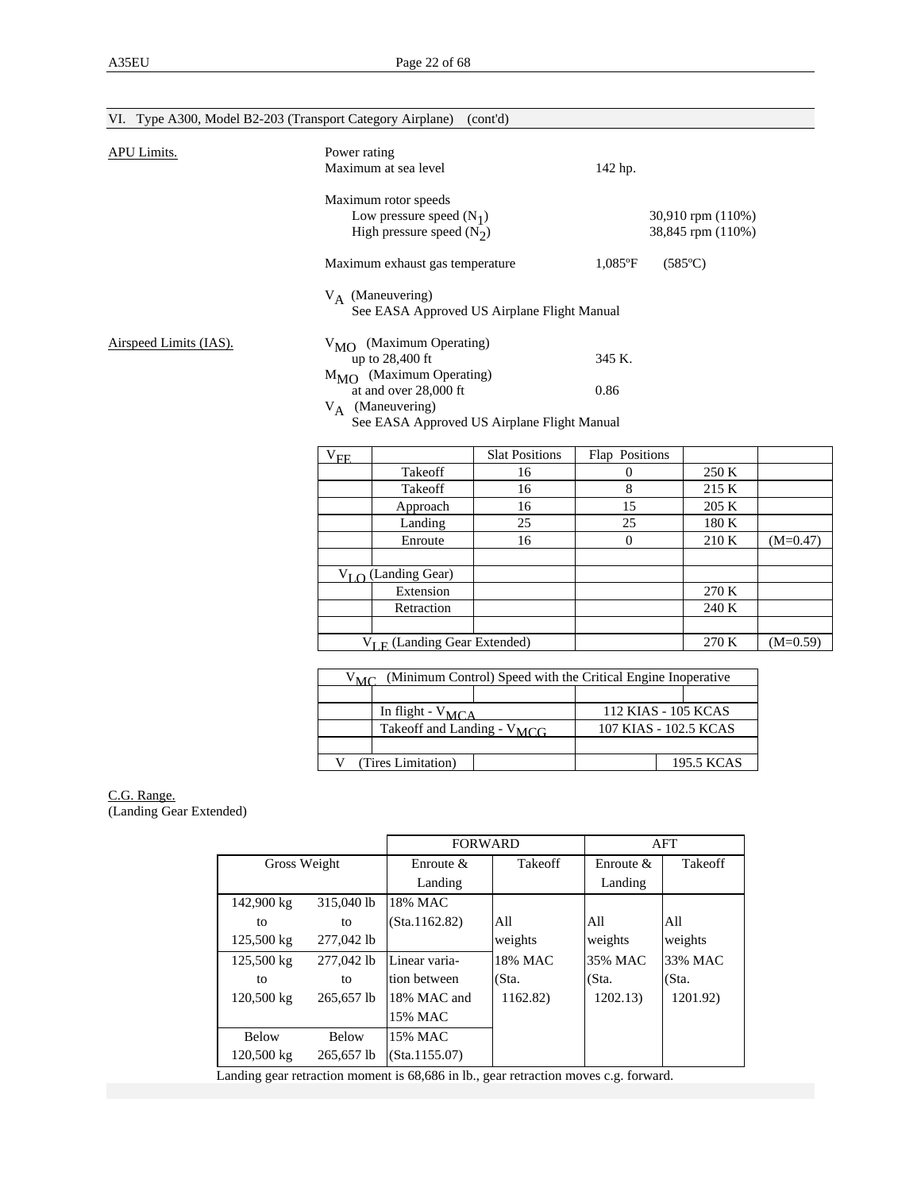## VI. Type A300, Model B2-203 (Transport Category Airplane) (cont'd)

APU Limits.

Power rating
Maximum at sea level 142 hp.

Maximum rotor speeds
Low pressure speed ($N_1$) 30,910 rpm (110%)
High pressure speed ($N_2$) 38,845 rpm (110%)

Maximum exhaust gas temperature 1,085ºF (585ºC)

$V_A$ (Maneuvering)
See EASA Approved US Airplane Flight Manual

Airspeed Limits (IAS).

$V_{MO}$ (Maximum Operating)
up to 28,400 ft 345 K.

$M_{MO}$ (Maximum Operating)
at and over 28,000 ft 0.86

$V_A$ (Maneuvering)
See EASA Approved US Airplane Flight Manual

| $V_{FE}$ | | Slat Positions | Flap Positions | | |
|---|---|---|---|---|---|
| | Takeoff | 16 | 0 | 250 K | |
| | Takeoff | 16 | 8 | 215 K | |
| | Approach | 16 | 15 | 205 K | |
| | Landing | 25 | 25 | 180 K | |
| | Enroute | 16 | 0 | 210 K | (M=0.47) |
| | | | | | |
| $V_{LO}$ (Landing Gear) | | | | | |
| | Extension | | | 270 K | |
| | Retraction | | | 240 K | |
| | | | | | |
| $V_{LE}$ (Landing Gear Extended) | | | | 270 K | (M=0.59) |

| $V_{MC}$ (Minimum Control) Speed with the Critical Engine Inoperative | | |
|---|---|---|
| | | |
| | In flight - $V_{MCA}$ | 112 KIAS - 105 KCAS |
| | Takeoff and Landing - $V_{MCG}$ | 107 KIAS - 102.5 KCAS |
| | | |
| V (Tires Limitation) | | 195.5 KCAS |

C.G. Range.
(Landing Gear Extended)

| Gross Weight | | FORWARD Enroute & Landing | FORWARD Takeoff | AFT Enroute & Landing | AFT Takeoff |
|---|---|---|---|---|---|
| 142,900 kg to 125,500 kg | 315,040 lb to 277,042 lb | 18% MAC (Sta.1162.82) | All weights 18% MAC (Sta. 1162.82) | All weights 35% MAC (Sta. 1202.13) | All weights 33% MAC (Sta. 1201.92) |
| 125,500 kg to 120,500 kg | 277,042 lb to 265,657 lb | Linear variation between 18% MAC and 15% MAC | | | |
| Below 120,500 kg | Below 265,657 lb | 15% MAC (Sta.1155.07) | | | |

Landing gear retraction moment is 68,686 in lb., gear retraction moves c.g. forward.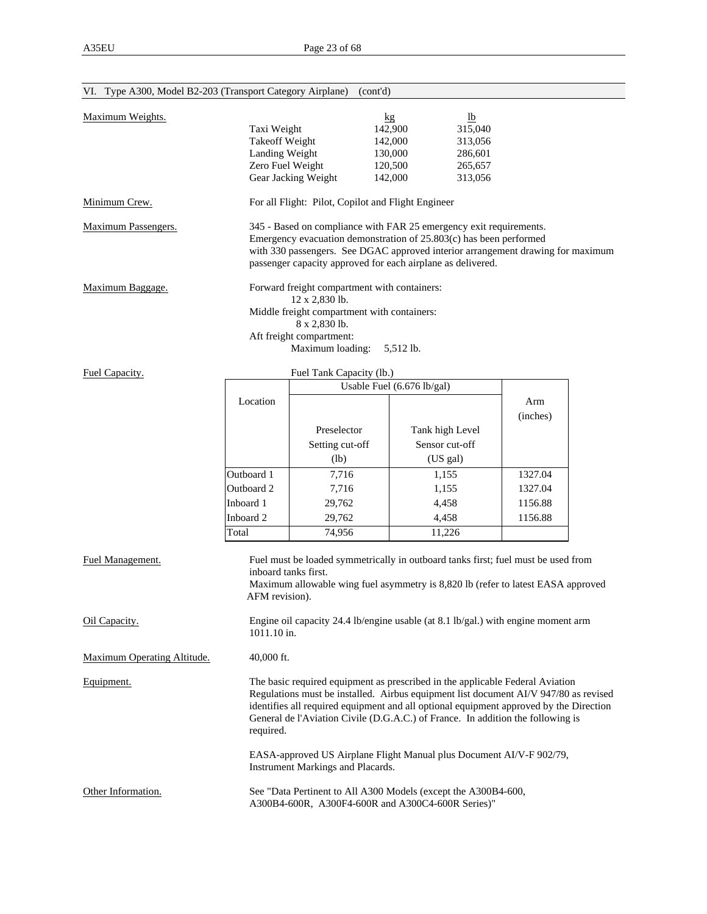## VI. Type A300, Model B2-203 (Transport Category Airplane) (cont'd)

**Maximum Weights.**

| | kg | lb |
|---|---|---|
| Taxi Weight | 142,900 | 315,040 |
| Takeoff Weight | 142,000 | 313,056 |
| Landing Weight | 130,000 | 286,601 |
| Zero Fuel Weight | 120,500 | 265,657 |
| Gear Jacking Weight | 142,000 | 313,056 |

**Minimum Crew.**

For all Flight: Pilot, Copilot and Flight Engineer

**Maximum Passengers.**

345 - Based on compliance with FAR 25 emergency exit requirements. Emergency evacuation demonstration of 25.803(c) has been performed with 330 passengers. See DGAC approved interior arrangement drawing for maximum passenger capacity approved for each airplane as delivered.

**Maximum Baggage.**

Forward freight compartment with containers:
12 x 2,830 lb.
Middle freight compartment with containers:
8 x 2,830 lb.
Aft freight compartment:
Maximum loading: 5,512 lb.

**Fuel Capacity.**

Fuel Tank Capacity (lb.)

| Location | Usable Fuel (6.676 lb/gal) | | Arm (inches) |
|---|---|---|---|
| | Preselector Setting cut-off (lb) | Tank high Level Sensor cut-off (US gal) | |
| Outboard 1 | 7,716 | 1,155 | 1327.04 |
| Outboard 2 | 7,716 | 1,155 | 1327.04 |
| Inboard 1 | 29,762 | 4,458 | 1156.88 |
| Inboard 2 | 29,762 | 4,458 | 1156.88 |
| Total | 74,956 | 11,226 | |

**Fuel Management.**

Fuel must be loaded symmetrically in outboard tanks first; fuel must be used from inboard tanks first.
Maximum allowable wing fuel asymmetry is 8,820 lb (refer to latest EASA approved AFM revision).

**Oil Capacity.**

Engine oil capacity 24.4 lb/engine usable (at 8.1 lb/gal.) with engine moment arm 1011.10 in.

**Maximum Operating Altitude.**

40,000 ft.

**Equipment.**

The basic required equipment as prescribed in the applicable Federal Aviation Regulations must be installed. Airbus equipment list document AI/V 947/80 as revised identifies all required equipment and all optional equipment approved by the Direction General de l'Aviation Civile (D.G.A.C.) of France. In addition the following is required.

EASA-approved US Airplane Flight Manual plus Document AI/V-F 902/79, Instrument Markings and Placards.

**Other Information.**

See "Data Pertinent to All A300 Models (except the A300B4-600, A300B4-600R, A300F4-600R and A300C4-600R Series)"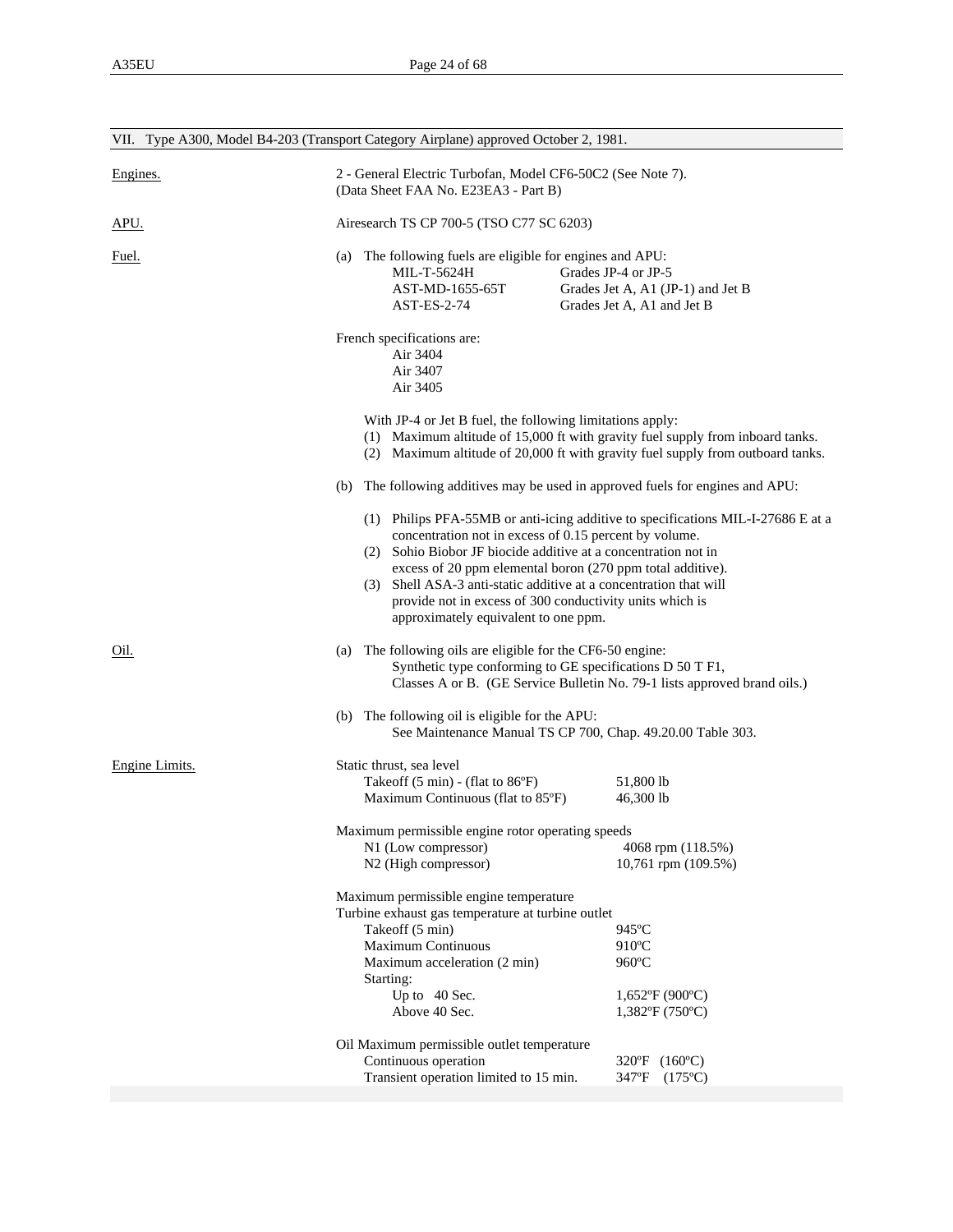## VII. Type A300, Model B4-203 (Transport Category Airplane) approved October 2, 1981.

**Engines.**

2 - General Electric Turbofan, Model CF6-50C2 (See Note 7).
(Data Sheet FAA No. E23EA3 - Part B)

**APU.**

Airesearch TS CP 700-5 (TSO C77 SC 6203)

**Fuel.**

(a) The following fuels are eligible for engines and APU:

| | |
|---|---|
| MIL-T-5624H | Grades JP-4 or JP-5 |
| AST-MD-1655-65T | Grades Jet A, A1 (JP-1) and Jet B |
| AST-ES-2-74 | Grades Jet A, A1 and Jet B |

French specifications are:
- Air 3404
- Air 3407
- Air 3405

With JP-4 or Jet B fuel, the following limitations apply:
1. Maximum altitude of 15,000 ft with gravity fuel supply from inboard tanks.
2. Maximum altitude of 20,000 ft with gravity fuel supply from outboard tanks.

(b) The following additives may be used in approved fuels for engines and APU:

1. Philips PFA-55MB or anti-icing additive to specifications MIL-I-27686 E at a concentration not in excess of 0.15 percent by volume.
2. Sohio Biobor JF biocide additive at a concentration not in excess of 20 ppm elemental boron (270 ppm total additive).
3. Shell ASA-3 anti-static additive at a concentration that will provide not in excess of 300 conductivity units which is approximately equivalent to one ppm.

**Oil.**

(a) The following oils are eligible for the CF6-50 engine:
Synthetic type conforming to GE specifications D 50 T F1, Classes A or B. (GE Service Bulletin No. 79-1 lists approved brand oils.)

(b) The following oil is eligible for the APU:
See Maintenance Manual TS CP 700, Chap. 49.20.00 Table 303.

**Engine Limits.**

Static thrust, sea level

| | |
|---|---|
| Takeoff (5 min) - (flat to 86ºF) | 51,800 lb |
| Maximum Continuous (flat to 85ºF) | 46,300 lb |

Maximum permissible engine rotor operating speeds

| | |
|---|---|
| N1 (Low compressor) | 4068 rpm (118.5%) |
| N2 (High compressor) | 10,761 rpm (109.5%) |

Maximum permissible engine temperature
Turbine exhaust gas temperature at turbine outlet

| | |
|---|---|
| Takeoff (5 min) | 945ºC |
| Maximum Continuous | 910ºC |
| Maximum acceleration (2 min) | 960ºC |
| Starting: | |
| Up to 40 Sec. | 1,652ºF (900ºC) |
| Above 40 Sec. | 1,382ºF (750ºC) |

Oil Maximum permissible outlet temperature

| | |
|---|---|
| Continuous operation | 320ºF (160ºC) |
| Transient operation limited to 15 min. | 347ºF (175ºC) |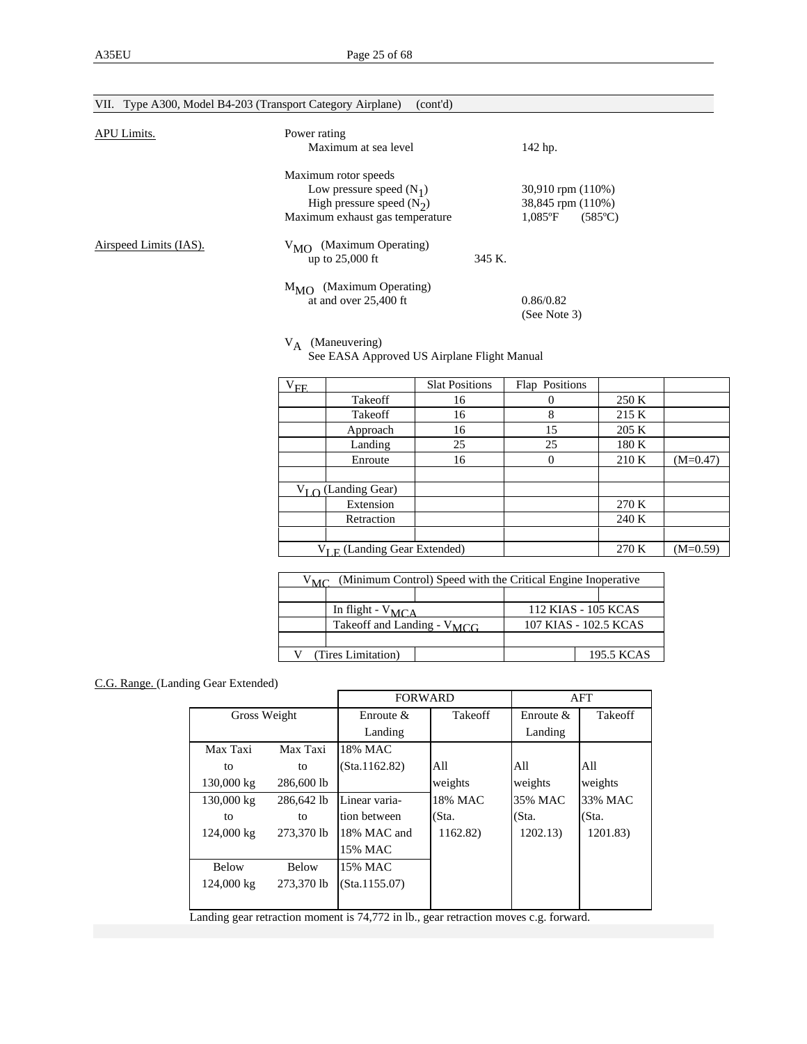## VII. Type A300, Model B4-203 (Transport Category Airplane) (cont'd)

APU Limits.

Power rating

Maximum at sea level — 142 hp.

Maximum rotor speeds

Low pressure speed ($N_1$) — 30,910 rpm (110%)

High pressure speed ($N_2$) — 38,845 rpm (110%)

Maximum exhaust gas temperature — 1,085ºF (585ºC)

Airspeed Limits (IAS).

$V_{MO}$ (Maximum Operating)

up to 25,000 ft — 345 K.

$M_{MO}$ (Maximum Operating)

at and over 25,400 ft — 0.86/0.82 (See Note 3)

$V_A$ (Maneuvering)

See EASA Approved US Airplane Flight Manual

| $V_{FE}$ | | Slat Positions | Flap Positions | | |
|---|---|---|---|---|---|
| | Takeoff | 16 | 0 | 250 K | |
| | Takeoff | 16 | 8 | 215 K | |
| | Approach | 16 | 15 | 205 K | |
| | Landing | 25 | 25 | 180 K | |
| | Enroute | 16 | 0 | 210 K | (M=0.47) |
| | | | | | |
| $V_{LO}$ (Landing Gear) | | | | | |
| | Extension | | | 270 K | |
| | Retraction | | | 240 K | |
| | | | | | |
| $V_{LE}$ (Landing Gear Extended) | | | | 270 K | (M=0.59) |

| $V_{MC}$ (Minimum Control) Speed with the Critical Engine Inoperative | | |
|---|---|---|
| | | |
| | In flight - $V_{MCA}$ | 112 KIAS - 105 KCAS |
| | Takeoff and Landing - $V_{MCG}$ | 107 KIAS - 102.5 KCAS |
| | | |
| V (Tires Limitation) | | 195.5 KCAS |

C.G. Range. (Landing Gear Extended)

| Gross Weight | | FORWARD | | AFT | |
|---|---|---|---|---|---|
| | | Enroute & Landing | Takeoff | Enroute & Landing | Takeoff |
| Max Taxi to 130,000 kg | Max Taxi to 286,600 lb | 18% MAC (Sta.1162.82) | All weights 18% MAC (Sta. 1162.82) | All weights 35% MAC (Sta. 1202.13) | All weights 33% MAC (Sta. 1201.83) |
| 130,000 kg to 124,000 kg | 286,642 lb to 273,370 lb | Linear variation between 18% MAC and 15% MAC | | | |
| Below 124,000 kg | Below 273,370 lb | 15% MAC (Sta.1155.07) | | | |

Landing gear retraction moment is 74,772 in lb., gear retraction moves c.g. forward.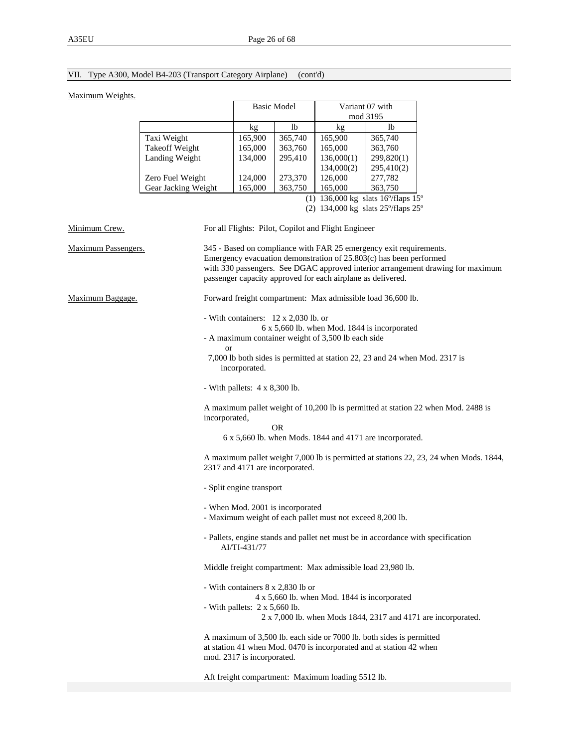VII. Type A300, Model B4-203 (Transport Category Airplane) (cont'd)

Maximum Weights.

| | Basic Model | | Variant 07 with mod 3195 | |
|---|---|---|---|---|
| | kg | lb | kg | lb |
| Taxi Weight | 165,900 | 365,740 | 165,900 | 365,740 |
| Takeoff Weight | 165,000 | 363,760 | 165,000 | 363,760 |
| Landing Weight | 134,000 | 295,410 | 136,000(1) | 299,820(1) |
| | | | 134,000(2) | 295,410(2) |
| Zero Fuel Weight | 124,000 | 273,370 | 126,000 | 277,782 |
| Gear Jacking Weight | 165,000 | 363,750 | 165,000 | 363,750 |

(1) 136,000 kg slats 16º/flaps 15º
(2) 134,000 kg slats 25º/flaps 25º

Minimum Crew. For all Flights: Pilot, Copilot and Flight Engineer

Maximum Passengers. 345 - Based on compliance with FAR 25 emergency exit requirements. Emergency evacuation demonstration of 25.803(c) has been performed with 330 passengers. See DGAC approved interior arrangement drawing for maximum passenger capacity approved for each airplane as delivered.

Maximum Baggage. Forward freight compartment: Max admissible load 36,600 lb.

- With containers: 12 x 2,030 lb. or
  6 x 5,660 lb. when Mod. 1844 is incorporated
- A maximum container weight of 3,500 lb each side
  or
  7,000 lb both sides is permitted at station 22, 23 and 24 when Mod. 2317 is incorporated.

- With pallets: 4 x 8,300 lb.

A maximum pallet weight of 10,200 lb is permitted at station 22 when Mod. 2488 is incorporated,

OR

6 x 5,660 lb. when Mods. 1844 and 4171 are incorporated.

A maximum pallet weight 7,000 lb is permitted at stations 22, 23, 24 when Mods. 1844, 2317 and 4171 are incorporated.

- Split engine transport

- When Mod. 2001 is incorporated
- Maximum weight of each pallet must not exceed 8,200 lb.

- Pallets, engine stands and pallet net must be in accordance with specification AI/TI-431/77

Middle freight compartment: Max admissible load 23,980 lb.

- With containers 8 x 2,830 lb or
  4 x 5,660 lb. when Mod. 1844 is incorporated
- With pallets: 2 x 5,660 lb.
  2 x 7,000 lb. when Mods 1844, 2317 and 4171 are incorporated.

A maximum of 3,500 lb. each side or 7000 lb. both sides is permitted at station 41 when Mod. 0470 is incorporated and at station 42 when mod. 2317 is incorporated.

Aft freight compartment: Maximum loading 5512 lb.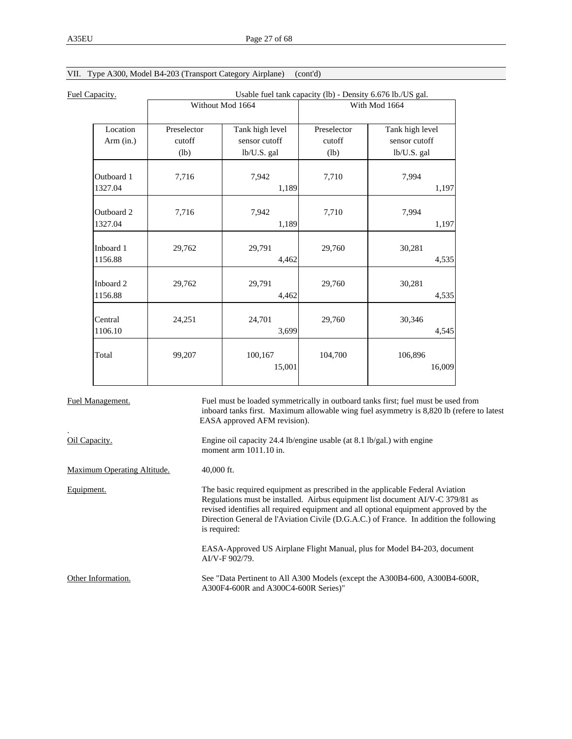## VII. Type A300, Model B4-203 (Transport Category Airplane) (cont'd)

Fuel Capacity.

Usable fuel tank capacity (lb) - Density 6.676 lb./US gal.

| | Without Mod 1664 | | With Mod 1664 | |
|---|---|---|---|---|
| Location Arm (in.) | Preselector cutoff (lb) | Tank high level sensor cutoff lb/U.S. gal | Preselector cutoff (lb) | Tank high level sensor cutoff lb/U.S. gal |
| Outboard 1 1327.04 | 7,716 | 7,942 / 1,189 | 7,710 | 7,994 / 1,197 |
| Outboard 2 1327.04 | 7,716 | 7,942 / 1,189 | 7,710 | 7,994 / 1,197 |
| Inboard 1 1156.88 | 29,762 | 29,791 / 4,462 | 29,760 | 30,281 / 4,535 |
| Inboard 2 1156.88 | 29,762 | 29,791 / 4,462 | 29,760 | 30,281 / 4,535 |
| Central 1106.10 | 24,251 | 24,701 / 3,699 | 29,760 | 30,346 / 4,545 |
| Total | 99,207 | 100,167 / 15,001 | 104,700 | 106,896 / 16,009 |

Fuel Management. Fuel must be loaded symmetrically in outboard tanks first; fuel must be used from inboard tanks first. Maximum allowable wing fuel asymmetry is 8,820 lb (refere to latest EASA approved AFM revision).

Oil Capacity. Engine oil capacity 24.4 lb/engine usable (at 8.1 lb/gal.) with engine moment arm 1011.10 in.

Maximum Operating Altitude. 40,000 ft.

Equipment. The basic required equipment as prescribed in the applicable Federal Aviation Regulations must be installed. Airbus equipment list document AI/V-C 379/81 as revised identifies all required equipment and all optional equipment approved by the Direction General de l'Aviation Civile (D.G.A.C.) of France. In addition the following is required:

EASA-Approved US Airplane Flight Manual, plus for Model B4-203, document AI/V-F 902/79.

Other Information. See "Data Pertinent to All A300 Models (except the A300B4-600, A300B4-600R, A300F4-600R and A300C4-600R Series)"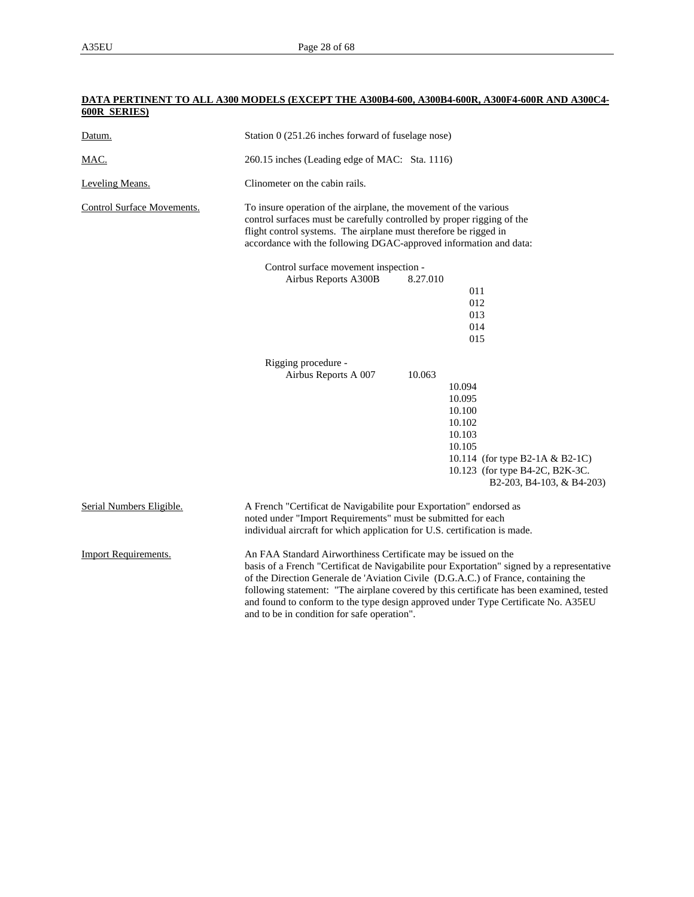**DATA PERTINENT TO ALL A300 MODELS (EXCEPT THE A300B4-600, A300B4-600R, A300F4-600R AND A300C4-600R SERIES)**

| | |
|---|---|
| Datum. | Station 0 (251.26 inches forward of fuselage nose) |
| MAC. | 260.15 inches (Leading edge of MAC: Sta. 1116) |
| Leveling Means. | Clinometer on the cabin rails. |
| Control Surface Movements. | To insure operation of the airplane, the movement of the various control surfaces must be carefully controlled by proper rigging of the flight control systems. The airplane must therefore be rigged in accordance with the following DGAC-approved information and data: |

Control surface movement inspection -

Airbus Reports A300B 8.27.010
- 011
- 012
- 013
- 014
- 015

Rigging procedure -

Airbus Reports A 007 10.063
- 10.094
- 10.095
- 10.100
- 10.102
- 10.103
- 10.105
- 10.114 (for type B2-1A & B2-1C)
- 10.123 (for type B4-2C, B2K-3C. B2-203, B4-103, & B4-203)

| | |
|---|---|
| Serial Numbers Eligible. | A French "Certificat de Navigabilite pour Exportation" endorsed as noted under "Import Requirements" must be submitted for each individual aircraft for which application for U.S. certification is made. |
| Import Requirements. | An FAA Standard Airworthiness Certificate may be issued on the basis of a French "Certificat de Navigabilite pour Exportation" signed by a representative of the Direction Generale de 'Aviation Civile (D.G.A.C.) of France, containing the following statement: "The airplane covered by this certificate has been examined, tested and found to conform to the type design approved under Type Certificate No. A35EU and to be in condition for safe operation". |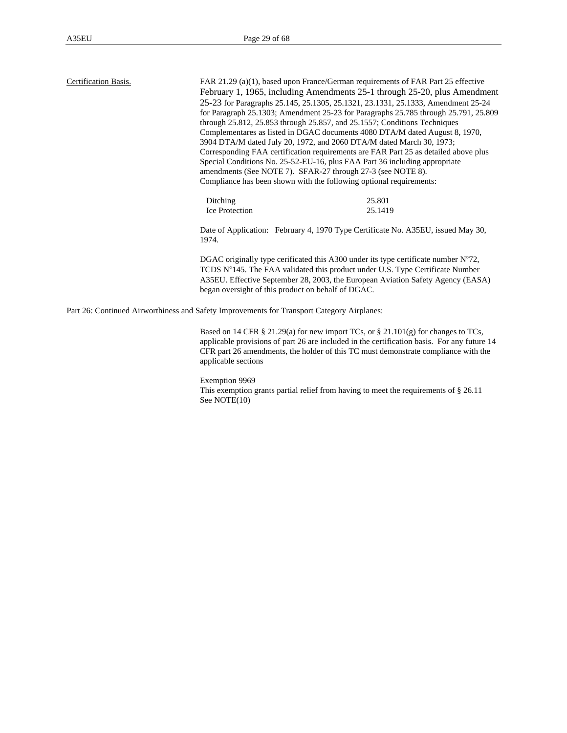Certification Basis.

FAR 21.29 (a)(1), based upon France/German requirements of FAR Part 25 effective February 1, 1965, including Amendments 25-1 through 25-20, plus Amendment 25-23 for Paragraphs 25.145, 25.1305, 25.1321, 23.1331, 25.1333, Amendment 25-24 for Paragraph 25.1303; Amendment 25-23 for Paragraphs 25.785 through 25.791, 25.809 through 25.812, 25.853 through 25.857, and 25.1557; Conditions Techniques Complementares as listed in DGAC documents 4080 DTA/M dated August 8, 1970, 3904 DTA/M dated July 20, 1972, and 2060 DTA/M dated March 30, 1973; Corresponding FAA certification requirements are FAR Part 25 as detailed above plus Special Conditions No. 25-52-EU-16, plus FAA Part 36 including appropriate amendments (See NOTE 7). SFAR-27 through 27-3 (see NOTE 8). Compliance has been shown with the following optional requirements:

| | |
|---|---|
| Ditching | 25.801 |
| Ice Protection | 25.1419 |

Date of Application: February 4, 1970 Type Certificate No. A35EU, issued May 30, 1974.

DGAC originally type cerificated this A300 under its type certificate number N°72, TCDS N°145. The FAA validated this product under U.S. Type Certificate Number A35EU. Effective September 28, 2003, the European Aviation Safety Agency (EASA) began oversight of this product on behalf of DGAC.

Part 26: Continued Airworthiness and Safety Improvements for Transport Category Airplanes:

Based on 14 CFR § 21.29(a) for new import TCs, or § 21.101(g) for changes to TCs, applicable provisions of part 26 are included in the certification basis. For any future 14 CFR part 26 amendments, the holder of this TC must demonstrate compliance with the applicable sections

Exemption 9969
This exemption grants partial relief from having to meet the requirements of § 26.11
See NOTE(10)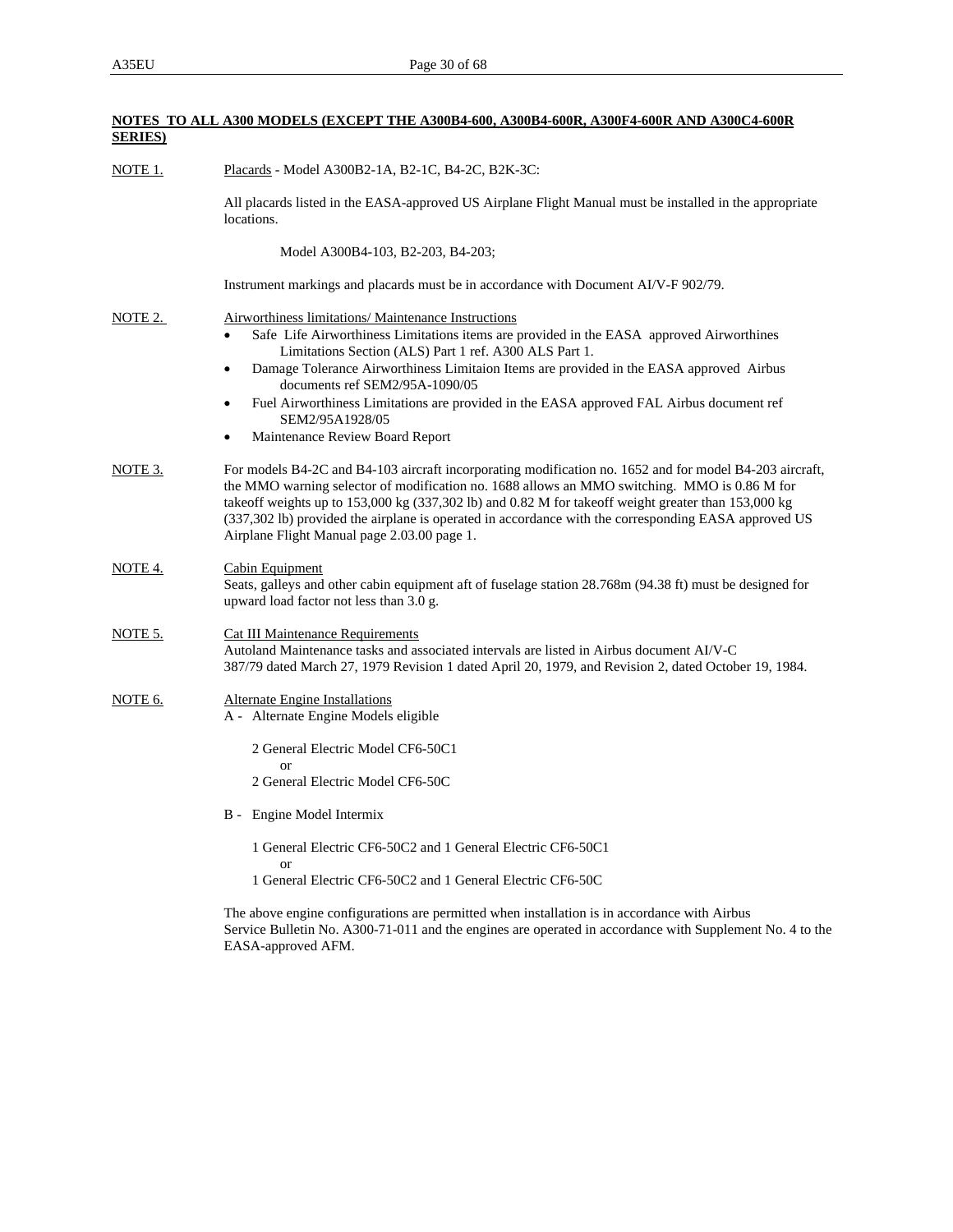**NOTES TO ALL A300 MODELS (EXCEPT THE A300B4-600, A300B4-600R, A300F4-600R AND A300C4-600R SERIES)**

NOTE 1. Placards - Model A300B2-1A, B2-1C, B4-2C, B2K-3C:

All placards listed in the EASA-approved US Airplane Flight Manual must be installed in the appropriate locations.

Model A300B4-103, B2-203, B4-203;

Instrument markings and placards must be in accordance with Document AI/V-F 902/79.

NOTE 2. Airworthiness limitations/ Maintenance Instructions

- Safe Life Airworthiness Limitations items are provided in the EASA approved Airworthines Limitations Section (ALS) Part 1 ref. A300 ALS Part 1.
- Damage Tolerance Airworthiness Limitaion Items are provided in the EASA approved Airbus documents ref SEM2/95A-1090/05
- Fuel Airworthiness Limitations are provided in the EASA approved FAL Airbus document ref SEM2/95A1928/05
- Maintenance Review Board Report

NOTE 3. For models B4-2C and B4-103 aircraft incorporating modification no. 1652 and for model B4-203 aircraft, the MMO warning selector of modification no. 1688 allows an MMO switching. MMO is 0.86 M for takeoff weights up to 153,000 kg (337,302 lb) and 0.82 M for takeoff weight greater than 153,000 kg (337,302 lb) provided the airplane is operated in accordance with the corresponding EASA approved US Airplane Flight Manual page 2.03.00 page 1.

NOTE 4. Cabin Equipment
Seats, galleys and other cabin equipment aft of fuselage station 28.768m (94.38 ft) must be designed for upward load factor not less than 3.0 g.

NOTE 5. Cat III Maintenance Requirements
Autoland Maintenance tasks and associated intervals are listed in Airbus document AI/V-C 387/79 dated March 27, 1979 Revision 1 dated April 20, 1979, and Revision 2, dated October 19, 1984.

NOTE 6. Alternate Engine Installations

A - Alternate Engine Models eligible

2 General Electric Model CF6-50C1
or
2 General Electric Model CF6-50C

B - Engine Model Intermix

1 General Electric CF6-50C2 and 1 General Electric CF6-50C1
or
1 General Electric CF6-50C2 and 1 General Electric CF6-50C

The above engine configurations are permitted when installation is in accordance with Airbus Service Bulletin No. A300-71-011 and the engines are operated in accordance with Supplement No. 4 to the EASA-approved AFM.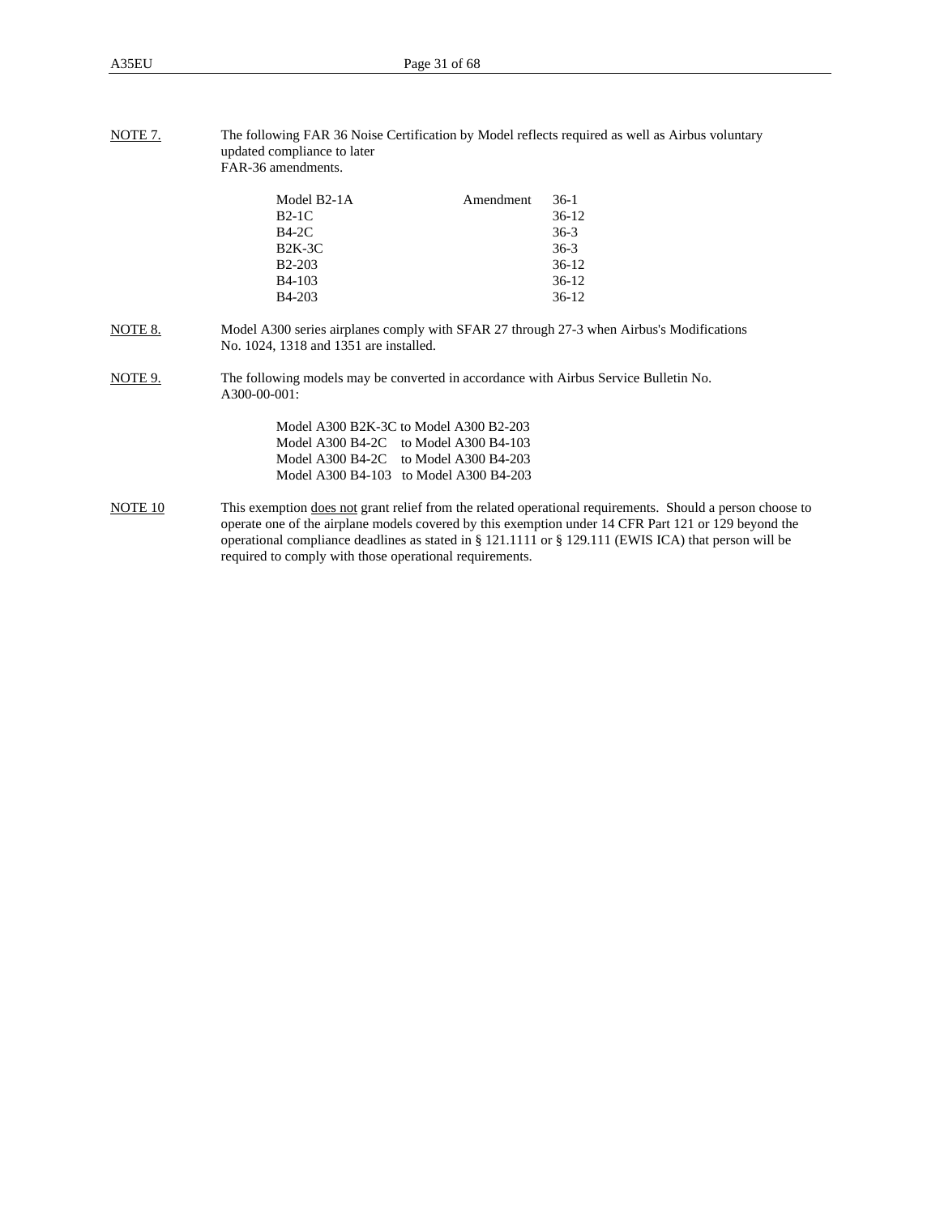NOTE 7. The following FAR 36 Noise Certification by Model reflects required as well as Airbus voluntary updated compliance to later FAR-36 amendments.

| Model | | Amendment |
|---|---|---|
| Model B2-1A | | 36-1 |
| B2-1C | | 36-12 |
| B4-2C | | 36-3 |
| B2K-3C | | 36-3 |
| B2-203 | | 36-12 |
| B4-103 | | 36-12 |
| B4-203 | | 36-12 |

NOTE 8. Model A300 series airplanes comply with SFAR 27 through 27-3 when Airbus's Modifications No. 1024, 1318 and 1351 are installed.

NOTE 9. The following models may be converted in accordance with Airbus Service Bulletin No. A300-00-001:

Model A300 B2K-3C to Model A300 B2-203
Model A300 B4-2C to Model A300 B4-103
Model A300 B4-2C to Model A300 B4-203
Model A300 B4-103 to Model A300 B4-203

NOTE 10 This exemption does not grant relief from the related operational requirements. Should a person choose to operate one of the airplane models covered by this exemption under 14 CFR Part 121 or 129 beyond the operational compliance deadlines as stated in § 121.1111 or § 129.111 (EWIS ICA) that person will be required to comply with those operational requirements.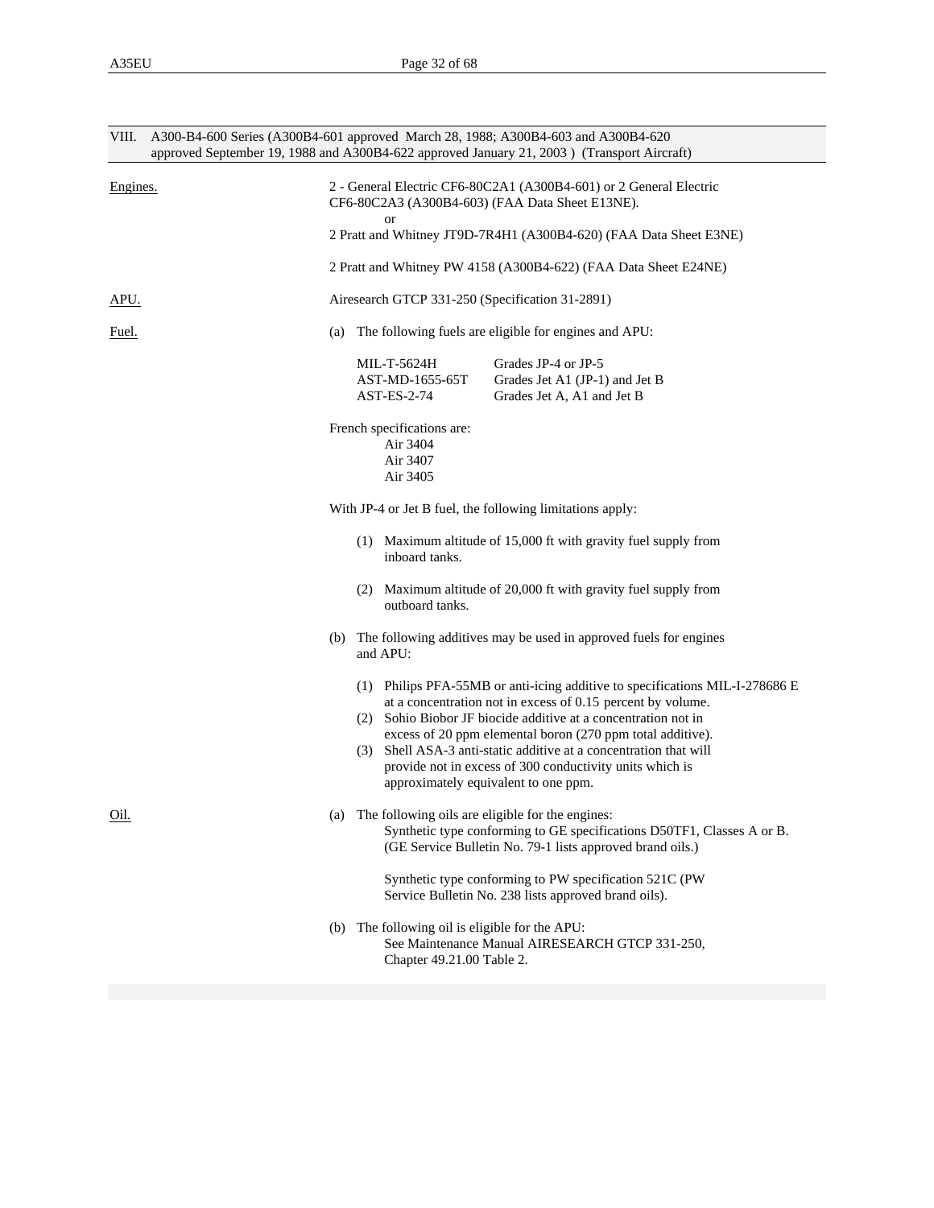## VIII. A300-B4-600 Series (A300B4-601 approved March 28, 1988; A300B4-603 and A300B4-620 approved September 19, 1988 and A300B4-622 approved January 21, 2003 ) (Transport Aircraft)

**Engines.**

2 - General Electric CF6-80C2A1 (A300B4-601) or 2 General Electric CF6-80C2A3 (A300B4-603) (FAA Data Sheet E13NE).

or

2 Pratt and Whitney JT9D-7R4H1 (A300B4-620) (FAA Data Sheet E3NE)

2 Pratt and Whitney PW 4158 (A300B4-622) (FAA Data Sheet E24NE)

**APU.**

Airesearch GTCP 331-250 (Specification 31-2891)

**Fuel.**

(a) The following fuels are eligible for engines and APU:

| | |
|---|---|
| MIL-T-5624H | Grades JP-4 or JP-5 |
| AST-MD-1655-65T | Grades Jet A1 (JP-1) and Jet B |
| AST-ES-2-74 | Grades Jet A, A1 and Jet B |

French specifications are:
- Air 3404
- Air 3407
- Air 3405

With JP-4 or Jet B fuel, the following limitations apply:

(1) Maximum altitude of 15,000 ft with gravity fuel supply from inboard tanks.

(2) Maximum altitude of 20,000 ft with gravity fuel supply from outboard tanks.

(b) The following additives may be used in approved fuels for engines and APU:

(1) Philips PFA-55MB or anti-icing additive to specifications MIL-I-278686 E at a concentration not in excess of 0.15 percent by volume.
(2) Sohio Biobor JF biocide additive at a concentration not in excess of 20 ppm elemental boron (270 ppm total additive).
(3) Shell ASA-3 anti-static additive at a concentration that will provide not in excess of 300 conductivity units which is approximately equivalent to one ppm.

**Oil.**

(a) The following oils are eligible for the engines:
Synthetic type conforming to GE specifications D50TF1, Classes A or B. (GE Service Bulletin No. 79-1 lists approved brand oils.)

Synthetic type conforming to PW specification 521C (PW Service Bulletin No. 238 lists approved brand oils).

(b) The following oil is eligible for the APU:
See Maintenance Manual AIRESEARCH GTCP 331-250, Chapter 49.21.00 Table 2.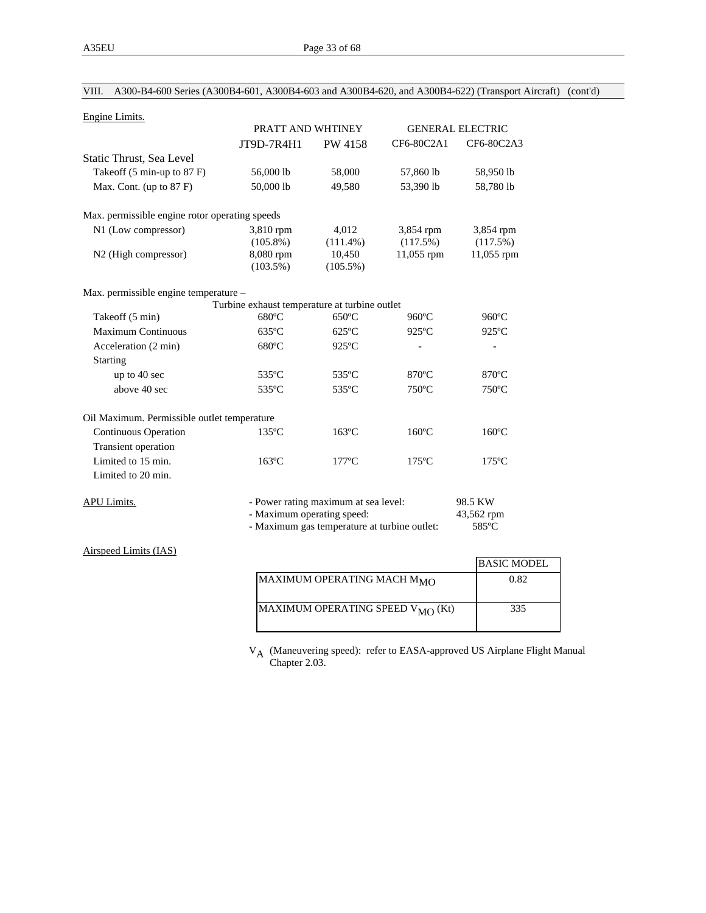VIII. A300-B4-600 Series (A300B4-601, A300B4-603 and A300B4-620, and A300B4-622) (Transport Aircraft) (cont'd)

Engine Limits.

| | PRATT AND WHTINEY | | GENERAL ELECTRIC | |
|---|---|---|---|---|
| | JT9D-7R4H1 | PW 4158 | CF6-80C2A1 | CF6-80C2A3 |
| Static Thrust, Sea Level | | | | |
| Takeoff (5 min-up to 87 F) | 56,000 lb | 58,000 | 57,860 lb | 58,950 lb |
| Max. Cont. (up to 87 F) | 50,000 lb | 49,580 | 53,390 lb | 58,780 lb |
| Max. permissible engine rotor operating speeds | | | | |
| N1 (Low compressor) | 3,810 rpm (105.8%) | 4,012 (111.4%) | 3,854 rpm (117.5%) | 3,854 rpm (117.5%) |
| N2 (High compressor) | 8,080 rpm (103.5%) | 10,450 (105.5%) | 11,055 rpm | 11,055 rpm |
| Max. permissible engine temperature – Turbine exhaust temperature at turbine outlet | | | | |
| Takeoff (5 min) | 680ºC | 650ºC | 960ºC | 960ºC |
| Maximum Continuous | 635ºC | 625ºC | 925ºC | 925ºC |
| Acceleration (2 min) | 680ºC | 925ºC | - | - |
| Starting | | | | |
| up to 40 sec | 535ºC | 535ºC | 870ºC | 870ºC |
| above 40 sec | 535ºC | 535ºC | 750ºC | 750ºC |
| Oil Maximum. Permissible outlet temperature | | | | |
| Continuous Operation | 135ºC | 163ºC | 160ºC | 160ºC |
| Transient operation | | | | |
| Limited to 15 min. | 163ºC | 177ºC | 175ºC | 175ºC |
| Limited to 20 min. | | | | |

APU Limits.

- Power rating maximum at sea level: 98.5 KW
- Maximum operating speed: 43,562 rpm
- Maximum gas temperature at turbine outlet: 585ºC

Airspeed Limits (IAS)

| | BASIC MODEL |
|---|---|
| MAXIMUM OPERATING MACH $M_{MO}$ | 0.82 |
| MAXIMUM OPERATING SPEED $V_{MO}$ (Kt) | 335 |

$V_A$ (Maneuvering speed): refer to EASA-approved US Airplane Flight Manual Chapter 2.03.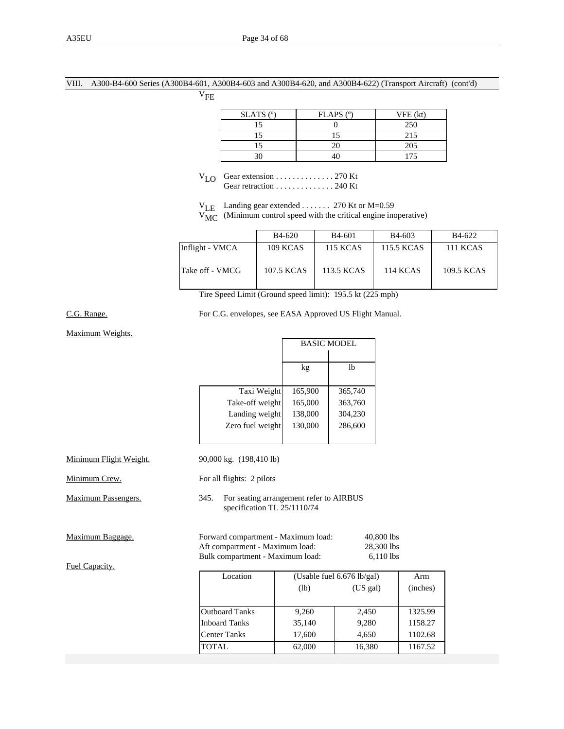VIII. A300-B4-600 Series (A300B4-601, A300B4-603 and A300B4-620, and A300B4-622) (Transport Aircraft) (cont'd)

$V_{FE}$

| SLATS (º) | FLAPS (º) | VFE (kt) |
|---|---|---|
| 15 | 0 | 250 |
| 15 | 15 | 215 |
| 15 | 20 | 205 |
| 30 | 40 | 175 |

$V_{LO}$ Gear extension . . . . . . . . . . . . . . 270 Kt
Gear retraction . . . . . . . . . . . . . . 240 Kt

$V_{LE}$ Landing gear extended . . . . . . . 270 Kt or M=0.59
$V_{MC}$ (Minimum control speed with the critical engine inoperative)

| | B4-620 | B4-601 | B4-603 | B4-622 |
|---|---|---|---|---|
| Inflight - VMCA | 109 KCAS | 115 KCAS | 115.5 KCAS | 111 KCAS |
| Take off - VMCG | 107.5 KCAS | 113.5 KCAS | 114 KCAS | 109.5 KCAS |

Tire Speed Limit (Ground speed limit): 195.5 kt (225 mph)

C.G. Range. For C.G. envelopes, see EASA Approved US Flight Manual.

Maximum Weights.

| | BASIC MODEL | |
|---|---|---|
| | kg | lb |
| Taxi Weight | 165,900 | 365,740 |
| Take-off weight | 165,000 | 363,760 |
| Landing weight | 138,000 | 304,230 |
| Zero fuel weight | 130,000 | 286,600 |

Minimum Flight Weight. 90,000 kg. (198,410 lb)

Minimum Crew. For all flights: 2 pilots

Maximum Passengers. 345. For seating arrangement refer to AIRBUS specification TL 25/1110/74

Maximum Baggage.
Forward compartment - Maximum load: 40,800 lbs
Aft compartment - Maximum load: 28,300 lbs
Bulk compartment - Maximum load: 6,110 lbs

Fuel Capacity.

| Location | (Usable fuel 6.676 lb/gal) | | Arm |
|---|---|---|---|
| | (lb) | (US gal) | (inches) |
| Outboard Tanks | 9,260 | 2,450 | 1325.99 |
| Inboard Tanks | 35,140 | 9,280 | 1158.27 |
| Center Tanks | 17,600 | 4,650 | 1102.68 |
| TOTAL | 62,000 | 16,380 | 1167.52 |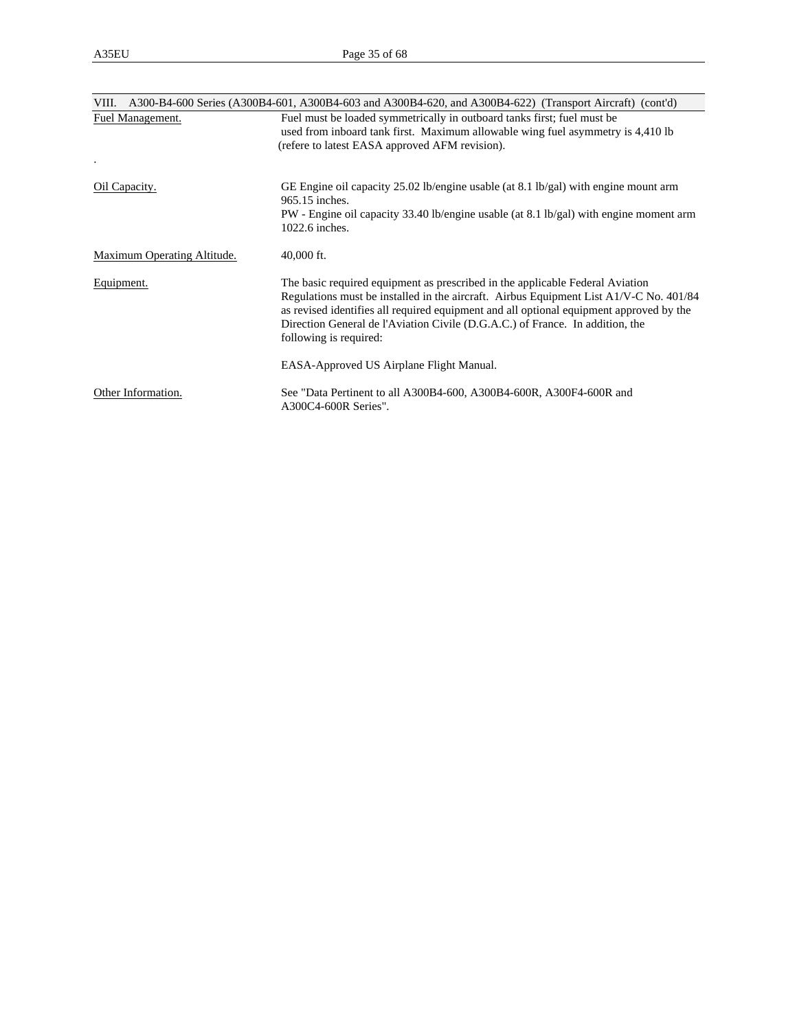VIII. A300-B4-600 Series (A300B4-601, A300B4-603 and A300B4-620, and A300B4-622) (Transport Aircraft) (cont'd)

| | |
|---|---|
| Fuel Management. | Fuel must be loaded symmetrically in outboard tanks first; fuel must be used from inboard tank first. Maximum allowable wing fuel asymmetry is 4,410 lb (refere to latest EASA approved AFM revision). |
| Oil Capacity. | GE Engine oil capacity 25.02 lb/engine usable (at 8.1 lb/gal) with engine mount arm 965.15 inches.<br>PW - Engine oil capacity 33.40 lb/engine usable (at 8.1 lb/gal) with engine moment arm 1022.6 inches. |
| Maximum Operating Altitude. | 40,000 ft. |
| Equipment. | The basic required equipment as prescribed in the applicable Federal Aviation Regulations must be installed in the aircraft. Airbus Equipment List A1/V-C No. 401/84 as revised identifies all required equipment and all optional equipment approved by the Direction General de l'Aviation Civile (D.G.A.C.) of France. In addition, the following is required:<br><br>EASA-Approved US Airplane Flight Manual. |
| Other Information. | See "Data Pertinent to all A300B4-600, A300B4-600R, A300F4-600R and A300C4-600R Series". |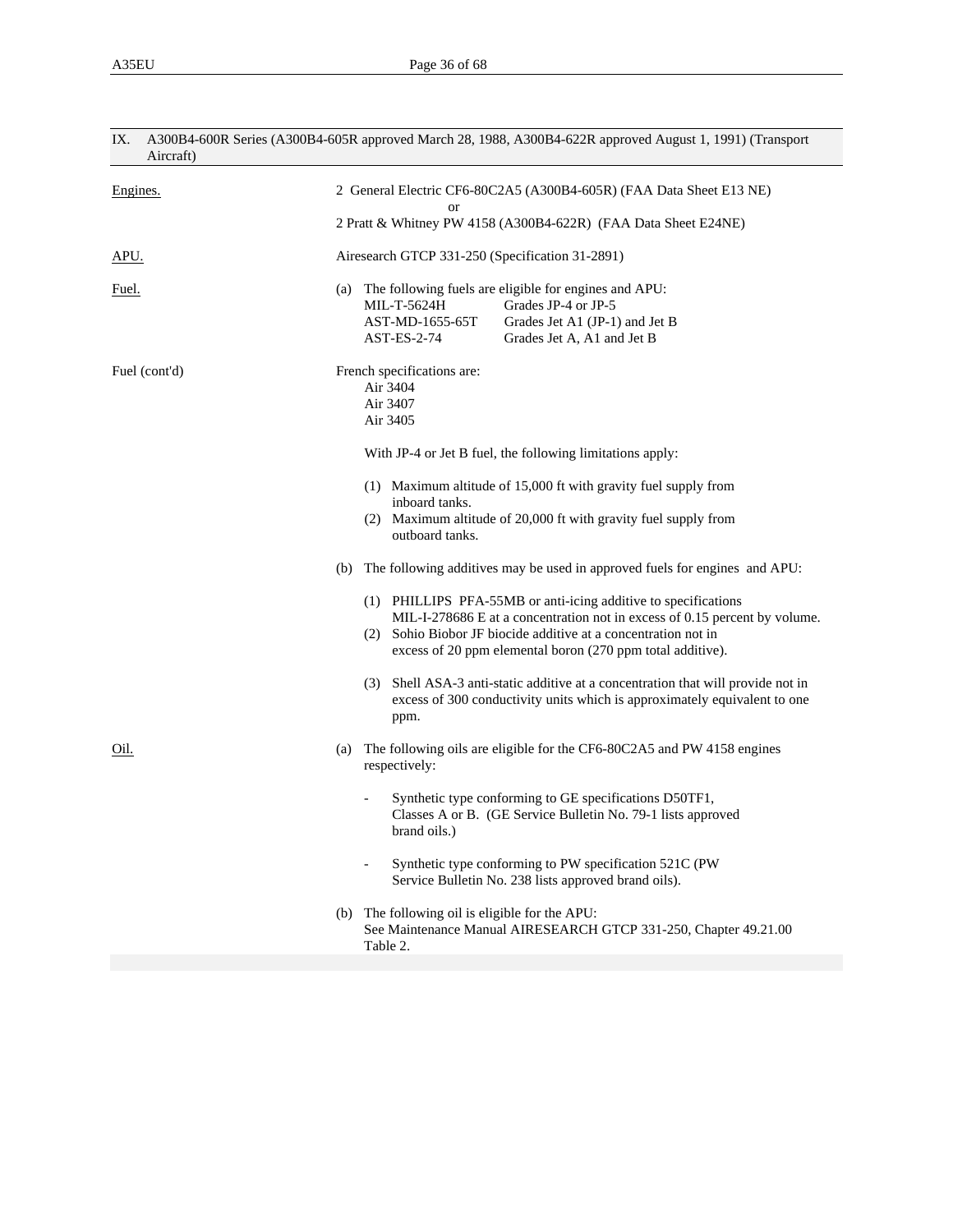## IX. A300B4-600R Series (A300B4-605R approved March 28, 1988, A300B4-622R approved August 1, 1991) (Transport Aircraft)

**Engines.**

2 General Electric CF6-80C2A5 (A300B4-605R) (FAA Data Sheet E13 NE)
or
2 Pratt & Whitney PW 4158 (A300B4-622R) (FAA Data Sheet E24NE)

**APU.**

Airesearch GTCP 331-250 (Specification 31-2891)

**Fuel.**

(a) The following fuels are eligible for engines and APU:

| | |
|---|---|
| MIL-T-5624H | Grades JP-4 or JP-5 |
| AST-MD-1655-65T | Grades Jet A1 (JP-1) and Jet B |
| AST-ES-2-74 | Grades Jet A, A1 and Jet B |

**Fuel (cont'd)**

French specifications are:
- Air 3404
- Air 3407
- Air 3405

With JP-4 or Jet B fuel, the following limitations apply:

(1) Maximum altitude of 15,000 ft with gravity fuel supply from inboard tanks.
(2) Maximum altitude of 20,000 ft with gravity fuel supply from outboard tanks.

(b) The following additives may be used in approved fuels for engines and APU:

(1) PHILLIPS PFA-55MB or anti-icing additive to specifications MIL-I-278686 E at a concentration not in excess of 0.15 percent by volume.
(2) Sohio Biobor JF biocide additive at a concentration not in excess of 20 ppm elemental boron (270 ppm total additive).

(3) Shell ASA-3 anti-static additive at a concentration that will provide not in excess of 300 conductivity units which is approximately equivalent to one ppm.

**Oil.**

(a) The following oils are eligible for the CF6-80C2A5 and PW 4158 engines respectively:

- Synthetic type conforming to GE specifications D50TF1, Classes A or B. (GE Service Bulletin No. 79-1 lists approved brand oils.)

- Synthetic type conforming to PW specification 521C (PW Service Bulletin No. 238 lists approved brand oils).

(b) The following oil is eligible for the APU:
See Maintenance Manual AIRESEARCH GTCP 331-250, Chapter 49.21.00 Table 2.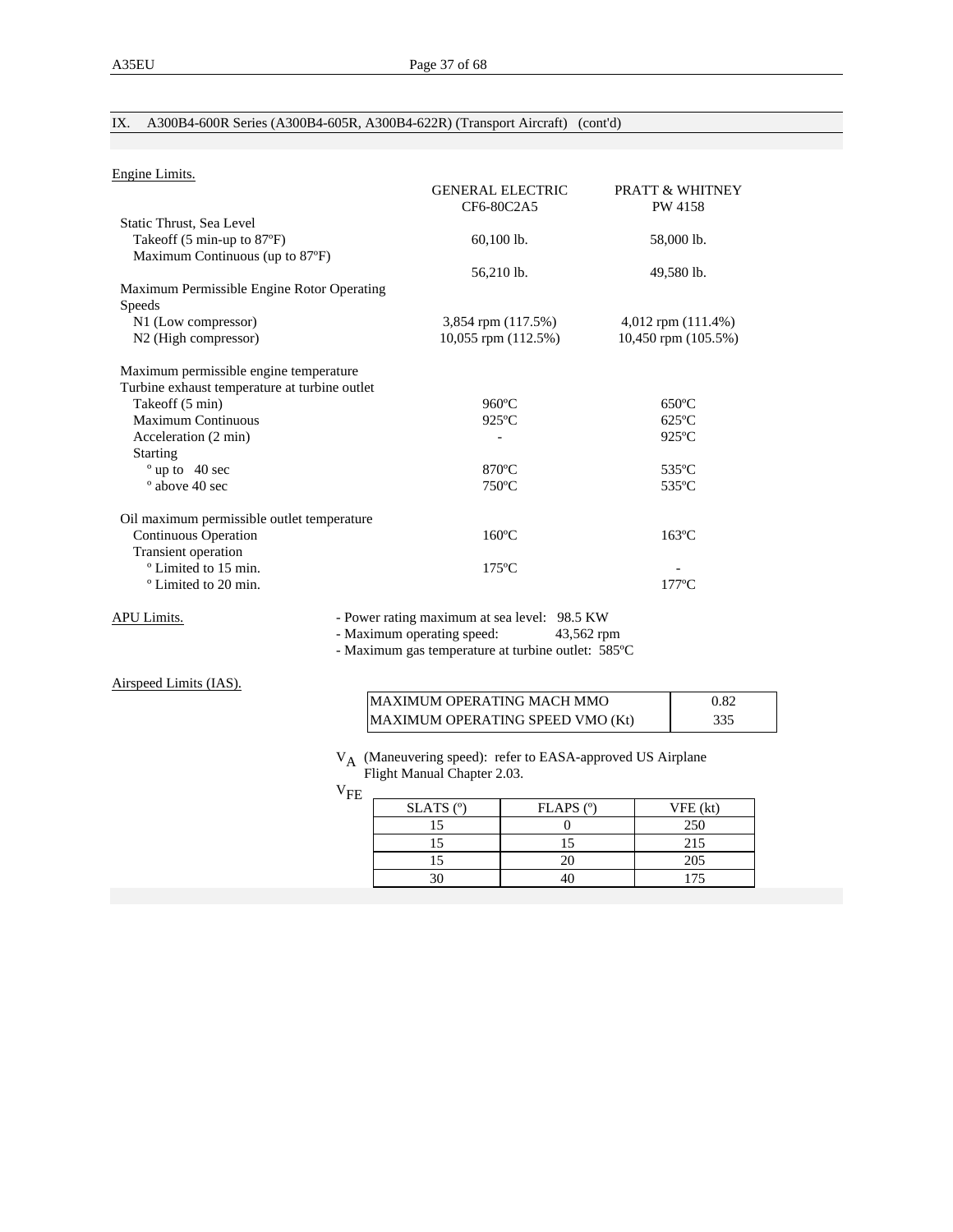## IX. A300B4-600R Series (A300B4-605R, A300B4-622R) (Transport Aircraft) (cont'd)

Engine Limits.

| | GENERAL ELECTRIC CF6-80C2A5 | PRATT & WHITNEY PW 4158 |
|---|---|---|
| Static Thrust, Sea Level | | |
| Takeoff (5 min-up to 87ºF) | 60,100 lb. | 58,000 lb. |
| Maximum Continuous (up to 87ºF) | 56,210 lb. | 49,580 lb. |
| Maximum Permissible Engine Rotor Operating Speeds | | |
| N1 (Low compressor) | 3,854 rpm (117.5%) | 4,012 rpm (111.4%) |
| N2 (High compressor) | 10,055 rpm (112.5%) | 10,450 rpm (105.5%) |
| Maximum permissible engine temperature | | |
| Turbine exhaust temperature at turbine outlet | | |
| Takeoff (5 min) | 960ºC | 650ºC |
| Maximum Continuous | 925ºC | 625ºC |
| Acceleration (2 min) | - | 925ºC |
| Starting | | |
| º up to 40 sec | 870ºC | 535ºC |
| º above 40 sec | 750ºC | 535ºC |
| Oil maximum permissible outlet temperature | | |
| Continuous Operation | 160ºC | 163ºC |
| Transient operation | | |
| º Limited to 15 min. | 175ºC | - |
| º Limited to 20 min. | | 177ºC |

APU Limits.

- Power rating maximum at sea level: 98.5 KW
- Maximum operating speed: 43,562 rpm
- Maximum gas temperature at turbine outlet: 585ºC

Airspeed Limits (IAS).

| MAXIMUM OPERATING MACH MMO | 0.82 |
|---|---|
| MAXIMUM OPERATING SPEED VMO (Kt) | 335 |

$V_A$ (Maneuvering speed): refer to EASA-approved US Airplane Flight Manual Chapter 2.03.

$V_{FE}$

| SLATS (º) | FLAPS (º) | VFE (kt) |
|---|---|---|
| 15 | 0 | 250 |
| 15 | 15 | 215 |
| 15 | 20 | 205 |
| 30 | 40 | 175 |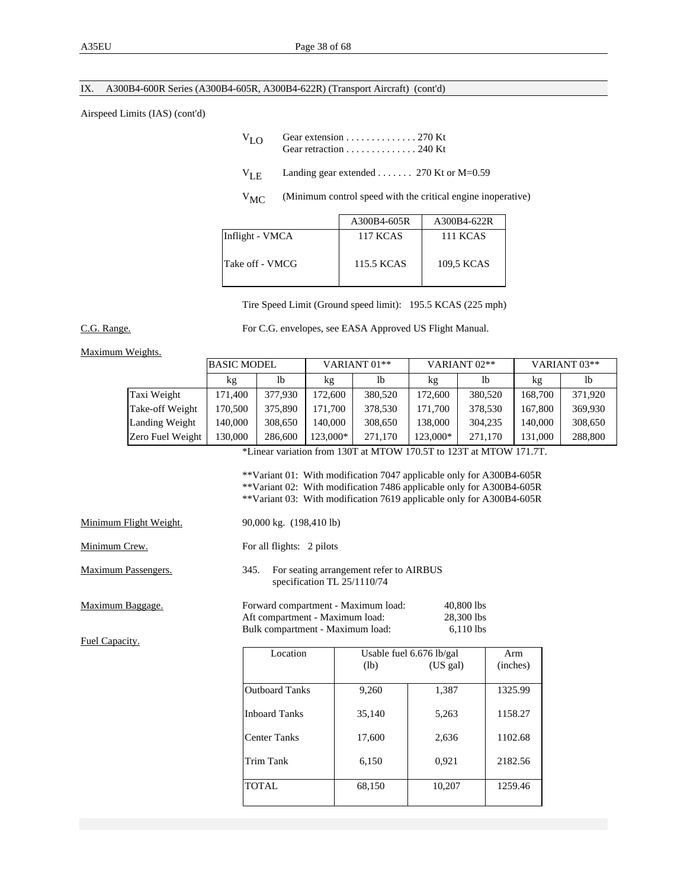## IX. A300B4-600R Series (A300B4-605R, A300B4-622R) (Transport Aircraft) (cont'd)

Airspeed Limits (IAS) (cont'd)

$V_{LO}$ Gear extension . . . . . . . . . . . . . . 270 Kt
Gear retraction . . . . . . . . . . . . . . 240 Kt

$V_{LE}$ Landing gear extended . . . . . . . 270 Kt or M=0.59

$V_{MC}$ (Minimum control speed with the critical engine inoperative)

| | A300B4-605R | A300B4-622R |
|---|---|---|
| Inflight - VMCA | 117 KCAS | 111 KCAS |
| Take off - VMCG | 115.5 KCAS | 109,5 KCAS |

Tire Speed Limit (Ground speed limit): 195.5 KCAS (225 mph)

C.G. Range. For C.G. envelopes, see EASA Approved US Flight Manual.

Maximum Weights.

| | BASIC MODEL | | VARIANT 01** | | VARIANT 02** | | VARIANT 03** | |
|---|---|---|---|---|---|---|---|---|
| | kg | lb | kg | lb | kg | lb | kg | lb |
| Taxi Weight | 171,400 | 377,930 | 172,600 | 380,520 | 172,600 | 380,520 | 168,700 | 371,920 |
| Take-off Weight | 170,500 | 375,890 | 171,700 | 378,530 | 171,700 | 378,530 | 167,800 | 369,930 |
| Landing Weight | 140,000 | 308,650 | 140,000 | 308,650 | 138,000 | 304,235 | 140,000 | 308,650 |
| Zero Fuel Weight | 130,000 | 286,600 | 123,000* | 271,170 | 123,000* | 271,170 | 131,000 | 288,800 |

*Linear variation from 130T at MTOW 170.5T to 123T at MTOW 171.7T.

**Variant 01: With modification 7047 applicable only for A300B4-605R
**Variant 02: With modification 7486 applicable only for A300B4-605R
**Variant 03: With modification 7619 applicable only for A300B4-605R

Minimum Flight Weight. 90,000 kg. (198,410 lb)

Minimum Crew. For all flights: 2 pilots

Maximum Passengers. 345. For seating arrangement refer to AIRBUS specification TL 25/1110/74

Maximum Baggage.
Forward compartment - Maximum load: 40,800 lbs
Aft compartment - Maximum load: 28,300 lbs
Bulk compartment - Maximum load: 6,110 lbs

Fuel Capacity.

| Location | Usable fuel 6.676 lb/gal (lb) | (US gal) | Arm (inches) |
|---|---|---|---|
| Outboard Tanks | 9,260 | 1,387 | 1325.99 |
| Inboard Tanks | 35,140 | 5,263 | 1158.27 |
| Center Tanks | 17,600 | 2,636 | 1102.68 |
| Trim Tank | 6,150 | 0,921 | 2182.56 |
| TOTAL | 68,150 | 10,207 | 1259.46 |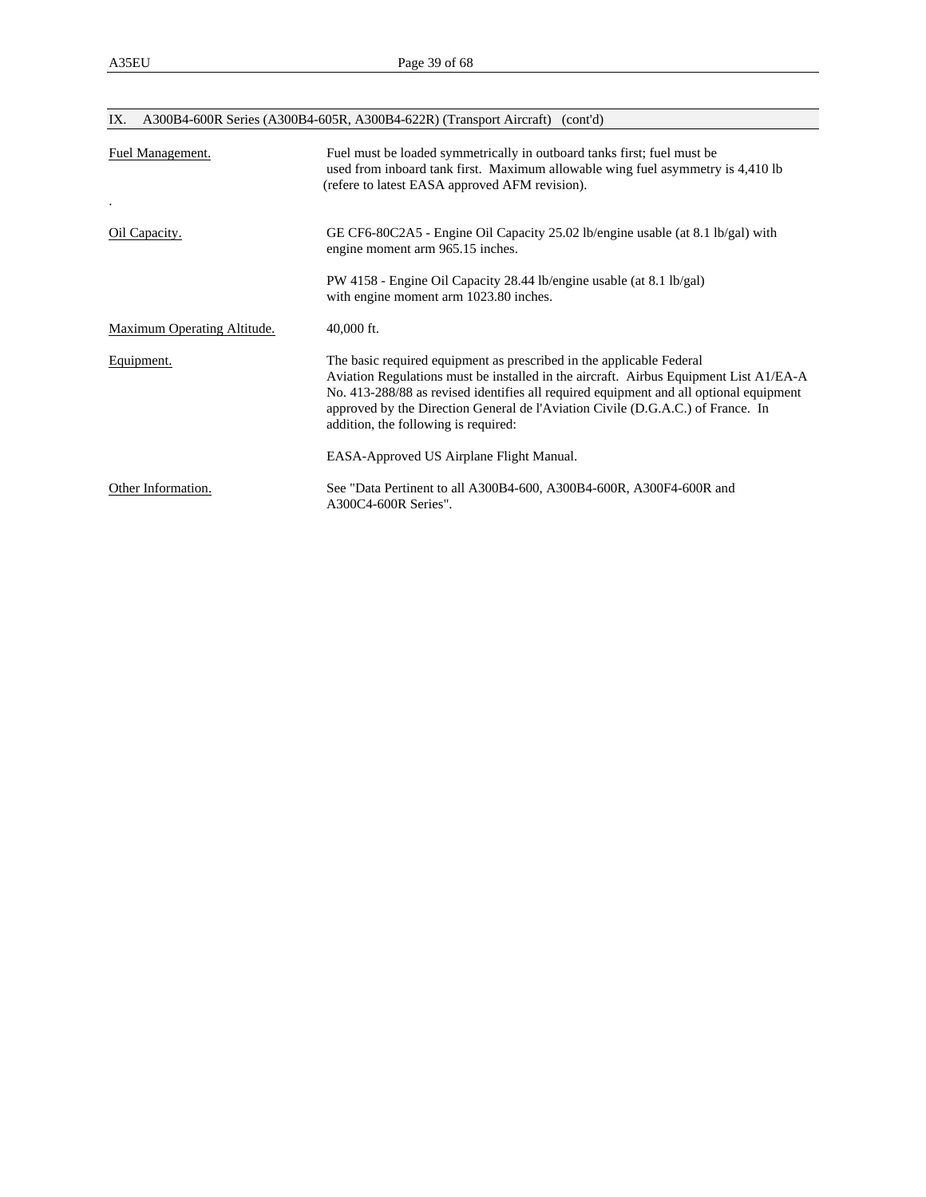## IX. A300B4-600R Series (A300B4-605R, A300B4-622R) (Transport Aircraft) (cont'd)

| | |
|---|---|
| Fuel Management. | Fuel must be loaded symmetrically in outboard tanks first; fuel must be used from inboard tank first. Maximum allowable wing fuel asymmetry is 4,410 lb (refere to latest EASA approved AFM revision). |
| . | |
| Oil Capacity. | GE CF6-80C2A5 - Engine Oil Capacity 25.02 lb/engine usable (at 8.1 lb/gal) with engine moment arm 965.15 inches.<br><br>PW 4158 - Engine Oil Capacity 28.44 lb/engine usable (at 8.1 lb/gal) with engine moment arm 1023.80 inches. |
| Maximum Operating Altitude. | 40,000 ft. |
| Equipment. | The basic required equipment as prescribed in the applicable Federal Aviation Regulations must be installed in the aircraft. Airbus Equipment List A1/EA-A No. 413-288/88 as revised identifies all required equipment and all optional equipment approved by the Direction General de l'Aviation Civile (D.G.A.C.) of France. In addition, the following is required:<br><br>EASA-Approved US Airplane Flight Manual. |
| Other Information. | See "Data Pertinent to all A300B4-600, A300B4-600R, A300F4-600R and A300C4-600R Series". |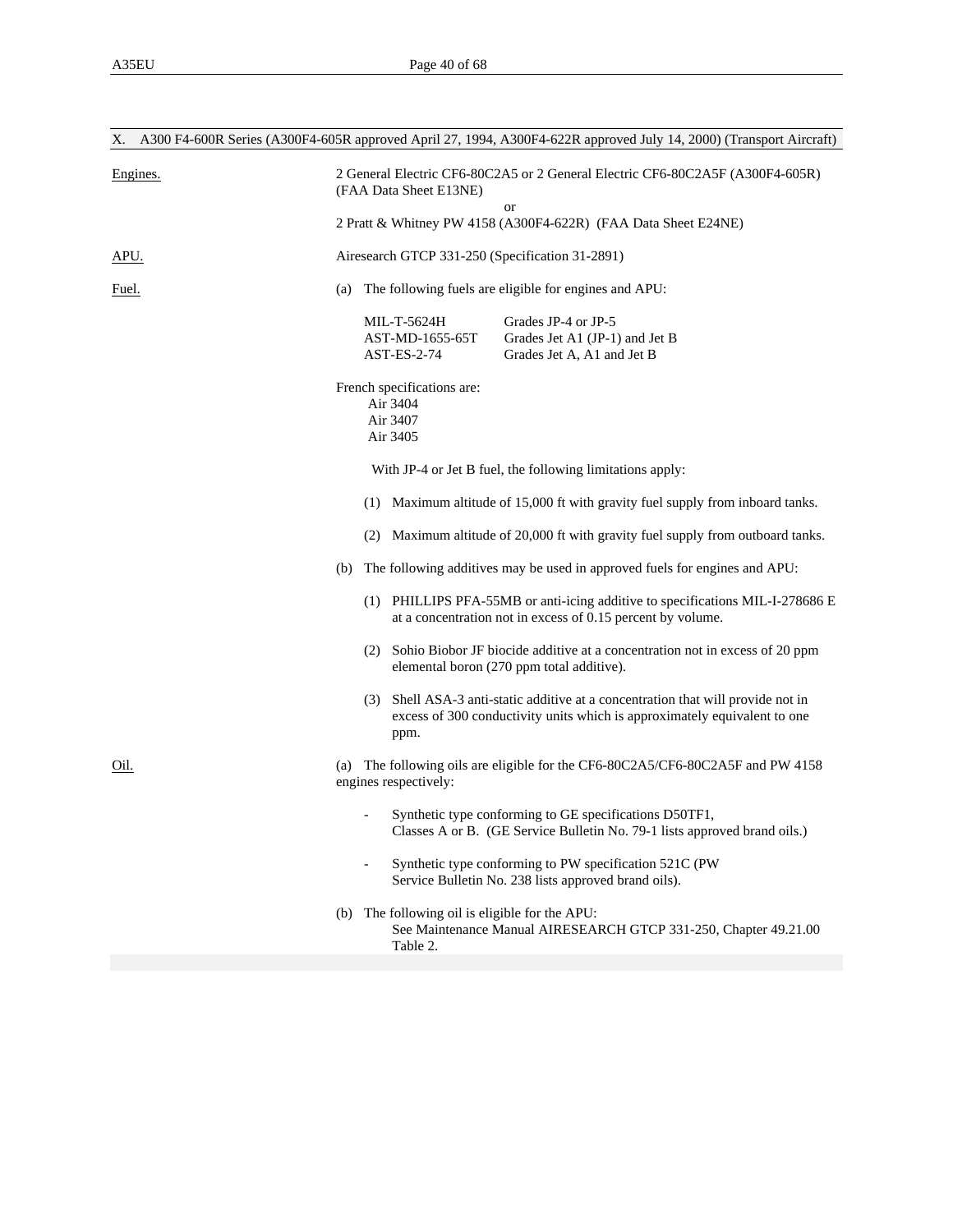## X. A300 F4-600R Series (A300F4-605R approved April 27, 1994, A300F4-622R approved July 14, 2000) (Transport Aircraft)

**Engines.**

2 General Electric CF6-80C2A5 or 2 General Electric CF6-80C2A5F (A300F4-605R) (FAA Data Sheet E13NE)

or

2 Pratt & Whitney PW 4158 (A300F4-622R) (FAA Data Sheet E24NE)

**APU.**

Airesearch GTCP 331-250 (Specification 31-2891)

**Fuel.**

(a) The following fuels are eligible for engines and APU:

| | |
|---|---|
| MIL-T-5624H | Grades JP-4 or JP-5 |
| AST-MD-1655-65T | Grades Jet A1 (JP-1) and Jet B |
| AST-ES-2-74 | Grades Jet A, A1 and Jet B |

French specifications are:
- Air 3404
- Air 3407
- Air 3405

With JP-4 or Jet B fuel, the following limitations apply:

(1) Maximum altitude of 15,000 ft with gravity fuel supply from inboard tanks.

(2) Maximum altitude of 20,000 ft with gravity fuel supply from outboard tanks.

(b) The following additives may be used in approved fuels for engines and APU:

(1) PHILLIPS PFA-55MB or anti-icing additive to specifications MIL-I-278686 E at a concentration not in excess of 0.15 percent by volume.

(2) Sohio Biobor JF biocide additive at a concentration not in excess of 20 ppm elemental boron (270 ppm total additive).

(3) Shell ASA-3 anti-static additive at a concentration that will provide not in excess of 300 conductivity units which is approximately equivalent to one ppm.

**Oil.**

(a) The following oils are eligible for the CF6-80C2A5/CF6-80C2A5F and PW 4158 engines respectively:

- Synthetic type conforming to GE specifications D50TF1, Classes A or B. (GE Service Bulletin No. 79-1 lists approved brand oils.)

- Synthetic type conforming to PW specification 521C (PW Service Bulletin No. 238 lists approved brand oils).

(b) The following oil is eligible for the APU:
See Maintenance Manual AIRESEARCH GTCP 331-250, Chapter 49.21.00 Table 2.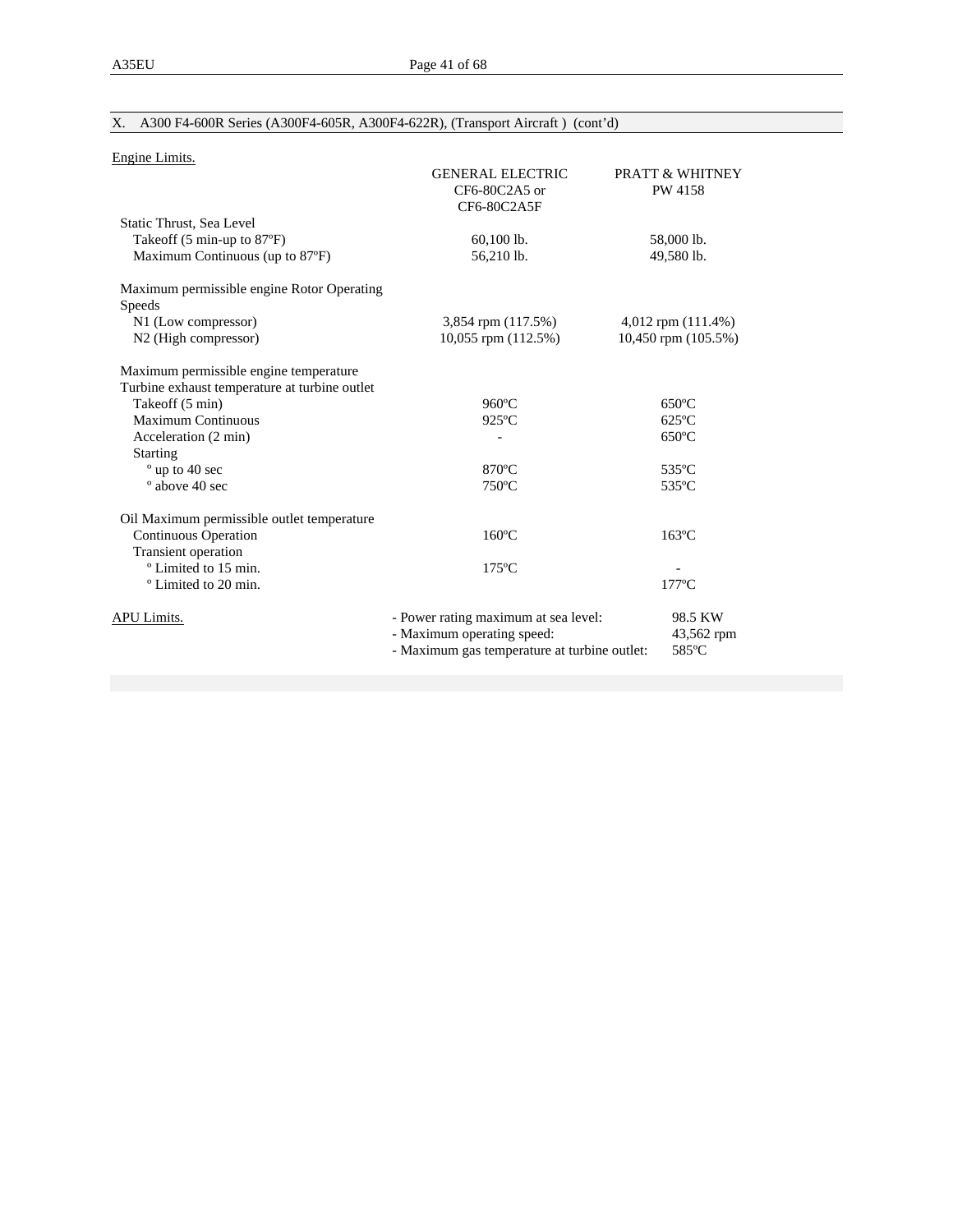## X. A300 F4-600R Series (A300F4-605R, A300F4-622R), (Transport Aircraft ) (cont'd)

Engine Limits.

| | GENERAL ELECTRIC CF6-80C2A5 or CF6-80C2A5F | PRATT & WHITNEY PW 4158 |
|---|---|---|
| Static Thrust, Sea Level | | |
| Takeoff (5 min-up to 87ºF) | 60,100 lb. | 58,000 lb. |
| Maximum Continuous (up to 87ºF) | 56,210 lb. | 49,580 lb. |
| Maximum permissible engine Rotor Operating Speeds | | |
| N1 (Low compressor) | 3,854 rpm (117.5%) | 4,012 rpm (111.4%) |
| N2 (High compressor) | 10,055 rpm (112.5%) | 10,450 rpm (105.5%) |
| Maximum permissible engine temperature Turbine exhaust temperature at turbine outlet | | |
| Takeoff (5 min) | 960ºC | 650ºC |
| Maximum Continuous | 925ºC | 625ºC |
| Acceleration (2 min) | - | 650ºC |
| Starting | | |
| º up to 40 sec | 870ºC | 535ºC |
| º above 40 sec | 750ºC | 535ºC |
| Oil Maximum permissible outlet temperature | | |
| Continuous Operation | 160ºC | 163ºC |
| Transient operation | | |
| º Limited to 15 min. | 175ºC | - |
| º Limited to 20 min. | | 177ºC |

APU Limits.

- Power rating maximum at sea level: 98.5 KW
- Maximum operating speed: 43,562 rpm
- Maximum gas temperature at turbine outlet: 585ºC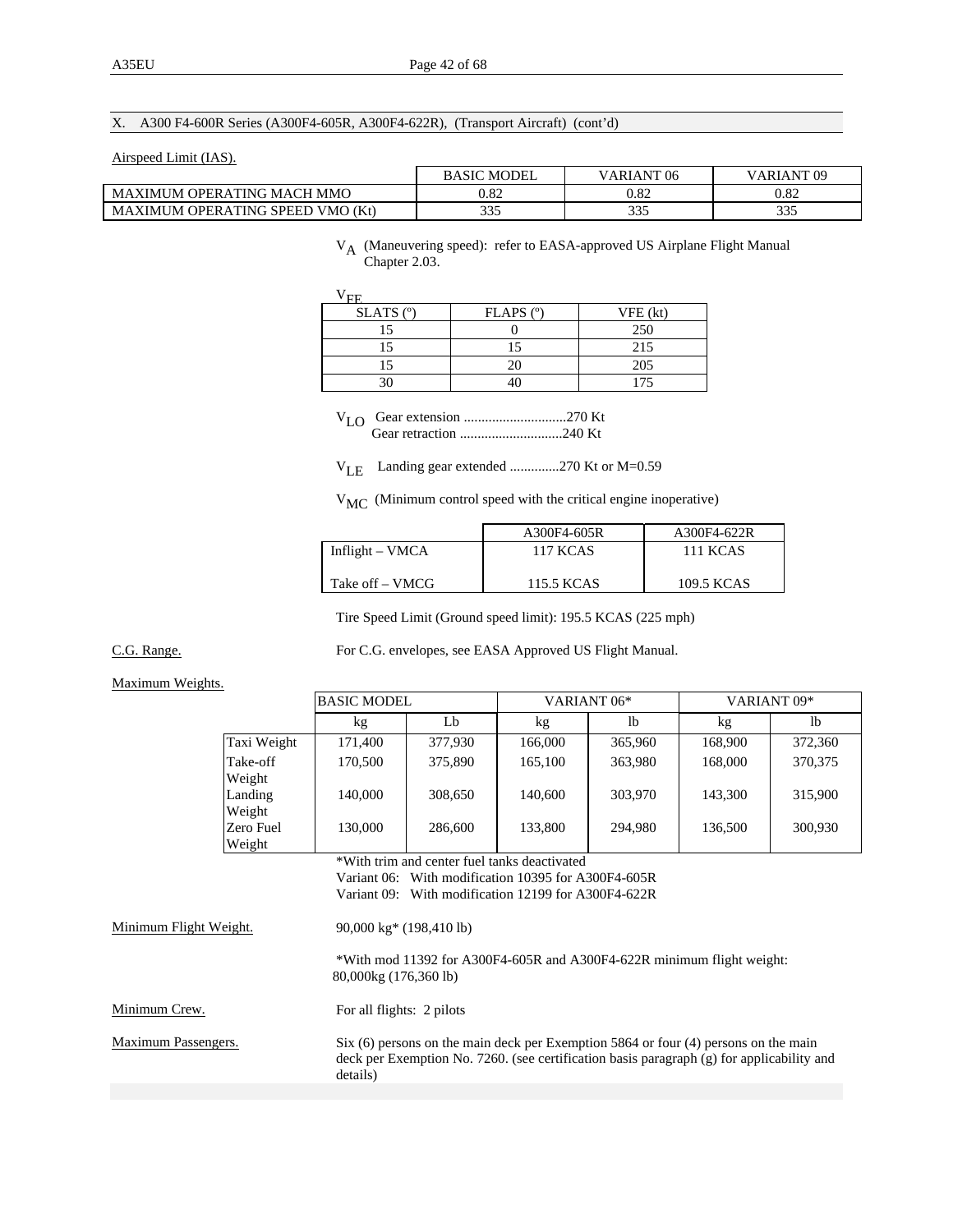X. A300 F4-600R Series (A300F4-605R, A300F4-622R), (Transport Aircraft) (cont'd)

Airspeed Limit (IAS).

| | BASIC MODEL | VARIANT 06 | VARIANT 09 |
|---|---|---|---|
| MAXIMUM OPERATING MACH MMO | 0.82 | 0.82 | 0.82 |
| MAXIMUM OPERATING SPEED VMO (Kt) | 335 | 335 | 335 |

$V_A$ (Maneuvering speed): refer to EASA-approved US Airplane Flight Manual Chapter 2.03.

$V_{FE}$

| SLATS (º) | FLAPS (º) | VFE (kt) |
|---|---|---|
| 15 | 0 | 250 |
| 15 | 15 | 215 |
| 15 | 20 | 205 |
| 30 | 40 | 175 |

$V_{LO}$ Gear extension .............................270 Kt
Gear retraction .............................240 Kt

$V_{LE}$ Landing gear extended ..............270 Kt or M=0.59

$V_{MC}$ (Minimum control speed with the critical engine inoperative)

| | A300F4-605R | A300F4-622R |
|---|---|---|
| Inflight – VMCA | 117 KCAS | 111 KCAS |
| Take off – VMCG | 115.5 KCAS | 109.5 KCAS |

Tire Speed Limit (Ground speed limit): 195.5 KCAS (225 mph)

C.G. Range. For C.G. envelopes, see EASA Approved US Flight Manual.

Maximum Weights.

| | BASIC MODEL | | VARIANT 06* | | VARIANT 09* | |
|---|---|---|---|---|---|---|
| | kg | Lb | kg | lb | kg | lb |
| Taxi Weight | 171,400 | 377,930 | 166,000 | 365,960 | 168,900 | 372,360 |
| Take-off Weight | 170,500 | 375,890 | 165,100 | 363,980 | 168,000 | 370,375 |
| Landing Weight | 140,000 | 308,650 | 140,600 | 303,970 | 143,300 | 315,900 |
| Zero Fuel Weight | 130,000 | 286,600 | 133,800 | 294,980 | 136,500 | 300,930 |

*With trim and center fuel tanks deactivated
Variant 06: With modification 10395 for A300F4-605R
Variant 09: With modification 12199 for A300F4-622R

Minimum Flight Weight. 90,000 kg* (198,410 lb)

*With mod 11392 for A300F4-605R and A300F4-622R minimum flight weight: 80,000kg (176,360 lb)

Minimum Crew. For all flights: 2 pilots

Maximum Passengers. Six (6) persons on the main deck per Exemption 5864 or four (4) persons on the main deck per Exemption No. 7260. (see certification basis paragraph (g) for applicability and details)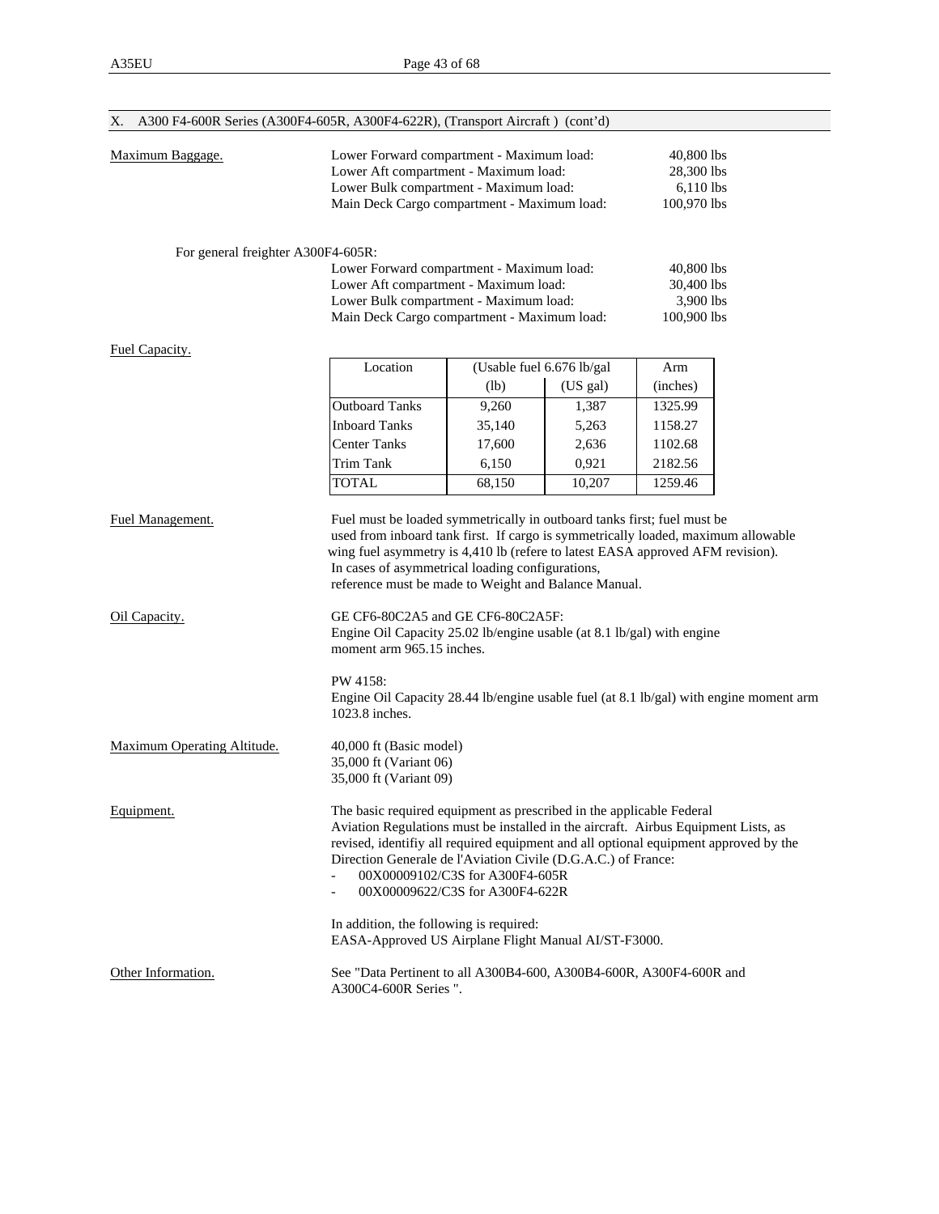## X. A300 F4-600R Series (A300F4-605R, A300F4-622R), (Transport Aircraft ) (cont'd)

Maximum Baggage.

| | |
|---|---|
| Lower Forward compartment - Maximum load: | 40,800 lbs |
| Lower Aft compartment - Maximum load: | 28,300 lbs |
| Lower Bulk compartment - Maximum load: | 6,110 lbs |
| Main Deck Cargo compartment - Maximum load: | 100,970 lbs |

For general freighter A300F4-605R:

| | |
|---|---|
| Lower Forward compartment - Maximum load: | 40,800 lbs |
| Lower Aft compartment - Maximum load: | 30,400 lbs |
| Lower Bulk compartment - Maximum load: | 3,900 lbs |
| Main Deck Cargo compartment - Maximum load: | 100,900 lbs |

Fuel Capacity.

| Location | (Usable fuel 6.676 lb/gal | | Arm |
|---|---|---|---|
| | (lb) | (US gal) | (inches) |
| Outboard Tanks | 9,260 | 1,387 | 1325.99 |
| Inboard Tanks | 35,140 | 5,263 | 1158.27 |
| Center Tanks | 17,600 | 2,636 | 1102.68 |
| Trim Tank | 6,150 | 0,921 | 2182.56 |
| TOTAL | 68,150 | 10,207 | 1259.46 |

Fuel Management.

Fuel must be loaded symmetrically in outboard tanks first; fuel must be used from inboard tank first. If cargo is symmetrically loaded, maximum allowable wing fuel asymmetry is 4,410 lb (refere to latest EASA approved AFM revision). In cases of asymmetrical loading configurations, reference must be made to Weight and Balance Manual.

Oil Capacity.

GE CF6-80C2A5 and GE CF6-80C2A5F:
Engine Oil Capacity 25.02 lb/engine usable (at 8.1 lb/gal) with engine moment arm 965.15 inches.

PW 4158:
Engine Oil Capacity 28.44 lb/engine usable fuel (at 8.1 lb/gal) with engine moment arm 1023.8 inches.

Maximum Operating Altitude.

40,000 ft (Basic model)
35,000 ft (Variant 06)
35,000 ft (Variant 09)

Equipment.

The basic required equipment as prescribed in the applicable Federal Aviation Regulations must be installed in the aircraft. Airbus Equipment Lists, as revised, identifiy all required equipment and all optional equipment approved by the Direction Generale de l'Aviation Civile (D.G.A.C.) of France:

- 00X00009102/C3S for A300F4-605R
- 00X00009622/C3S for A300F4-622R

In addition, the following is required:
EASA-Approved US Airplane Flight Manual AI/ST-F3000.

Other Information.

See "Data Pertinent to all A300B4-600, A300B4-600R, A300F4-600R and A300C4-600R Series ".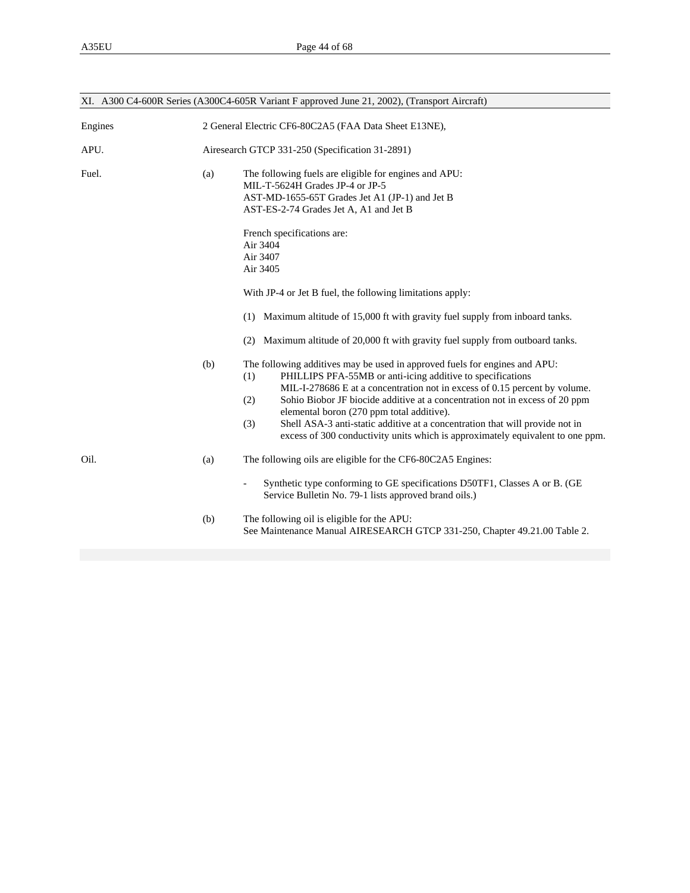## XI. A300 C4-600R Series (A300C4-605R Variant F approved June 21, 2002), (Transport Aircraft)

**Engines** 2 General Electric CF6-80C2A5 (FAA Data Sheet E13NE),

**APU.** Airesearch GTCP 331-250 (Specification 31-2891)

**Fuel.**

(a) The following fuels are eligible for engines and APU:
MIL-T-5624H Grades JP-4 or JP-5
AST-MD-1655-65T Grades Jet A1 (JP-1) and Jet B
AST-ES-2-74 Grades Jet A, A1 and Jet B

French specifications are:
Air 3404
Air 3407
Air 3405

With JP-4 or Jet B fuel, the following limitations apply:

(1) Maximum altitude of 15,000 ft with gravity fuel supply from inboard tanks.

(2) Maximum altitude of 20,000 ft with gravity fuel supply from outboard tanks.

(b) The following additives may be used in approved fuels for engines and APU:
(1) PHILLIPS PFA-55MB or anti-icing additive to specifications MIL-I-278686 E at a concentration not in excess of 0.15 percent by volume.
(2) Sohio Biobor JF biocide additive at a concentration not in excess of 20 ppm elemental boron (270 ppm total additive).
(3) Shell ASA-3 anti-static additive at a concentration that will provide not in excess of 300 conductivity units which is approximately equivalent to one ppm.

**Oil.**

(a) The following oils are eligible for the CF6-80C2A5 Engines:

- Synthetic type conforming to GE specifications D50TF1, Classes A or B. (GE Service Bulletin No. 79-1 lists approved brand oils.)

(b) The following oil is eligible for the APU:
See Maintenance Manual AIRESEARCH GTCP 331-250, Chapter 49.21.00 Table 2.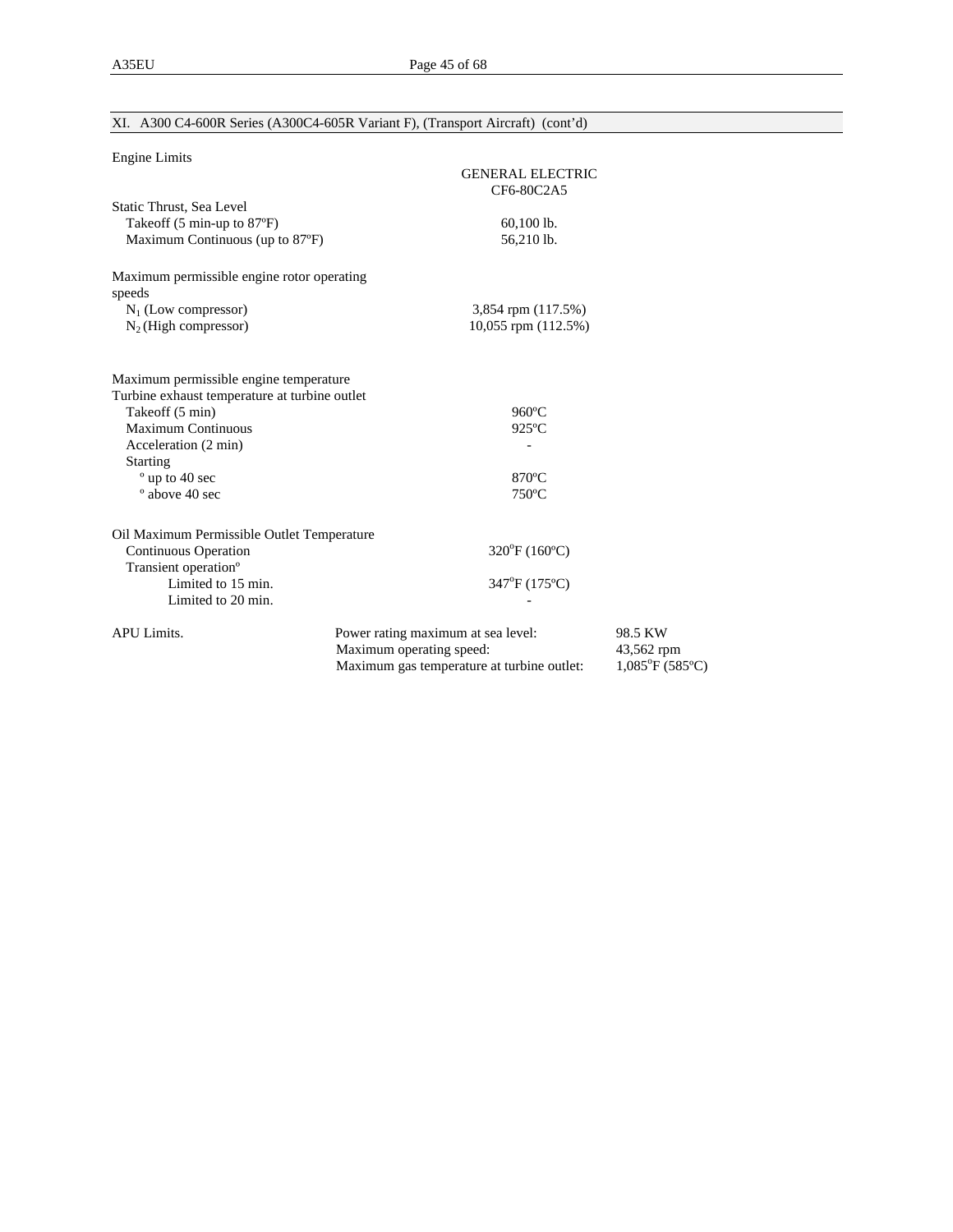## XI. A300 C4-600R Series (A300C4-605R Variant F), (Transport Aircraft) (cont'd)

Engine Limits

| | GENERAL ELECTRIC CF6-80C2A5 |
|---|---|
| Static Thrust, Sea Level | |
| Takeoff (5 min-up to 87ºF) | 60,100 lb. |
| Maximum Continuous (up to 87ºF) | 56,210 lb. |
| | |
| Maximum permissible engine rotor operating speeds | |
| $N_1$ (Low compressor) | 3,854 rpm (117.5%) |
| $N_2$ (High compressor) | 10,055 rpm (112.5%) |
| | |
| Maximum permissible engine temperature | |
| Turbine exhaust temperature at turbine outlet | |
| Takeoff (5 min) | 960ºC |
| Maximum Continuous | 925ºC |
| Acceleration (2 min) | - |
| Starting | |
| º up to 40 sec | 870ºC |
| º above 40 sec | 750ºC |
| | |
| Oil Maximum Permissible Outlet Temperature | |
| Continuous Operation | 320ºF (160ºC) |
| Transient operationº | |
| Limited to 15 min. | 347ºF (175ºC) |
| Limited to 20 min. | - |

| APU Limits. | | |
|---|---|---|
| | Power rating maximum at sea level: | 98.5 KW |
| | Maximum operating speed: | 43,562 rpm |
| | Maximum gas temperature at turbine outlet: | 1,085ºF (585ºC) |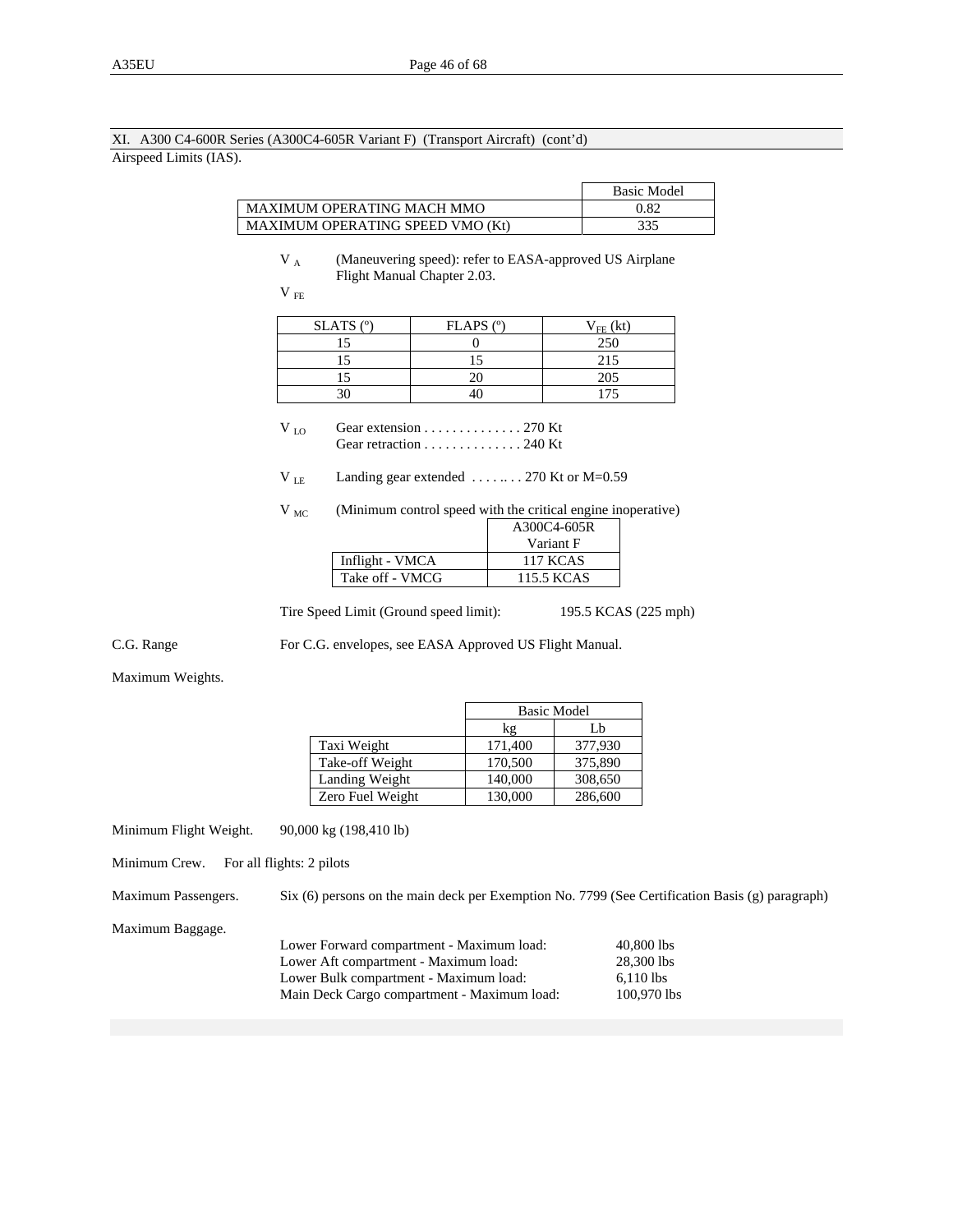XI. A300 C4-600R Series (A300C4-605R Variant F) (Transport Aircraft) (cont'd)

Airspeed Limits (IAS).

| | Basic Model |
|---|---|
| MAXIMUM OPERATING MACH MMO | 0.82 |
| MAXIMUM OPERATING SPEED VMO (Kt) | 335 |

$V_A$ (Maneuvering speed): refer to EASA-approved US Airplane Flight Manual Chapter 2.03.

$V_{FE}$

| SLATS (°) | FLAPS (°) | $V_{FE}$ (kt) |
|---|---|---|
| 15 | 0 | 250 |
| 15 | 15 | 215 |
| 15 | 20 | 205 |
| 30 | 40 | 175 |

$V_{LO}$ Gear extension . . . . . . . . . . . . . . 270 Kt
Gear retraction . . . . . . . . . . . . . . 240 Kt

$V_{LE}$ Landing gear extended . . . . .. . . 270 Kt or M=0.59

$V_{MC}$ (Minimum control speed with the critical engine inoperative)

| | A300C4-605R Variant F |
|---|---|
| Inflight - VMCA | 117 KCAS |
| Take off - VMCG | 115.5 KCAS |

Tire Speed Limit (Ground speed limit): 195.5 KCAS (225 mph)

C.G. Range For C.G. envelopes, see EASA Approved US Flight Manual.

Maximum Weights.

| | Basic Model | |
|---|---|---|
| | kg | Lb |
| Taxi Weight | 171,400 | 377,930 |
| Take-off Weight | 170,500 | 375,890 |
| Landing Weight | 140,000 | 308,650 |
| Zero Fuel Weight | 130,000 | 286,600 |

Minimum Flight Weight. 90,000 kg (198,410 lb)

Minimum Crew. For all flights: 2 pilots

Maximum Passengers. Six (6) persons on the main deck per Exemption No. 7799 (See Certification Basis (g) paragraph)

Maximum Baggage.

| | |
|---|---|
| Lower Forward compartment - Maximum load: | 40,800 lbs |
| Lower Aft compartment - Maximum load: | 28,300 lbs |
| Lower Bulk compartment - Maximum load: | 6,110 lbs |
| Main Deck Cargo compartment - Maximum load: | 100,970 lbs |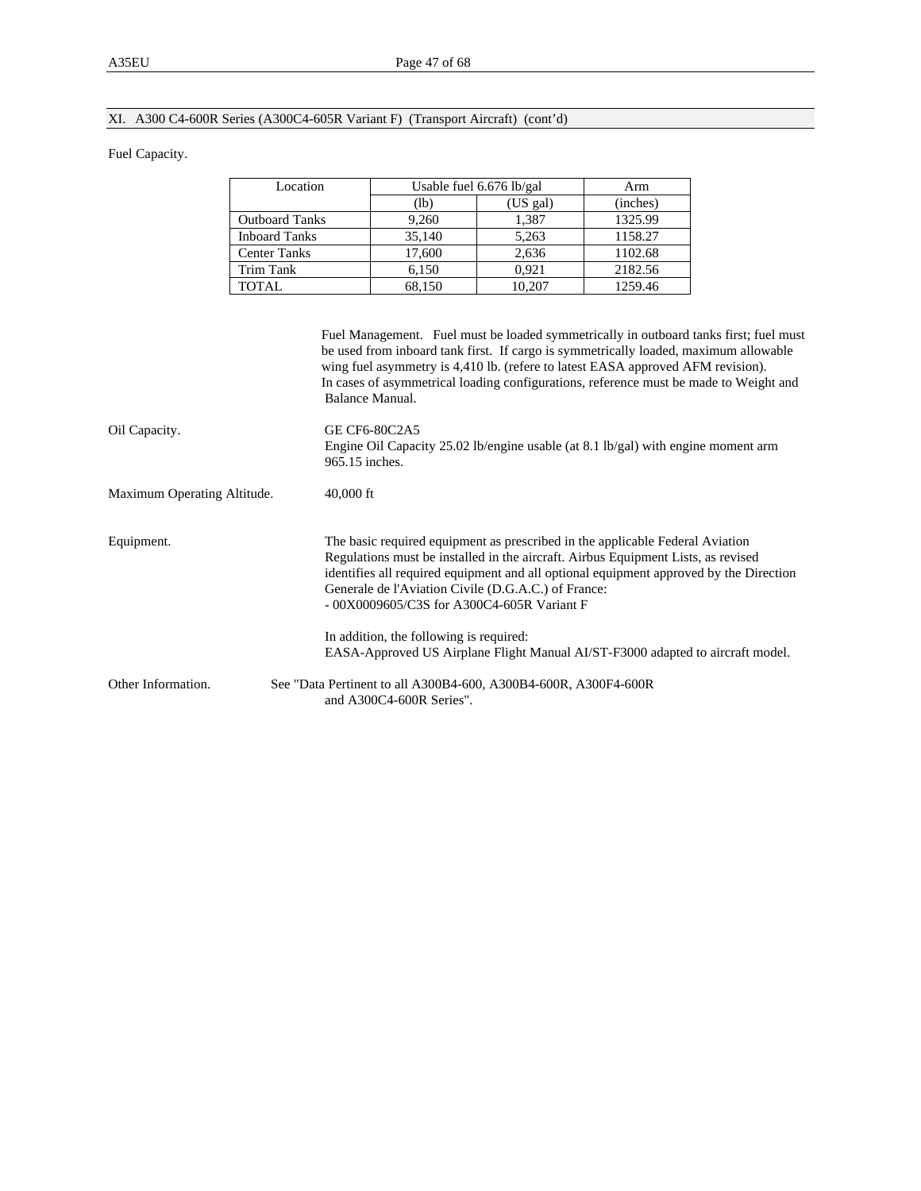## XI. A300 C4-600R Series (A300C4-605R Variant F) (Transport Aircraft) (cont'd)

Fuel Capacity.

| Location | Usable fuel 6.676 lb/gal | | Arm |
|---|---|---|---|
| | (lb) | (US gal) | (inches) |
| Outboard Tanks | 9,260 | 1,387 | 1325.99 |
| Inboard Tanks | 35,140 | 5,263 | 1158.27 |
| Center Tanks | 17,600 | 2,636 | 1102.68 |
| Trim Tank | 6,150 | 0,921 | 2182.56 |
| TOTAL | 68,150 | 10,207 | 1259.46 |

Fuel Management. Fuel must be loaded symmetrically in outboard tanks first; fuel must be used from inboard tank first. If cargo is symmetrically loaded, maximum allowable wing fuel asymmetry is 4,410 lb. (refere to latest EASA approved AFM revision). In cases of asymmetrical loading configurations, reference must be made to Weight and Balance Manual.

Oil Capacity. GE CF6-80C2A5
Engine Oil Capacity 25.02 lb/engine usable (at 8.1 lb/gal) with engine moment arm 965.15 inches.

Maximum Operating Altitude. 40,000 ft

Equipment. The basic required equipment as prescribed in the applicable Federal Aviation Regulations must be installed in the aircraft. Airbus Equipment Lists, as revised identifies all required equipment and all optional equipment approved by the Direction Generale de l'Aviation Civile (D.G.A.C.) of France:
- 00X0009605/C3S for A300C4-605R Variant F

In addition, the following is required:
EASA-Approved US Airplane Flight Manual AI/ST-F3000 adapted to aircraft model.

Other Information. See "Data Pertinent to all A300B4-600, A300B4-600R, A300F4-600R and A300C4-600R Series".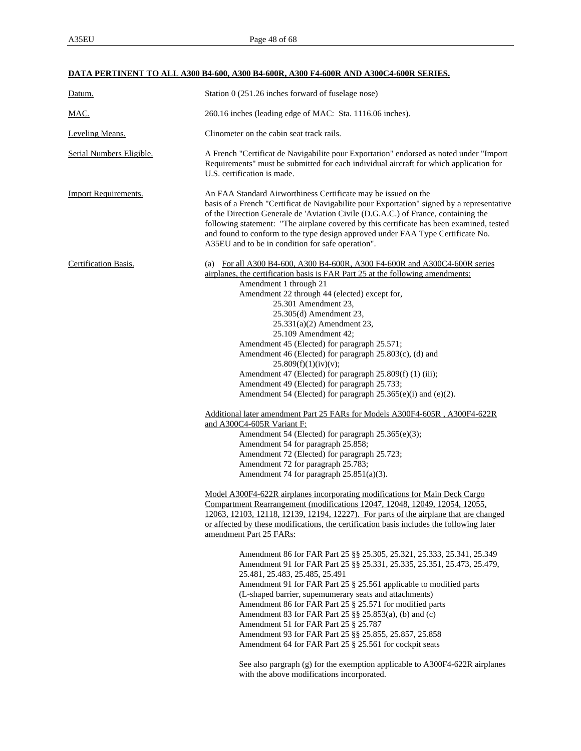**DATA PERTINENT TO ALL A300 B4-600, A300 B4-600R, A300 F4-600R AND A300C4-600R SERIES.**

Datum. Station 0 (251.26 inches forward of fuselage nose)

MAC. 260.16 inches (leading edge of MAC: Sta. 1116.06 inches).

Leveling Means. Clinometer on the cabin seat track rails.

Serial Numbers Eligible. A French "Certificat de Navigabilite pour Exportation" endorsed as noted under "Import Requirements" must be submitted for each individual aircraft for which application for U.S. certification is made.

Import Requirements. An FAA Standard Airworthiness Certificate may be issued on the basis of a French "Certificat de Navigabilite pour Exportation" signed by a representative of the Direction Generale de 'Aviation Civile (D.G.A.C.) of France, containing the following statement: "The airplane covered by this certificate has been examined, tested and found to conform to the type design approved under FAA Type Certificate No. A35EU and to be in condition for safe operation".

Certification Basis. (a) For all A300 B4-600, A300 B4-600R, A300 F4-600R and A300C4-600R series airplanes, the certification basis is FAR Part 25 at the following amendments:

Amendment 1 through 21
Amendment 22 through 44 (elected) except for,
25.301 Amendment 23,
25.305(d) Amendment 23,
25.331(a)(2) Amendment 23,
25.109 Amendment 42;
Amendment 45 (Elected) for paragraph 25.571;
Amendment 46 (Elected) for paragraph 25.803(c), (d) and 25.809(f)(1)(iv)(v);
Amendment 47 (Elected) for paragraph 25.809(f) (1) (iii);
Amendment 49 (Elected) for paragraph 25.733;
Amendment 54 (Elected) for paragraph 25.365(e)(i) and (e)(2).

Additional later amendment Part 25 FARs for Models A300F4-605R , A300F4-622R and A300C4-605R Variant F:

Amendment 54 (Elected) for paragraph 25.365(e)(3);
Amendment 54 for paragraph 25.858;
Amendment 72 (Elected) for paragraph 25.723;
Amendment 72 for paragraph 25.783;
Amendment 74 for paragraph 25.851(a)(3).

Model A300F4-622R airplanes incorporating modifications for Main Deck Cargo Compartment Rearrangement (modifications 12047, 12048, 12049, 12054, 12055, 12063, 12103, 12118, 12139, 12194, 12227). For parts of the airplane that are changed or affected by these modifications, the certification basis includes the following later amendment Part 25 FARs:

Amendment 86 for FAR Part 25 §§ 25.305, 25.321, 25.333, 25.341, 25.349
Amendment 91 for FAR Part 25 §§ 25.331, 25.335, 25.351, 25.473, 25.479, 25.481, 25.483, 25.485, 25.491
Amendment 91 for FAR Part 25 § 25.561 applicable to modified parts (L-shaped barrier, supemumerary seats and attachments)
Amendment 86 for FAR Part 25 § 25.571 for modified parts
Amendment 83 for FAR Part 25 §§ 25.853(a), (b) and (c)
Amendment 51 for FAR Part 25 § 25.787
Amendment 93 for FAR Part 25 §§ 25.855, 25.857, 25.858
Amendment 64 for FAR Part 25 § 25.561 for cockpit seats

See also pargraph (g) for the exemption applicable to A300F4-622R airplanes with the above modifications incorporated.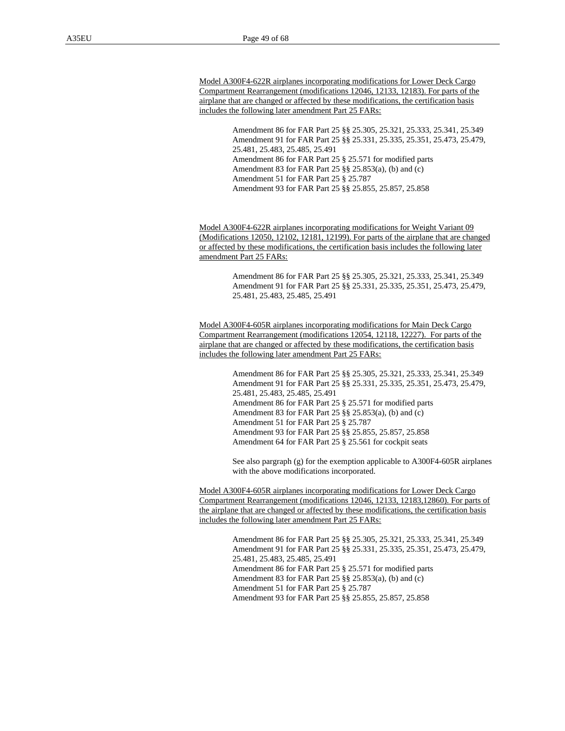Model A300F4-622R airplanes incorporating modifications for Lower Deck Cargo Compartment Rearrangement (modifications 12046, 12133, 12183). For parts of the airplane that are changed or affected by these modifications, the certification basis includes the following later amendment Part 25 FARs:

> Amendment 86 for FAR Part 25 §§ 25.305, 25.321, 25.333, 25.341, 25.349
> Amendment 91 for FAR Part 25 §§ 25.331, 25.335, 25.351, 25.473, 25.479, 25.481, 25.483, 25.485, 25.491
> Amendment 86 for FAR Part 25 § 25.571 for modified parts
> Amendment 83 for FAR Part 25 §§ 25.853(a), (b) and (c)
> Amendment 51 for FAR Part 25 § 25.787
> Amendment 93 for FAR Part 25 §§ 25.855, 25.857, 25.858

Model A300F4-622R airplanes incorporating modifications for Weight Variant 09 (Modifications 12050, 12102, 12181, 12199). For parts of the airplane that are changed or affected by these modifications, the certification basis includes the following later amendment Part 25 FARs:

> Amendment 86 for FAR Part 25 §§ 25.305, 25.321, 25.333, 25.341, 25.349
> Amendment 91 for FAR Part 25 §§ 25.331, 25.335, 25.351, 25.473, 25.479, 25.481, 25.483, 25.485, 25.491

Model A300F4-605R airplanes incorporating modifications for Main Deck Cargo Compartment Rearrangement (modifications 12054, 12118, 12227). For parts of the airplane that are changed or affected by these modifications, the certification basis includes the following later amendment Part 25 FARs:

> Amendment 86 for FAR Part 25 §§ 25.305, 25.321, 25.333, 25.341, 25.349
> Amendment 91 for FAR Part 25 §§ 25.331, 25.335, 25.351, 25.473, 25.479, 25.481, 25.483, 25.485, 25.491
> Amendment 86 for FAR Part 25 § 25.571 for modified parts
> Amendment 83 for FAR Part 25 §§ 25.853(a), (b) and (c)
> Amendment 51 for FAR Part 25 § 25.787
> Amendment 93 for FAR Part 25 §§ 25.855, 25.857, 25.858
> Amendment 64 for FAR Part 25 § 25.561 for cockpit seats
>
> See also pargraph (g) for the exemption applicable to A300F4-605R airplanes with the above modifications incorporated.

Model A300F4-605R airplanes incorporating modifications for Lower Deck Cargo Compartment Rearrangement (modifications 12046, 12133, 12183,12860). For parts of the airplane that are changed or affected by these modifications, the certification basis includes the following later amendment Part 25 FARs:

> Amendment 86 for FAR Part 25 §§ 25.305, 25.321, 25.333, 25.341, 25.349
> Amendment 91 for FAR Part 25 §§ 25.331, 25.335, 25.351, 25.473, 25.479, 25.481, 25.483, 25.485, 25.491
> Amendment 86 for FAR Part 25 § 25.571 for modified parts
> Amendment 83 for FAR Part 25 §§ 25.853(a), (b) and (c)
> Amendment 51 for FAR Part 25 § 25.787
> Amendment 93 for FAR Part 25 §§ 25.855, 25.857, 25.858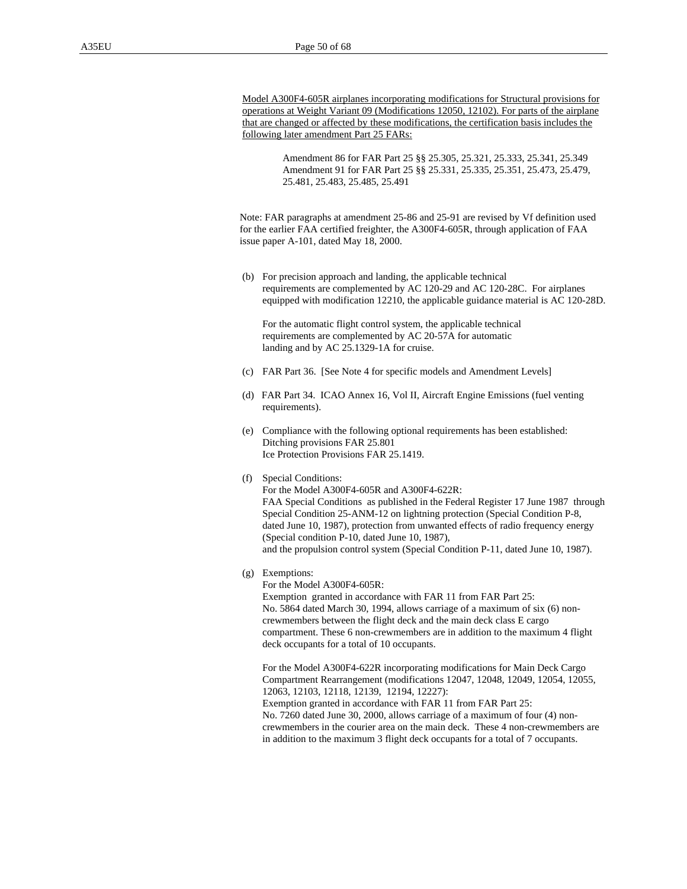Model A300F4-605R airplanes incorporating modifications for Structural provisions for operations at Weight Variant 09 (Modifications 12050, 12102). For parts of the airplane that are changed or affected by these modifications, the certification basis includes the following later amendment Part 25 FARs:

Amendment 86 for FAR Part 25 §§ 25.305, 25.321, 25.333, 25.341, 25.349
Amendment 91 for FAR Part 25 §§ 25.331, 25.335, 25.351, 25.473, 25.479, 25.481, 25.483, 25.485, 25.491

Note: FAR paragraphs at amendment 25-86 and 25-91 are revised by Vf definition used for the earlier FAA certified freighter, the A300F4-605R, through application of FAA issue paper A-101, dated May 18, 2000.

(b) For precision approach and landing, the applicable technical requirements are complemented by AC 120-29 and AC 120-28C. For airplanes equipped with modification 12210, the applicable guidance material is AC 120-28D.

For the automatic flight control system, the applicable technical requirements are complemented by AC 20-57A for automatic landing and by AC 25.1329-1A for cruise.

(c) FAR Part 36. [See Note 4 for specific models and Amendment Levels]

(d) FAR Part 34. ICAO Annex 16, Vol II, Aircraft Engine Emissions (fuel venting requirements).

(e) Compliance with the following optional requirements has been established:
Ditching provisions FAR 25.801
Ice Protection Provisions FAR 25.1419.

(f) Special Conditions:
For the Model A300F4-605R and A300F4-622R:
FAA Special Conditions as published in the Federal Register 17 June 1987 through Special Condition 25-ANM-12 on lightning protection (Special Condition P-8, dated June 10, 1987), protection from unwanted effects of radio frequency energy (Special condition P-10, dated June 10, 1987),
and the propulsion control system (Special Condition P-11, dated June 10, 1987).

(g) Exemptions:
For the Model A300F4-605R:
Exemption granted in accordance with FAR 11 from FAR Part 25:
No. 5864 dated March 30, 1994, allows carriage of a maximum of six (6) non-crewmembers between the flight deck and the main deck class E cargo compartment. These 6 non-crewmembers are in addition to the maximum 4 flight deck occupants for a total of 10 occupants.

For the Model A300F4-622R incorporating modifications for Main Deck Cargo Compartment Rearrangement (modifications 12047, 12048, 12049, 12054, 12055, 12063, 12103, 12118, 12139, 12194, 12227):
Exemption granted in accordance with FAR 11 from FAR Part 25:
No. 7260 dated June 30, 2000, allows carriage of a maximum of four (4) non-crewmembers in the courier area on the main deck. These 4 non-crewmembers are in addition to the maximum 3 flight deck occupants for a total of 7 occupants.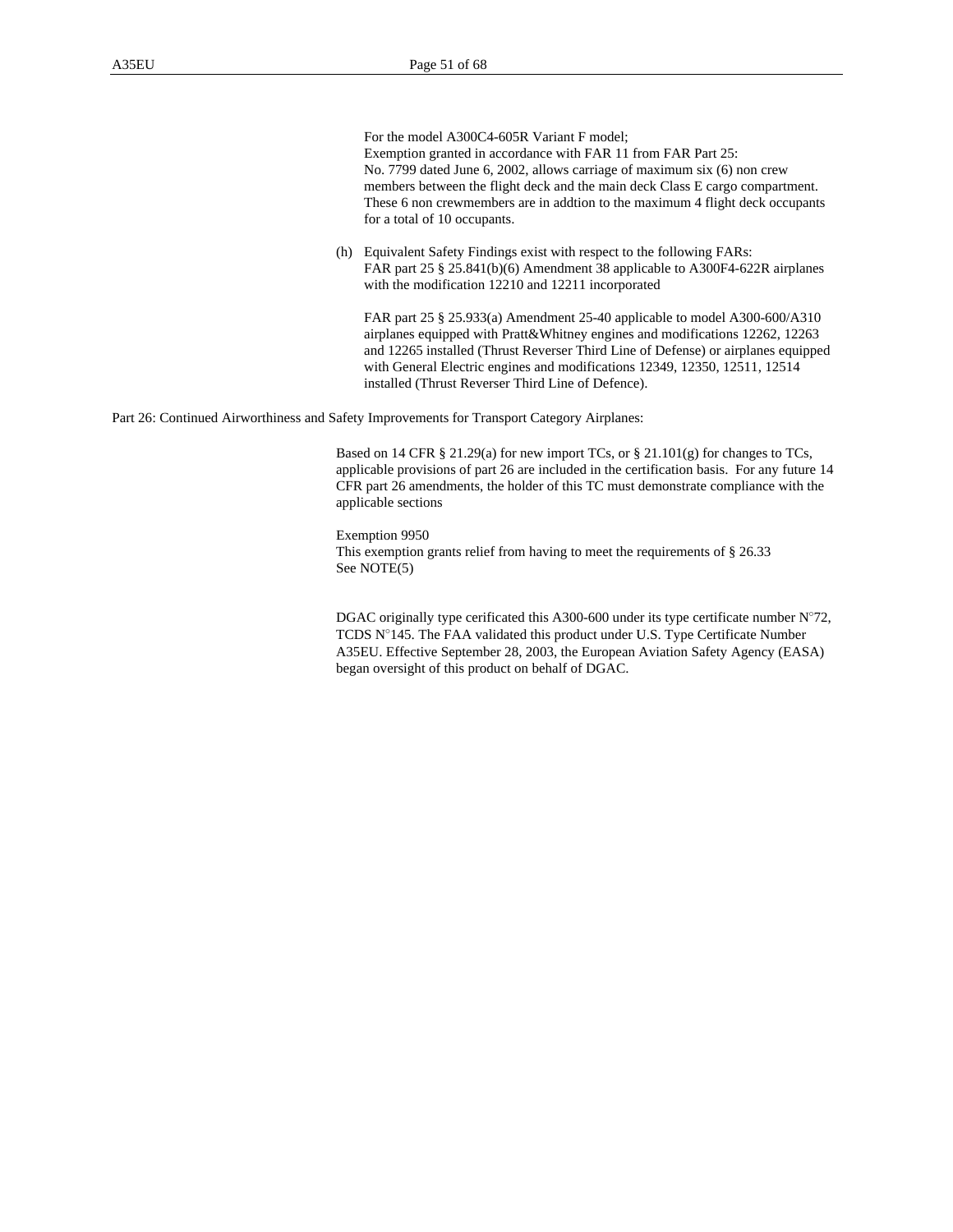For the model A300C4-605R Variant F model;
Exemption granted in accordance with FAR 11 from FAR Part 25:
No. 7799 dated June 6, 2002, allows carriage of maximum six (6) non crew members between the flight deck and the main deck Class E cargo compartment. These 6 non crewmembers are in addtion to the maximum 4 flight deck occupants for a total of 10 occupants.

(h) Equivalent Safety Findings exist with respect to the following FARs:
FAR part 25 § 25.841(b)(6) Amendment 38 applicable to A300F4-622R airplanes with the modification 12210 and 12211 incorporated

FAR part 25 § 25.933(a) Amendment 25-40 applicable to model A300-600/A310 airplanes equipped with Pratt&Whitney engines and modifications 12262, 12263 and 12265 installed (Thrust Reverser Third Line of Defense) or airplanes equipped with General Electric engines and modifications 12349, 12350, 12511, 12514 installed (Thrust Reverser Third Line of Defence).

Part 26: Continued Airworthiness and Safety Improvements for Transport Category Airplanes:

Based on 14 CFR § 21.29(a) for new import TCs, or § 21.101(g) for changes to TCs, applicable provisions of part 26 are included in the certification basis. For any future 14 CFR part 26 amendments, the holder of this TC must demonstrate compliance with the applicable sections

Exemption 9950
This exemption grants relief from having to meet the requirements of § 26.33
See NOTE(5)

DGAC originally type cerificated this A300-600 under its type certificate number N°72, TCDS N°145. The FAA validated this product under U.S. Type Certificate Number A35EU. Effective September 28, 2003, the European Aviation Safety Agency (EASA) began oversight of this product on behalf of DGAC.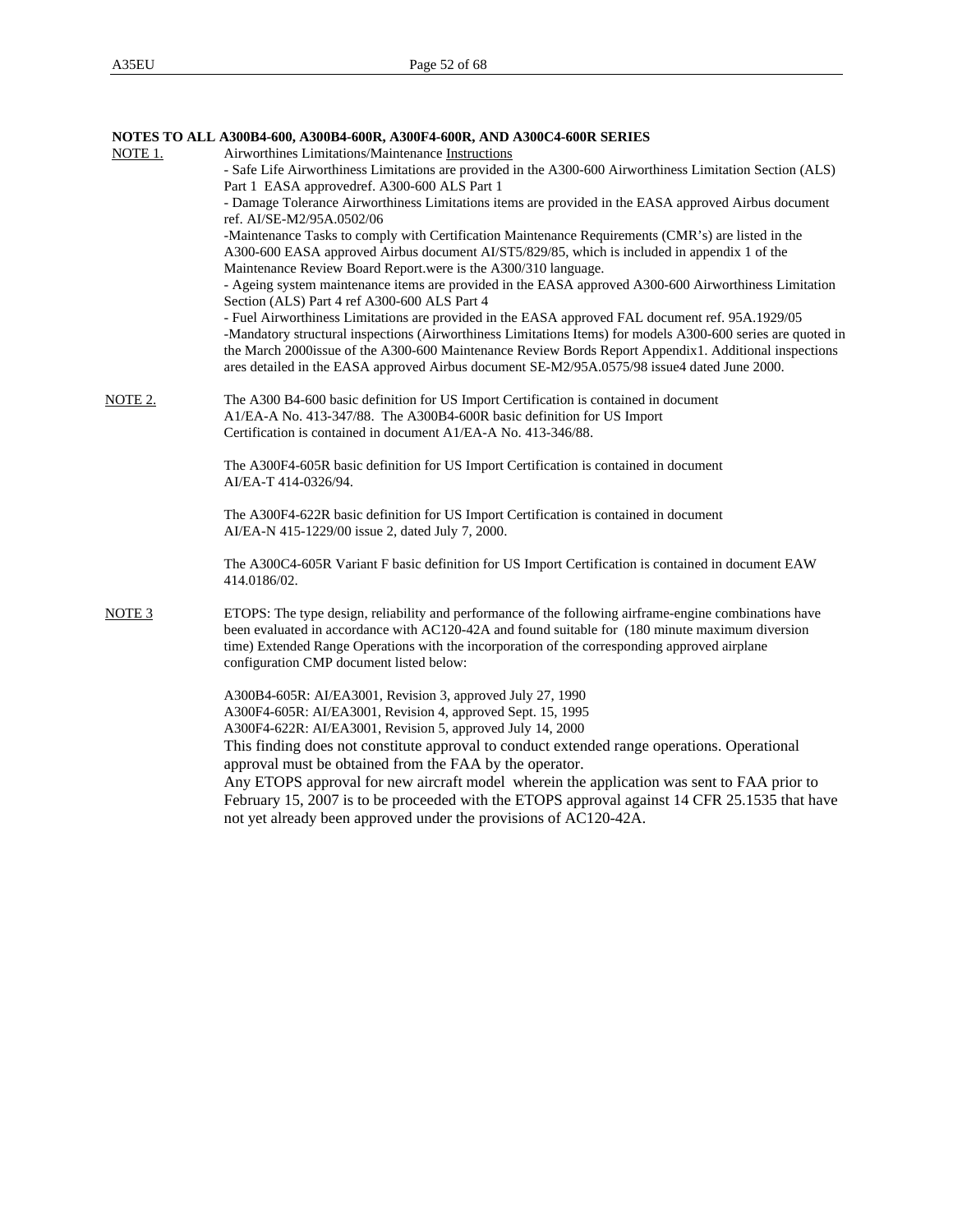**NOTES TO ALL A300B4-600, A300B4-600R, A300F4-600R, AND A300C4-600R SERIES**

NOTE 1. Airworthines Limitations/Maintenance Instructions

- Safe Life Airworthiness Limitations are provided in the A300-600 Airworthiness Limitation Section (ALS) Part 1 EASA approvedref. A300-600 ALS Part 1
- Damage Tolerance Airworthiness Limitations items are provided in the EASA approved Airbus document ref. AI/SE-M2/95A.0502/06
- Maintenance Tasks to comply with Certification Maintenance Requirements (CMR's) are listed in the A300-600 EASA approved Airbus document AI/ST5/829/85, which is included in appendix 1 of the Maintenance Review Board Report.were is the A300/310 language.
- Ageing system maintenance items are provided in the EASA approved A300-600 Airworthiness Limitation Section (ALS) Part 4 ref A300-600 ALS Part 4
- Fuel Airworthiness Limitations are provided in the EASA approved FAL document ref. 95A.1929/05
- Mandatory structural inspections (Airworthiness Limitations Items) for models A300-600 series are quoted in the March 2000issue of the A300-600 Maintenance Review Bords Report Appendix1. Additional inspections ares detailed in the EASA approved Airbus document SE-M2/95A.0575/98 issue4 dated June 2000.

NOTE 2. The A300 B4-600 basic definition for US Import Certification is contained in document A1/EA-A No. 413-347/88. The A300B4-600R basic definition for US Import Certification is contained in document A1/EA-A No. 413-346/88.

The A300F4-605R basic definition for US Import Certification is contained in document AI/EA-T 414-0326/94.

The A300F4-622R basic definition for US Import Certification is contained in document AI/EA-N 415-1229/00 issue 2, dated July 7, 2000.

The A300C4-605R Variant F basic definition for US Import Certification is contained in document EAW 414.0186/02.

NOTE 3 ETOPS: The type design, reliability and performance of the following airframe-engine combinations have been evaluated in accordance with AC120-42A and found suitable for (180 minute maximum diversion time) Extended Range Operations with the incorporation of the corresponding approved airplane configuration CMP document listed below:

A300B4-605R: AI/EA3001, Revision 3, approved July 27, 1990
A300F4-605R: AI/EA3001, Revision 4, approved Sept. 15, 1995
A300F4-622R: AI/EA3001, Revision 5, approved July 14, 2000

This finding does not constitute approval to conduct extended range operations. Operational approval must be obtained from the FAA by the operator.

Any ETOPS approval for new aircraft model wherein the application was sent to FAA prior to February 15, 2007 is to be proceeded with the ETOPS approval against 14 CFR 25.1535 that have not yet already been approved under the provisions of AC120-42A.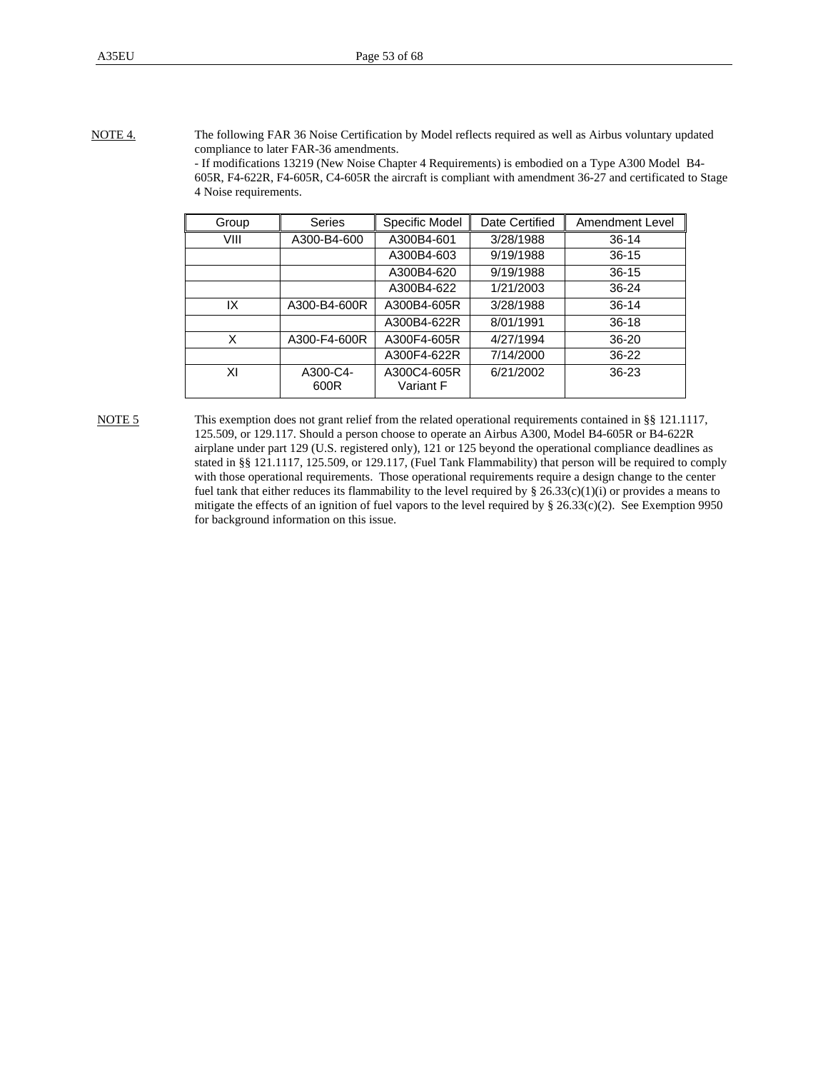<u>NOTE 4.</u> The following FAR 36 Noise Certification by Model reflects required as well as Airbus voluntary updated compliance to later FAR-36 amendments.

- If modifications 13219 (New Noise Chapter 4 Requirements) is embodied on a Type A300 Model B4-605R, F4-622R, F4-605R, C4-605R the aircraft is compliant with amendment 36-27 and certificated to Stage 4 Noise requirements.

| Group | Series | Specific Model | Date Certified | Amendment Level |
|---|---|---|---|---|
| VIII | A300-B4-600 | A300B4-601 | 3/28/1988 | 36-14 |
| | | A300B4-603 | 9/19/1988 | 36-15 |
| | | A300B4-620 | 9/19/1988 | 36-15 |
| | | A300B4-622 | 1/21/2003 | 36-24 |
| IX | A300-B4-600R | A300B4-605R | 3/28/1988 | 36-14 |
| | | A300B4-622R | 8/01/1991 | 36-18 |
| X | A300-F4-600R | A300F4-605R | 4/27/1994 | 36-20 |
| | | A300F4-622R | 7/14/2000 | 36-22 |
| XI | A300-C4-600R | A300C4-605R Variant F | 6/21/2002 | 36-23 |

<u>NOTE 5</u> This exemption does not grant relief from the related operational requirements contained in §§ 121.1117, 125.509, or 129.117. Should a person choose to operate an Airbus A300, Model B4-605R or B4-622R airplane under part 129 (U.S. registered only), 121 or 125 beyond the operational compliance deadlines as stated in §§ 121.1117, 125.509, or 129.117, (Fuel Tank Flammability) that person will be required to comply with those operational requirements. Those operational requirements require a design change to the center fuel tank that either reduces its flammability to the level required by § 26.33(c)(1)(i) or provides a means to mitigate the effects of an ignition of fuel vapors to the level required by § 26.33(c)(2). See Exemption 9950 for background information on this issue.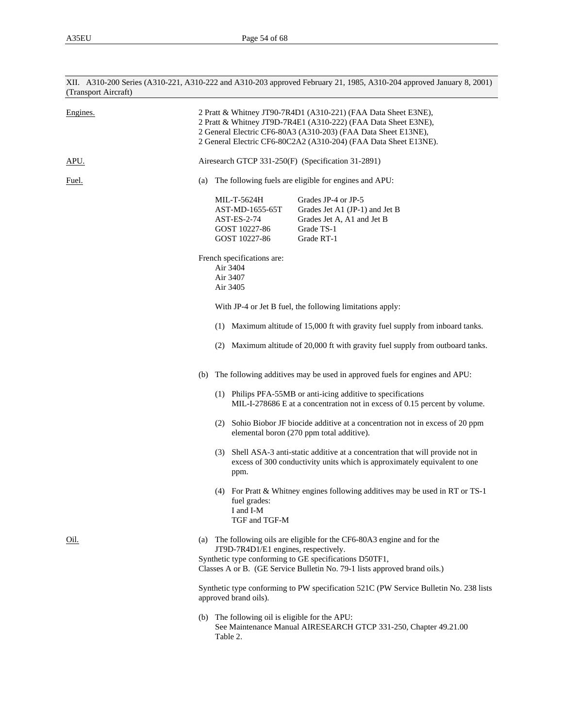## XII. A310-200 Series (A310-221, A310-222 and A310-203 approved February 21, 1985, A310-204 approved January 8, 2001) (Transport Aircraft)

Engines.

2 Pratt & Whitney JT90-7R4D1 (A310-221) (FAA Data Sheet E3NE),
2 Pratt & Whitney JT9D-7R4E1 (A310-222) (FAA Data Sheet E3NE),
2 General Electric CF6-80A3 (A310-203) (FAA Data Sheet E13NE),
2 General Electric CF6-80C2A2 (A310-204) (FAA Data Sheet E13NE).

APU.

Airesearch GTCP 331-250(F) (Specification 31-2891)

Fuel.

(a) The following fuels are eligible for engines and APU:

| | |
|---|---|
| MIL-T-5624H | Grades JP-4 or JP-5 |
| AST-MD-1655-65T | Grades Jet A1 (JP-1) and Jet B |
| AST-ES-2-74 | Grades Jet A, A1 and Jet B |
| GOST 10227-86 | Grade TS-1 |
| GOST 10227-86 | Grade RT-1 |

French specifications are:
Air 3404
Air 3407
Air 3405

With JP-4 or Jet B fuel, the following limitations apply:

(1) Maximum altitude of 15,000 ft with gravity fuel supply from inboard tanks.

(2) Maximum altitude of 20,000 ft with gravity fuel supply from outboard tanks.

(b) The following additives may be used in approved fuels for engines and APU:

(1) Philips PFA-55MB or anti-icing additive to specifications MIL-I-278686 E at a concentration not in excess of 0.15 percent by volume.

(2) Sohio Biobor JF biocide additive at a concentration not in excess of 20 ppm elemental boron (270 ppm total additive).

(3) Shell ASA-3 anti-static additive at a concentration that will provide not in excess of 300 conductivity units which is approximately equivalent to one ppm.

(4) For Pratt & Whitney engines following additives may be used in RT or TS-1 fuel grades:
I and I-M
TGF and TGF-M

Oil.

(a) The following oils are eligible for the CF6-80A3 engine and for the JT9D-7R4D1/E1 engines, respectively.
Synthetic type conforming to GE specifications D50TF1, Classes A or B. (GE Service Bulletin No. 79-1 lists approved brand oils.)

Synthetic type conforming to PW specification 521C (PW Service Bulletin No. 238 lists approved brand oils).

(b) The following oil is eligible for the APU:
See Maintenance Manual AIRESEARCH GTCP 331-250, Chapter 49.21.00 Table 2.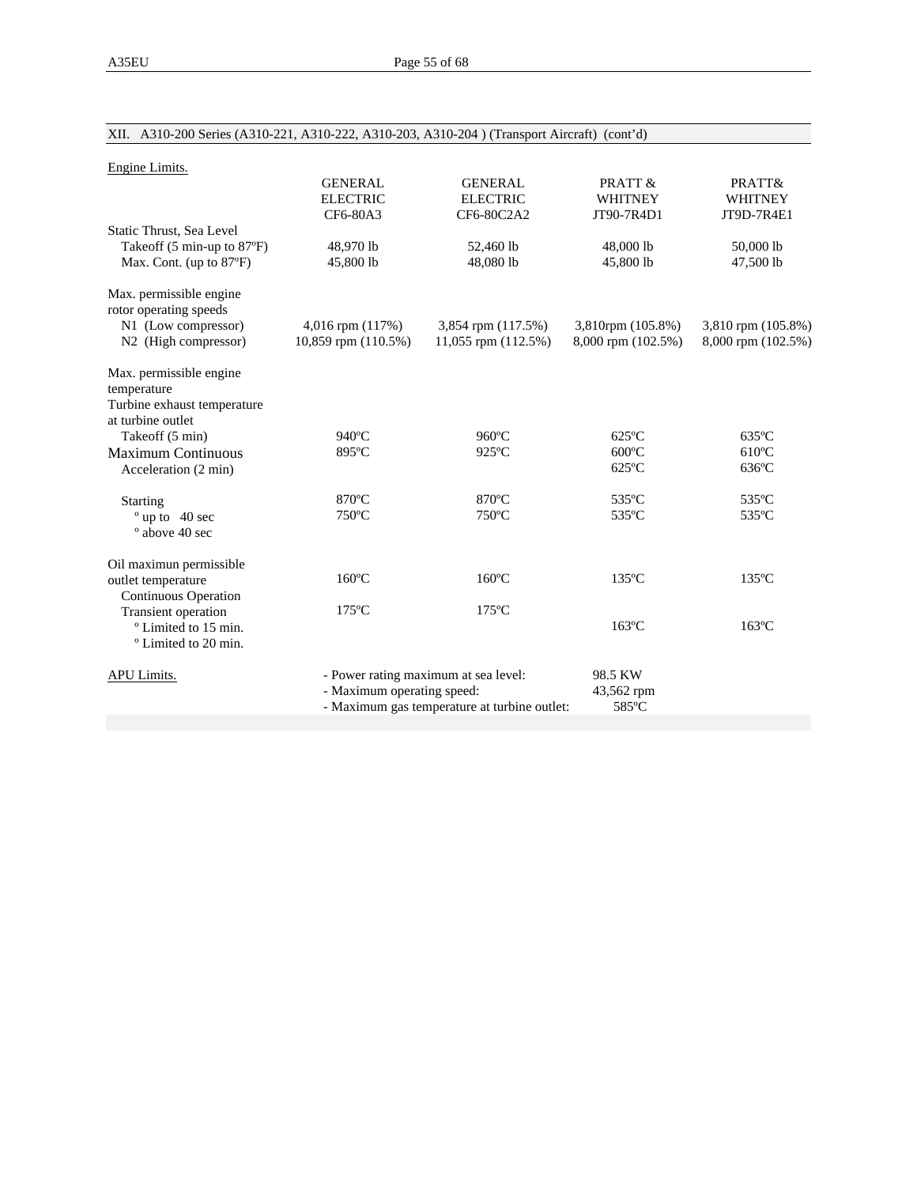XII. A310-200 Series (A310-221, A310-222, A310-203, A310-204 ) (Transport Aircraft) (cont'd)

Engine Limits.

| | GENERAL ELECTRIC CF6-80A3 | GENERAL ELECTRIC CF6-80C2A2 | PRATT & WHITNEY JT90-7R4D1 | PRATT& WHITNEY JT9D-7R4E1 |
|---|---|---|---|---|
| Static Thrust, Sea Level | | | | |
| Takeoff (5 min-up to 87ºF) | 48,970 lb | 52,460 lb | 48,000 lb | 50,000 lb |
| Max. Cont. (up to 87ºF) | 45,800 lb | 48,080 lb | 45,800 lb | 47,500 lb |
| Max. permissible engine rotor operating speeds | | | | |
| N1 (Low compressor) | 4,016 rpm (117%) | 3,854 rpm (117.5%) | 3,810rpm (105.8%) | 3,810 rpm (105.8%) |
| N2 (High compressor) | 10,859 rpm (110.5%) | 11,055 rpm (112.5%) | 8,000 rpm (102.5%) | 8,000 rpm (102.5%) |
| Max. permissible engine temperature Turbine exhaust temperature at turbine outlet | | | | |
| Takeoff (5 min) | 940ºC | 960ºC | 625ºC | 635ºC |
| Maximum Continuous | 895ºC | 925ºC | 600ºC | 610ºC |
| Acceleration (2 min) | | | 625ºC | 636ºC |
| Starting | 870ºC | 870ºC | 535ºC | 535ºC |
| º up to 40 sec | 750ºC | 750ºC | 535ºC | 535ºC |
| º above 40 sec | | | | |
| Oil maximun permissible outlet temperature | 160ºC | 160ºC | 135ºC | 135ºC |
| Continuous Operation | | | | |
| Transient operation | 175ºC | 175ºC | | |
| º Limited to 15 min. | | | 163ºC | 163ºC |
| º Limited to 20 min. | | | | |

APU Limits.

| | |
|---|---|
| - Power rating maximum at sea level: | 98.5 KW |
| - Maximum operating speed: | 43,562 rpm |
| - Maximum gas temperature at turbine outlet: | 585ºC |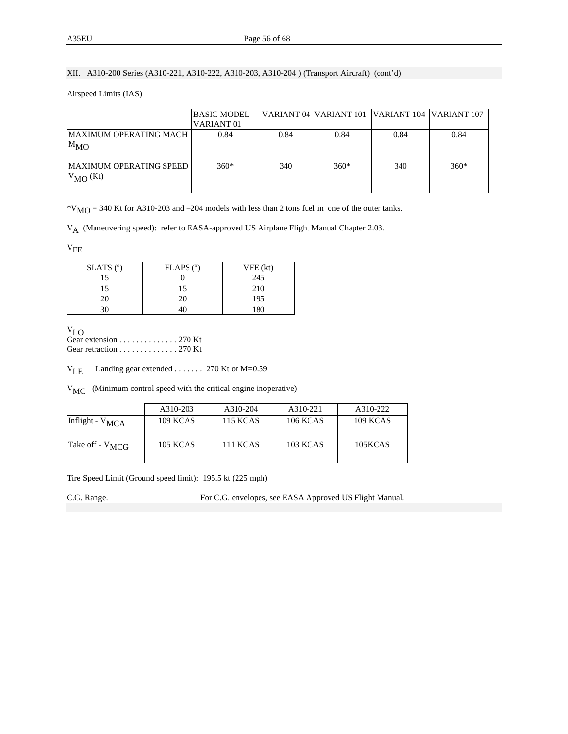## XII. A310-200 Series (A310-221, A310-222, A310-203, A310-204 ) (Transport Aircraft) (cont'd)

Airspeed Limits (IAS)

| | BASIC MODEL VARIANT 01 | VARIANT 04 | VARIANT 101 | VARIANT 104 | VARIANT 107 |
|---|---|---|---|---|---|
| MAXIMUM OPERATING MACH $M_{MO}$ | 0.84 | 0.84 | 0.84 | 0.84 | 0.84 |
| MAXIMUM OPERATING SPEED $V_{MO}$ (Kt) | 360* | 340 | 360* | 340 | 360* |

*$V_{MO}$ = 340 Kt for A310-203 and –204 models with less than 2 tons fuel in one of the outer tanks.

$V_A$ (Maneuvering speed): refer to EASA-approved US Airplane Flight Manual Chapter 2.03.

$V_{FE}$

| SLATS (º) | FLAPS (º) | VFE (kt) |
|---|---|---|
| 15 | 0 | 245 |
| 15 | 15 | 210 |
| 20 | 20 | 195 |
| 30 | 40 | 180 |

$V_{LO}$
Gear extension . . . . . . . . . . . . . . 270 Kt
Gear retraction . . . . . . . . . . . . . . 270 Kt

$V_{LE}$ Landing gear extended . . . . . . . 270 Kt or M=0.59

$V_{MC}$ (Minimum control speed with the critical engine inoperative)

| | A310-203 | A310-204 | A310-221 | A310-222 |
|---|---|---|---|---|
| Inflight - $V_{MCA}$ | 109 KCAS | 115 KCAS | 106 KCAS | 109 KCAS |
| Take off - $V_{MCG}$ | 105 KCAS | 111 KCAS | 103 KCAS | 105KCAS |

Tire Speed Limit (Ground speed limit): 195.5 kt (225 mph)

C.G. Range. For C.G. envelopes, see EASA Approved US Flight Manual.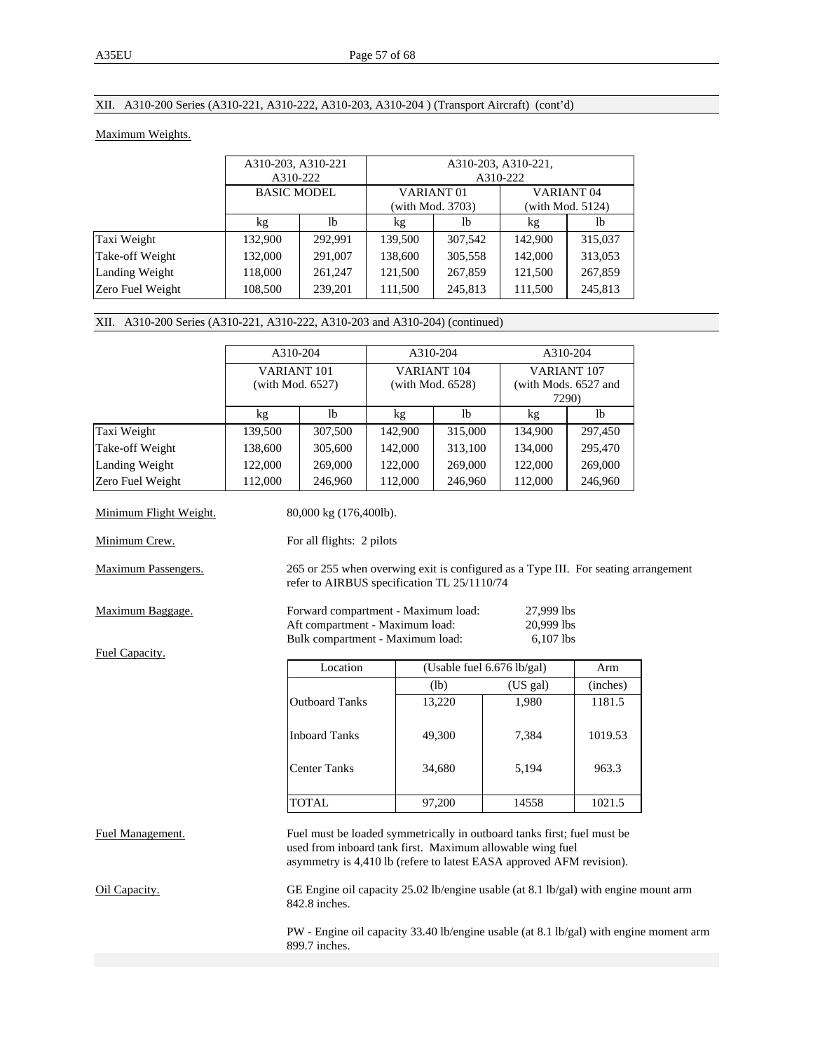## XII. A310-200 Series (A310-221, A310-222, A310-203, A310-204 ) (Transport Aircraft) (cont'd)

Maximum Weights.

| | A310-203, A310-221 A310-222 | | A310-203, A310-221, A310-222 | | | |
|---|---|---|---|---|---|---|
| | BASIC MODEL | | VARIANT 01 (with Mod. 3703) | | VARIANT 04 (with Mod. 5124) | |
| | kg | lb | kg | lb | kg | lb |
| Taxi Weight | 132,900 | 292,991 | 139,500 | 307,542 | 142,900 | 315,037 |
| Take-off Weight | 132,000 | 291,007 | 138,600 | 305,558 | 142,000 | 313,053 |
| Landing Weight | 118,000 | 261,247 | 121,500 | 267,859 | 121,500 | 267,859 |
| Zero Fuel Weight | 108,500 | 239,201 | 111,500 | 245,813 | 111,500 | 245,813 |

## XII. A310-200 Series (A310-221, A310-222, A310-203 and A310-204) (continued)

| | A310-204 | | A310-204 | | A310-204 | |
|---|---|---|---|---|---|---|
| | VARIANT 101 (with Mod. 6527) | | VARIANT 104 (with Mod. 6528) | | VARIANT 107 (with Mods. 6527 and 7290) | |
| | kg | lb | kg | lb | kg | lb |
| Taxi Weight | 139,500 | 307,500 | 142,900 | 315,000 | 134,900 | 297,450 |
| Take-off Weight | 138,600 | 305,600 | 142,000 | 313,100 | 134,000 | 295,470 |
| Landing Weight | 122,000 | 269,000 | 122,000 | 269,000 | 122,000 | 269,000 |
| Zero Fuel Weight | 112,000 | 246,960 | 112,000 | 246,960 | 112,000 | 246,960 |

Minimum Flight Weight. 80,000 kg (176,400lb).

Minimum Crew. For all flights: 2 pilots

Maximum Passengers. 265 or 255 when overwing exit is configured as a Type III. For seating arrangement refer to AIRBUS specification TL 25/1110/74

Maximum Baggage.

Forward compartment - Maximum load: 27,999 lbs
Aft compartment - Maximum load: 20,999 lbs
Bulk compartment - Maximum load: 6,107 lbs

Fuel Capacity.

| Location | (Usable fuel 6.676 lb/gal) | | Arm |
|---|---|---|---|
| | (lb) | (US gal) | (inches) |
| Outboard Tanks | 13,220 | 1,980 | 1181.5 |
| Inboard Tanks | 49,300 | 7,384 | 1019.53 |
| Center Tanks | 34,680 | 5,194 | 963.3 |
| TOTAL | 97,200 | 14558 | 1021.5 |

Fuel Management. Fuel must be loaded symmetrically in outboard tanks first; fuel must be used from inboard tank first. Maximum allowable wing fuel asymmetry is 4,410 lb (refere to latest EASA approved AFM revision).

Oil Capacity. GE Engine oil capacity 25.02 lb/engine usable (at 8.1 lb/gal) with engine mount arm 842.8 inches.

PW - Engine oil capacity 33.40 lb/engine usable (at 8.1 lb/gal) with engine moment arm 899.7 inches.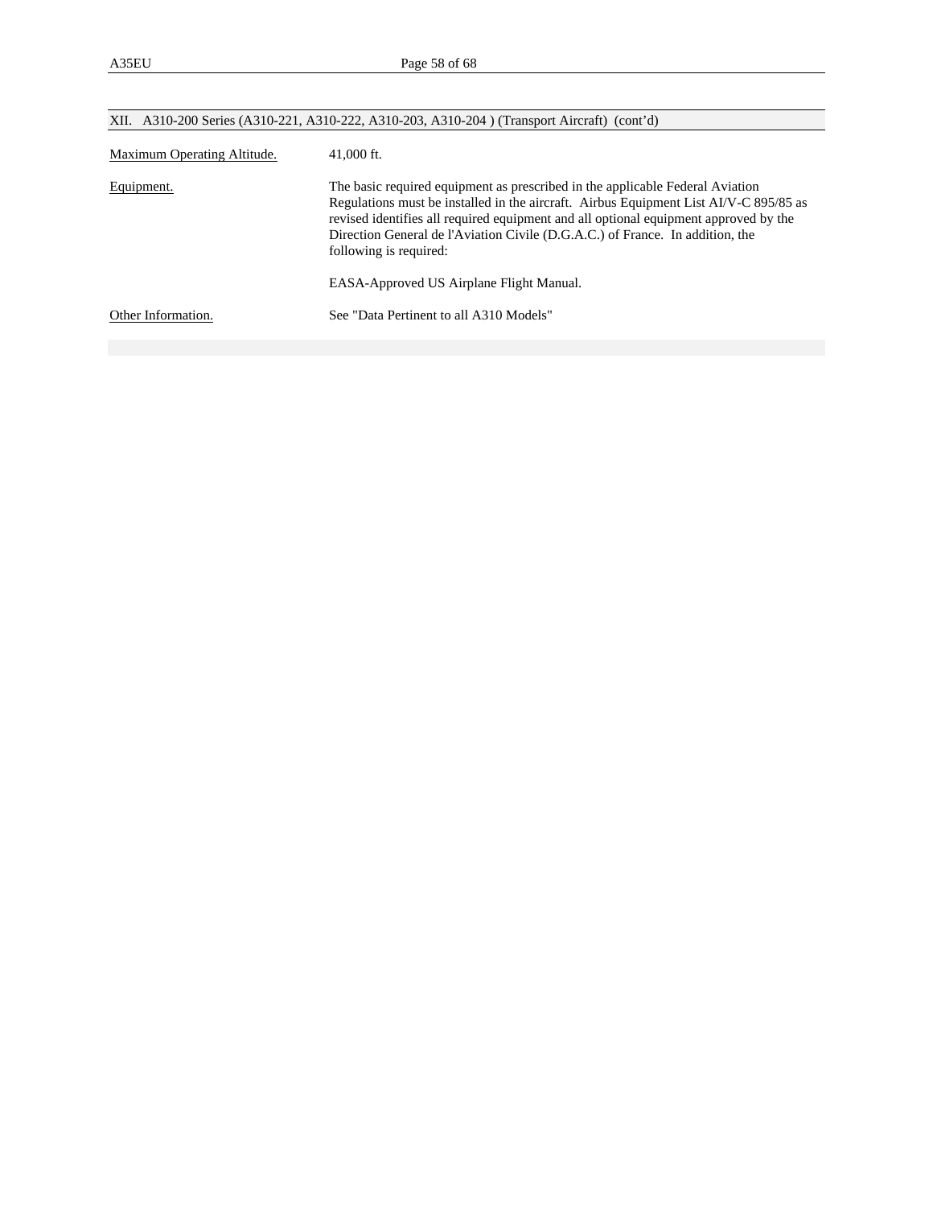## XII. A310-200 Series (A310-221, A310-222, A310-203, A310-204 ) (Transport Aircraft) (cont'd)

| | |
|---|---|
| Maximum Operating Altitude. | 41,000 ft. |
| Equipment. | The basic required equipment as prescribed in the applicable Federal Aviation Regulations must be installed in the aircraft. Airbus Equipment List AI/V-C 895/85 as revised identifies all required equipment and all optional equipment approved by the Direction General de l'Aviation Civile (D.G.A.C.) of France. In addition, the following is required:<br><br>EASA-Approved US Airplane Flight Manual. |
| Other Information. | See "Data Pertinent to all A310 Models" |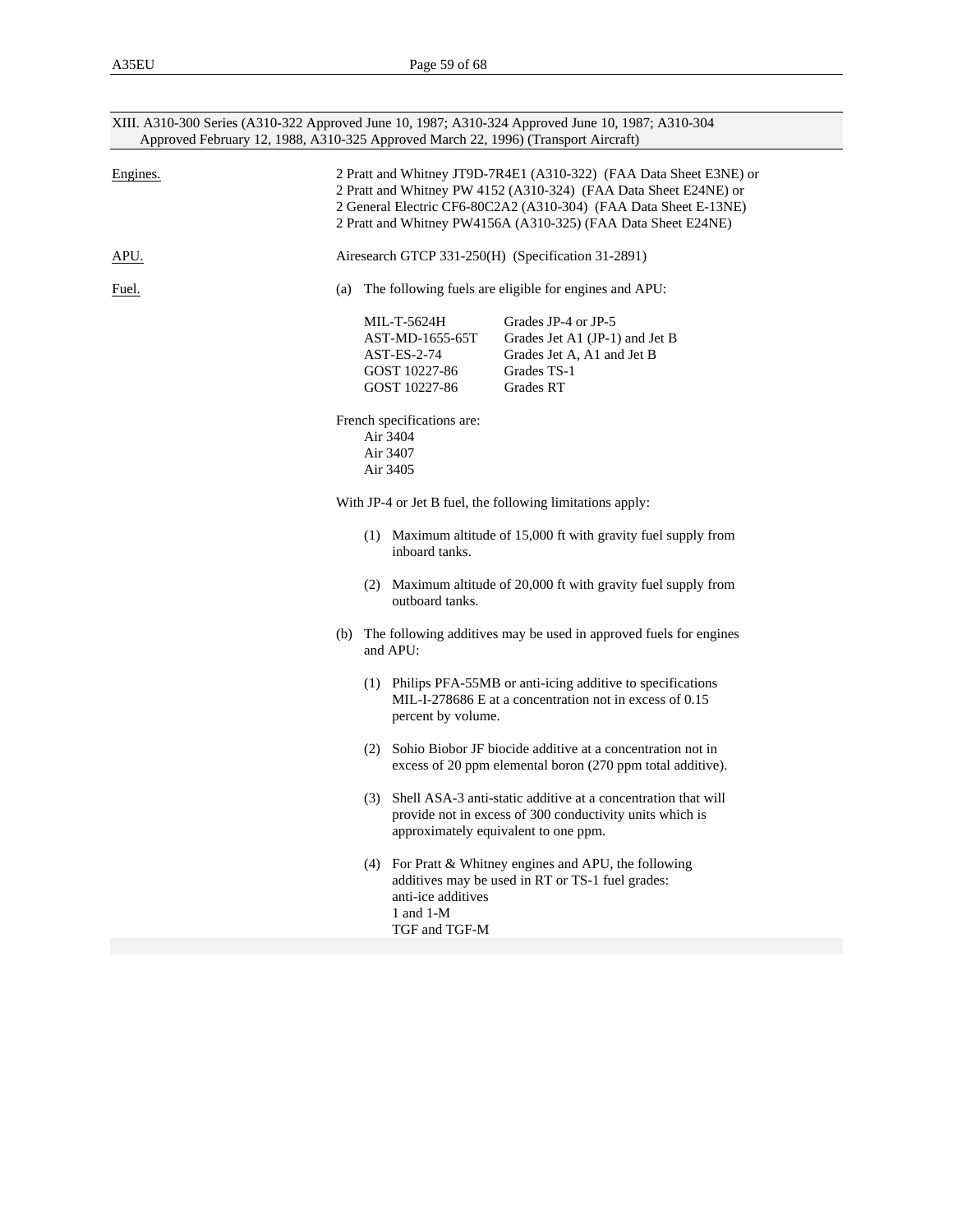## XIII. A310-300 Series (A310-322 Approved June 10, 1987; A310-324 Approved June 10, 1987; A310-304 Approved February 12, 1988, A310-325 Approved March 22, 1996) (Transport Aircraft)

<u>Engines.</u>

2 Pratt and Whitney JT9D-7R4E1 (A310-322) (FAA Data Sheet E3NE) or
2 Pratt and Whitney PW 4152 (A310-324) (FAA Data Sheet E24NE) or
2 General Electric CF6-80C2A2 (A310-304) (FAA Data Sheet E-13NE)
2 Pratt and Whitney PW4156A (A310-325) (FAA Data Sheet E24NE)

<u>APU.</u>

Airesearch GTCP 331-250(H) (Specification 31-2891)

<u>Fuel.</u>

(a) The following fuels are eligible for engines and APU:

| | |
|---|---|
| MIL-T-5624H | Grades JP-4 or JP-5 |
| AST-MD-1655-65T | Grades Jet A1 (JP-1) and Jet B |
| AST-ES-2-74 | Grades Jet A, A1 and Jet B |
| GOST 10227-86 | Grades TS-1 |
| GOST 10227-86 | Grades RT |

French specifications are:
- Air 3404
- Air 3407
- Air 3405

With JP-4 or Jet B fuel, the following limitations apply:

(1) Maximum altitude of 15,000 ft with gravity fuel supply from inboard tanks.

(2) Maximum altitude of 20,000 ft with gravity fuel supply from outboard tanks.

(b) The following additives may be used in approved fuels for engines and APU:

(1) Philips PFA-55MB or anti-icing additive to specifications MIL-I-278686 E at a concentration not in excess of 0.15 percent by volume.

(2) Sohio Biobor JF biocide additive at a concentration not in excess of 20 ppm elemental boron (270 ppm total additive).

(3) Shell ASA-3 anti-static additive at a concentration that will provide not in excess of 300 conductivity units which is approximately equivalent to one ppm.

(4) For Pratt & Whitney engines and APU, the following additives may be used in RT or TS-1 fuel grades:
anti-ice additives
1 and 1-M
TGF and TGF-M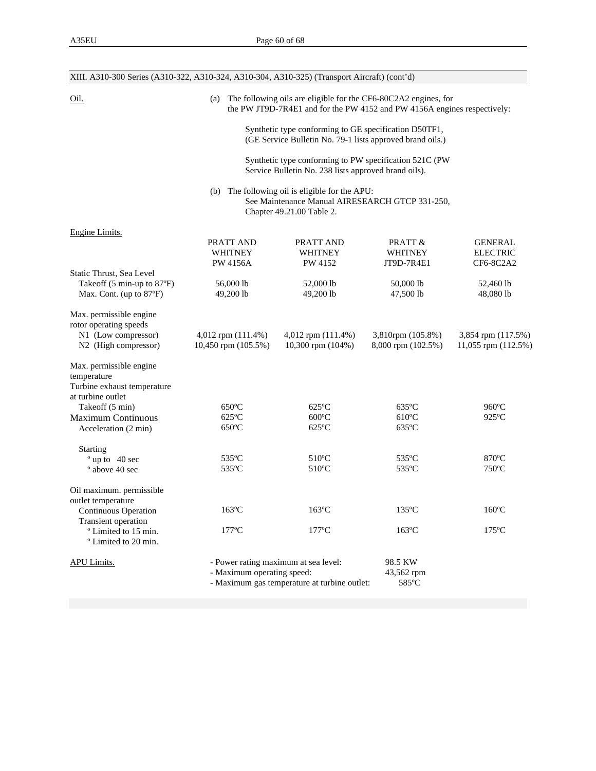XIII. A310-300 Series (A310-322, A310-324, A310-304, A310-325) (Transport Aircraft) (cont'd)

Oil.

(a) The following oils are eligible for the CF6-80C2A2 engines, for the PW JT9D-7R4E1 and for the PW 4152 and PW 4156A engines respectively:

Synthetic type conforming to GE specification D50TF1, (GE Service Bulletin No. 79-1 lists approved brand oils.)

Synthetic type conforming to PW specification 521C (PW Service Bulletin No. 238 lists approved brand oils).

(b) The following oil is eligible for the APU:
See Maintenance Manual AIRESEARCH GTCP 331-250, Chapter 49.21.00 Table 2.

Engine Limits.

| | PRATT AND WHITNEY PW 4156A | PRATT AND WHITNEY PW 4152 | PRATT & WHITNEY JT9D-7R4E1 | GENERAL ELECTRIC CF6-8C2A2 |
|---|---|---|---|---|
| Static Thrust, Sea Level | | | | |
| Takeoff (5 min-up to 87ºF) | 56,000 lb | 52,000 lb | 50,000 lb | 52,460 lb |
| Max. Cont. (up to 87ºF) | 49,200 lb | 49,200 lb | 47,500 lb | 48,080 lb |
| Max. permissible engine rotor operating speeds | | | | |
| N1 (Low compressor) | 4,012 rpm (111.4%) | 4,012 rpm (111.4%) | 3,810rpm (105.8%) | 3,854 rpm (117.5%) |
| N2 (High compressor) | 10,450 rpm (105.5%) | 10,300 rpm (104%) | 8,000 rpm (102.5%) | 11,055 rpm (112.5%) |
| Max. permissible engine temperature Turbine exhaust temperature at turbine outlet | | | | |
| Takeoff (5 min) | 650ºC | 625ºC | 635ºC | 960ºC |
| Maximum Continuous | 625ºC | 600ºC | 610ºC | 925ºC |
| Acceleration (2 min) | 650ºC | 625ºC | 635ºC | |
| Starting | | | | |
| º up to 40 sec | 535ºC | 510ºC | 535ºC | 870ºC |
| º above 40 sec | 535ºC | 510ºC | 535ºC | 750ºC |
| Oil maximum. permissible outlet temperature | | | | |
| Continuous Operation | 163ºC | 163ºC | 135ºC | 160ºC |
| Transient operation | | | | |
| º Limited to 15 min. | 177ºC | 177ºC | 163ºC | 175ºC |
| º Limited to 20 min. | | | | |

APU Limits.

- Power rating maximum at sea level: 98.5 KW
- Maximum operating speed: 43,562 rpm
- Maximum gas temperature at turbine outlet: 585ºC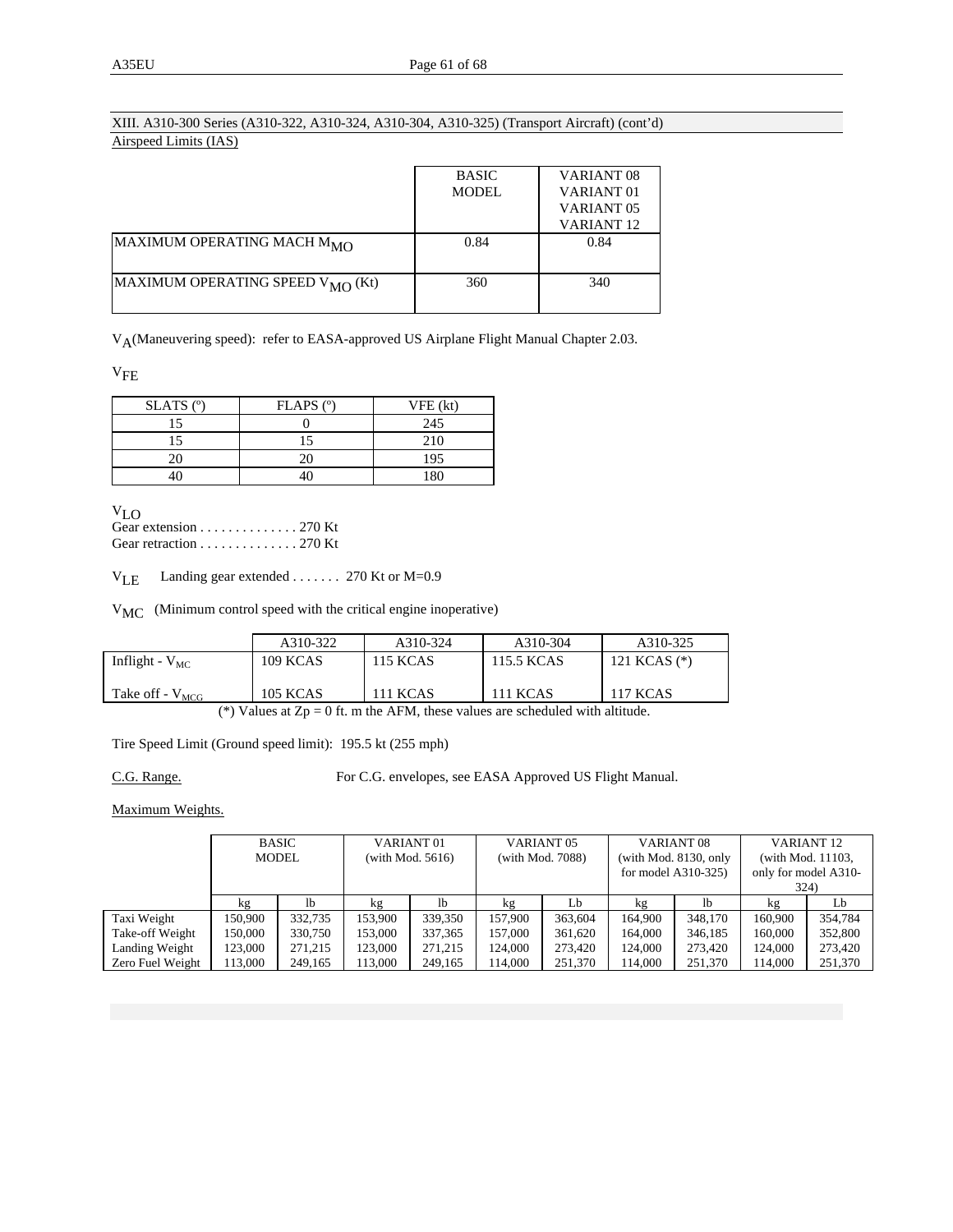XIII. A310-300 Series (A310-322, A310-324, A310-304, A310-325) (Transport Aircraft) (cont'd)

Airspeed Limits (IAS)

| | BASIC MODEL | VARIANT 08 VARIANT 01 VARIANT 05 VARIANT 12 |
|---|---|---|
| MAXIMUM OPERATING MACH $M_{MO}$ | 0.84 | 0.84 |
| MAXIMUM OPERATING SPEED $V_{MO}$ (Kt) | 360 | 340 |

$V_A$(Maneuvering speed): refer to EASA-approved US Airplane Flight Manual Chapter 2.03.

$V_{FE}$

| SLATS (º) | FLAPS (º) | VFE (kt) |
|---|---|---|
| 15 | 0 | 245 |
| 15 | 15 | 210 |
| 20 | 20 | 195 |
| 40 | 40 | 180 |

$V_{LO}$

Gear extension . . . . . . . . . . . . . . 270 Kt

Gear retraction . . . . . . . . . . . . . . 270 Kt

$V_{LE}$ Landing gear extended . . . . . . . 270 Kt or M=0.9

$V_{MC}$ (Minimum control speed with the critical engine inoperative)

| | A310-322 | A310-324 | A310-304 | A310-325 |
|---|---|---|---|---|
| Inflight - $V_{MC}$ | 109 KCAS | 115 KCAS | 115.5 KCAS | 121 KCAS (*) |
| Take off - $V_{MCG}$ | 105 KCAS | 111 KCAS | 111 KCAS | 117 KCAS |

(*) Values at Zp = 0 ft. m the AFM, these values are scheduled with altitude.

Tire Speed Limit (Ground speed limit): 195.5 kt (255 mph)

C.G. Range. For C.G. envelopes, see EASA Approved US Flight Manual.

Maximum Weights.

| | BASIC MODEL | | VARIANT 01 (with Mod. 5616) | | VARIANT 05 (with Mod. 7088) | | VARIANT 08 (with Mod. 8130, only for model A310-325) | | VARIANT 12 (with Mod. 11103, only for model A310-324) | |
|---|---|---|---|---|---|---|---|---|---|---|
| | kg | lb | kg | lb | kg | Lb | kg | lb | kg | Lb |
| Taxi Weight | 150,900 | 332,735 | 153,900 | 339,350 | 157,900 | 363,604 | 164,900 | 348,170 | 160,900 | 354,784 |
| Take-off Weight | 150,000 | 330,750 | 153,000 | 337,365 | 157,000 | 361,620 | 164,000 | 346,185 | 160,000 | 352,800 |
| Landing Weight | 123,000 | 271,215 | 123,000 | 271,215 | 124,000 | 273,420 | 124,000 | 273,420 | 124,000 | 273,420 |
| Zero Fuel Weight | 113,000 | 249,165 | 113,000 | 249,165 | 114,000 | 251,370 | 114,000 | 251,370 | 114,000 | 251,370 |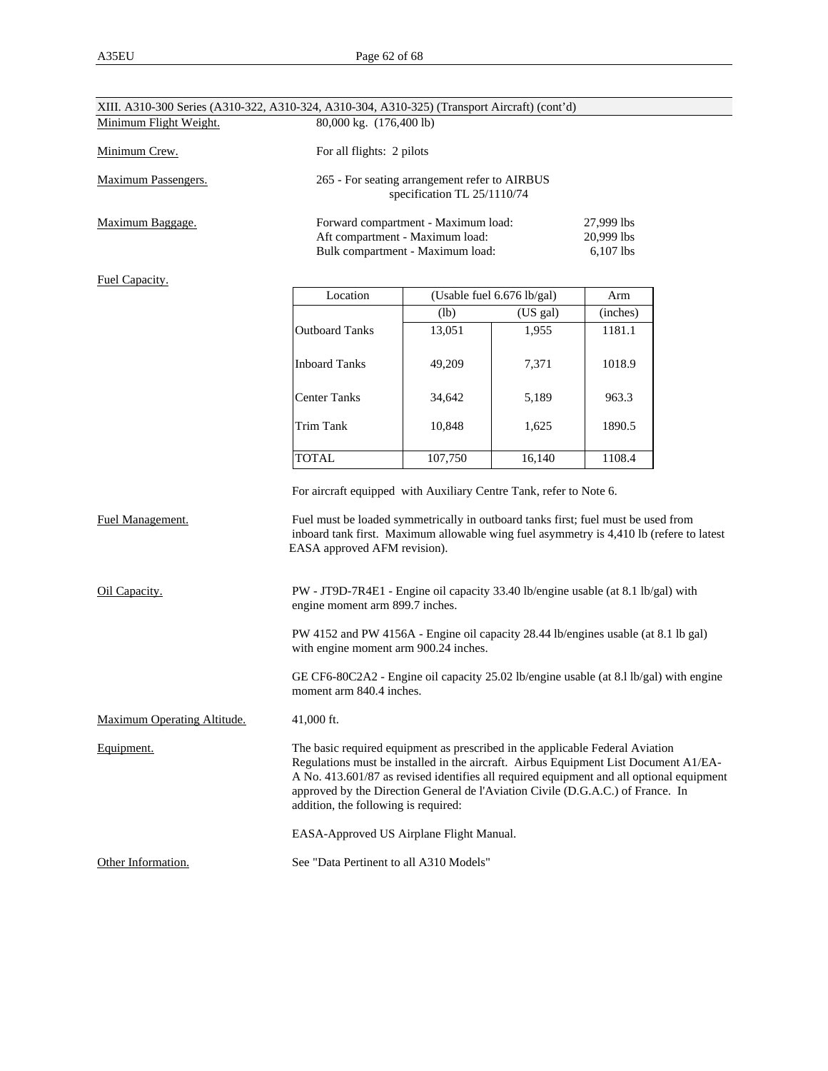XIII. A310-300 Series (A310-322, A310-324, A310-304, A310-325) (Transport Aircraft) (cont'd)

Minimum Flight Weight. 80,000 kg. (176,400 lb)

Minimum Crew. For all flights: 2 pilots

Maximum Passengers. 265 - For seating arrangement refer to AIRBUS specification TL 25/1110/74

Maximum Baggage.

| | |
|---|---|
| Forward compartment - Maximum load: | 27,999 lbs |
| Aft compartment - Maximum load: | 20,999 lbs |
| Bulk compartment - Maximum load: | 6,107 lbs |

Fuel Capacity.

| Location | (Usable fuel 6.676 lb/gal) | | Arm |
|---|---|---|---|
| | (lb) | (US gal) | (inches) |
| Outboard Tanks | 13,051 | 1,955 | 1181.1 |
| Inboard Tanks | 49,209 | 7,371 | 1018.9 |
| Center Tanks | 34,642 | 5,189 | 963.3 |
| Trim Tank | 10,848 | 1,625 | 1890.5 |
| TOTAL | 107,750 | 16,140 | 1108.4 |

For aircraft equipped with Auxiliary Centre Tank, refer to Note 6.

Fuel Management. Fuel must be loaded symmetrically in outboard tanks first; fuel must be used from inboard tank first. Maximum allowable wing fuel asymmetry is 4,410 lb (refere to latest EASA approved AFM revision).

Oil Capacity. PW - JT9D-7R4E1 - Engine oil capacity 33.40 lb/engine usable (at 8.1 lb/gal) with engine moment arm 899.7 inches.

PW 4152 and PW 4156A - Engine oil capacity 28.44 lb/engines usable (at 8.1 lb gal) with engine moment arm 900.24 inches.

GE CF6-80C2A2 - Engine oil capacity 25.02 lb/engine usable (at 8.l lb/gal) with engine moment arm 840.4 inches.

Maximum Operating Altitude. 41,000 ft.

Equipment. The basic required equipment as prescribed in the applicable Federal Aviation Regulations must be installed in the aircraft. Airbus Equipment List Document A1/EA-A No. 413.601/87 as revised identifies all required equipment and all optional equipment approved by the Direction General de l'Aviation Civile (D.G.A.C.) of France. In addition, the following is required:

EASA-Approved US Airplane Flight Manual.

Other Information. See "Data Pertinent to all A310 Models"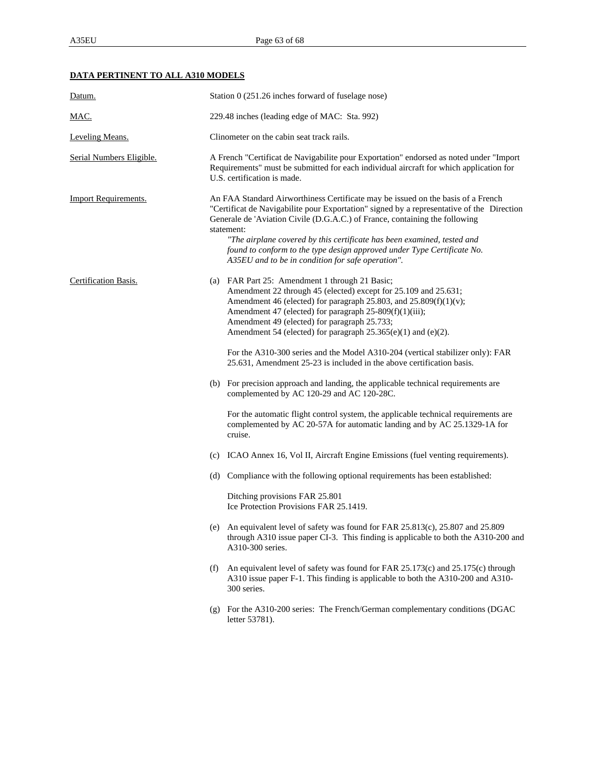**DATA PERTINENT TO ALL A310 MODELS**

Datum. Station 0 (251.26 inches forward of fuselage nose)

MAC. 229.48 inches (leading edge of MAC: Sta. 992)

Leveling Means. Clinometer on the cabin seat track rails.

Serial Numbers Eligible. A French "Certificat de Navigabilite pour Exportation" endorsed as noted under "Import Requirements" must be submitted for each individual aircraft for which application for U.S. certification is made.

Import Requirements. An FAA Standard Airworthiness Certificate may be issued on the basis of a French "Certificat de Navigabilite pour Exportation" signed by a representative of the Direction Generale de 'Aviation Civile (D.G.A.C.) of France, containing the following statement:

*"The airplane covered by this certificate has been examined, tested and found to conform to the type design approved under Type Certificate No. A35EU and to be in condition for safe operation".*

Certification Basis.

(a) FAR Part 25: Amendment 1 through 21 Basic;
Amendment 22 through 45 (elected) except for 25.109 and 25.631;
Amendment 46 (elected) for paragraph 25.803, and 25.809(f)(1)(v);
Amendment 47 (elected) for paragraph 25-809(f)(1)(iii);
Amendment 49 (elected) for paragraph 25.733;
Amendment 54 (elected) for paragraph 25.365(e)(1) and (e)(2).

For the A310-300 series and the Model A310-204 (vertical stabilizer only): FAR 25.631, Amendment 25-23 is included in the above certification basis.

(b) For precision approach and landing, the applicable technical requirements are complemented by AC 120-29 and AC 120-28C.

For the automatic flight control system, the applicable technical requirements are complemented by AC 20-57A for automatic landing and by AC 25.1329-1A for cruise.

(c) ICAO Annex 16, Vol II, Aircraft Engine Emissions (fuel venting requirements).

(d) Compliance with the following optional requirements has been established:

Ditching provisions FAR 25.801
Ice Protection Provisions FAR 25.1419.

(e) An equivalent level of safety was found for FAR 25.813(c), 25.807 and 25.809 through A310 issue paper CI-3. This finding is applicable to both the A310-200 and A310-300 series.

(f) An equivalent level of safety was found for FAR 25.173(c) and 25.175(c) through A310 issue paper F-1. This finding is applicable to both the A310-200 and A310-300 series.

(g) For the A310-200 series: The French/German complementary conditions (DGAC letter 53781).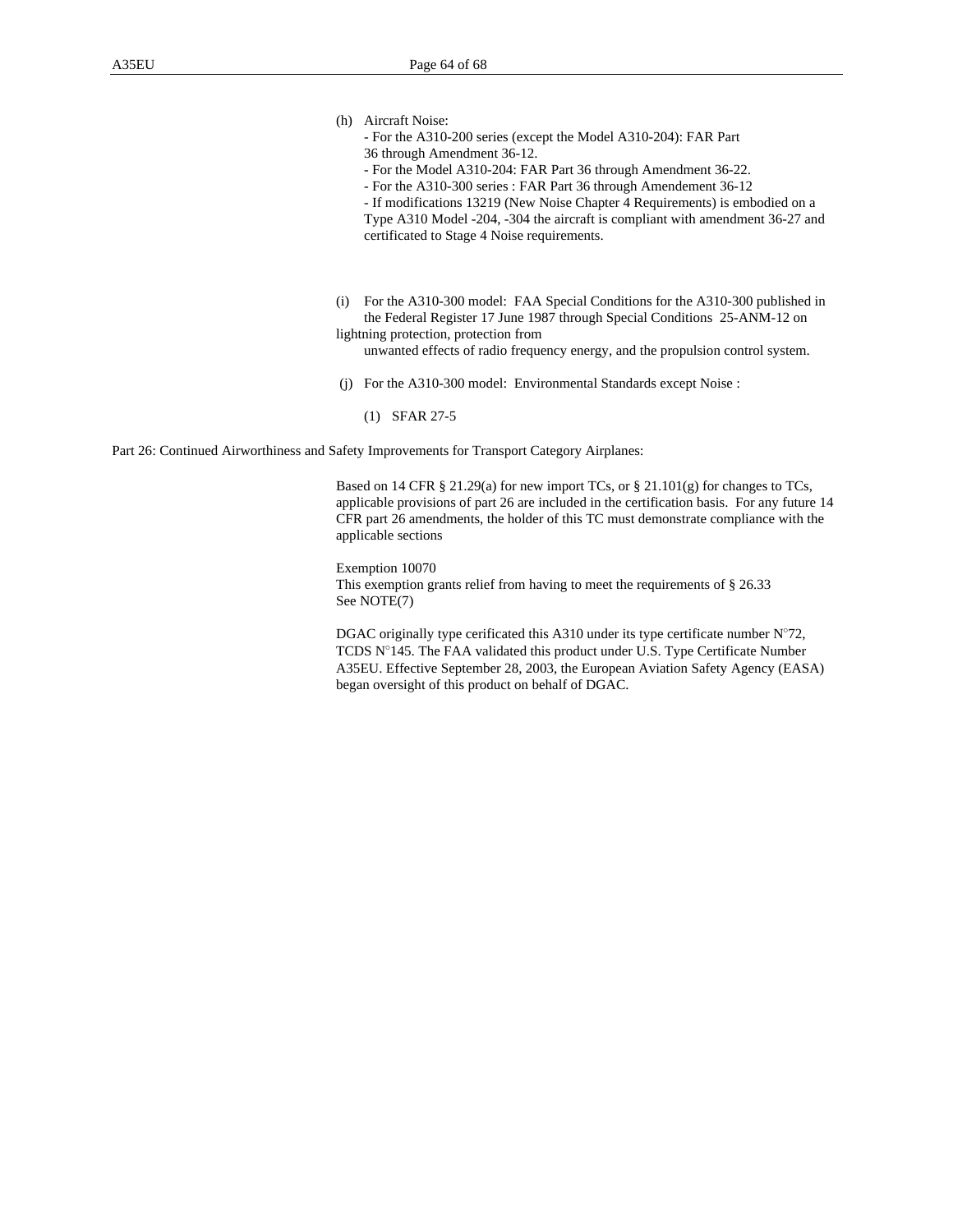(h) Aircraft Noise:
- For the A310-200 series (except the Model A310-204): FAR Part 36 through Amendment 36-12.
- For the Model A310-204: FAR Part 36 through Amendment 36-22.
- For the A310-300 series : FAR Part 36 through Amendement 36-12
- If modifications 13219 (New Noise Chapter 4 Requirements) is embodied on a Type A310 Model -204, -304 the aircraft is compliant with amendment 36-27 and certificated to Stage 4 Noise requirements.

(i) For the A310-300 model: FAA Special Conditions for the A310-300 published in the Federal Register 17 June 1987 through Special Conditions 25-ANM-12 on lightning protection, protection from unwanted effects of radio frequency energy, and the propulsion control system.

(j) For the A310-300 model: Environmental Standards except Noise :

(1) SFAR 27-5

Part 26: Continued Airworthiness and Safety Improvements for Transport Category Airplanes:

Based on 14 CFR § 21.29(a) for new import TCs, or § 21.101(g) for changes to TCs, applicable provisions of part 26 are included in the certification basis. For any future 14 CFR part 26 amendments, the holder of this TC must demonstrate compliance with the applicable sections

Exemption 10070
This exemption grants relief from having to meet the requirements of § 26.33
See NOTE(7)

DGAC originally type cerificated this A310 under its type certificate number N°72, TCDS N°145. The FAA validated this product under U.S. Type Certificate Number A35EU. Effective September 28, 2003, the European Aviation Safety Agency (EASA) began oversight of this product on behalf of DGAC.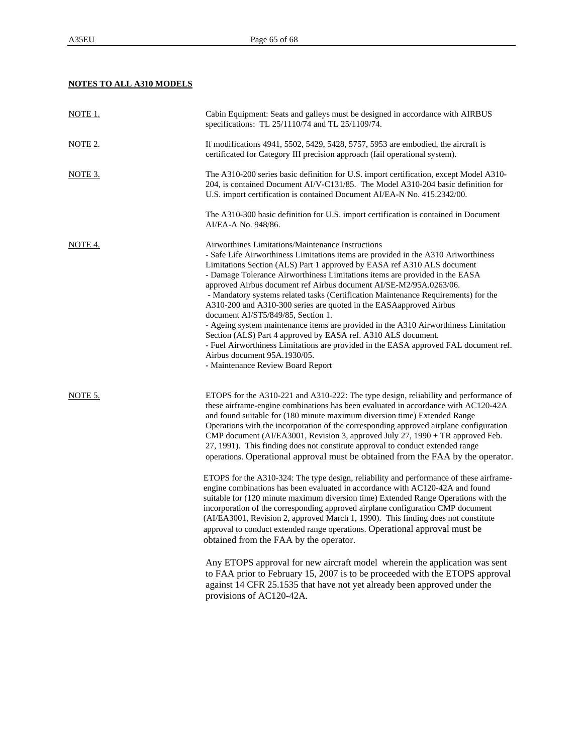**NOTES TO ALL A310 MODELS**

NOTE 1. Cabin Equipment: Seats and galleys must be designed in accordance with AIRBUS specifications: TL 25/1110/74 and TL 25/1109/74.

NOTE 2. If modifications 4941, 5502, 5429, 5428, 5757, 5953 are embodied, the aircraft is certificated for Category III precision approach (fail operational system).

NOTE 3. The A310-200 series basic definition for U.S. import certification, except Model A310-204, is contained Document AI/V-C131/85. The Model A310-204 basic definition for U.S. import certification is contained Document AI/EA-N No. 415.2342/00.

The A310-300 basic definition for U.S. import certification is contained in Document AI/EA-A No. 948/86.

NOTE 4. Airworthines Limitations/Maintenance Instructions

- Safe Life Airworthiness Limitations items are provided in the A310 Ariworthiness Limitations Section (ALS) Part 1 approved by EASA ref A310 ALS document
- Damage Tolerance Airworthiness Limitations items are provided in the EASA approved Airbus document ref Airbus document AI/SE-M2/95A.0263/06.
- Mandatory systems related tasks (Certification Maintenance Requirements) for the A310-200 and A310-300 series are quoted in the EASAapproved Airbus document AI/ST5/849/85, Section 1.
- Ageing system maintenance items are provided in the A310 Airworthiness Limitation Section (ALS) Part 4 approved by EASA ref. A310 ALS document.
- Fuel Airworthiness Limitations are provided in the EASA approved FAL document ref. Airbus document 95A.1930/05.
- Maintenance Review Board Report

NOTE 5. ETOPS for the A310-221 and A310-222: The type design, reliability and performance of these airframe-engine combinations has been evaluated in accordance with AC120-42A and found suitable for (180 minute maximum diversion time) Extended Range Operations with the incorporation of the corresponding approved airplane configuration CMP document (AI/EA3001, Revision 3, approved July 27, 1990 + TR approved Feb. 27, 1991). This finding does not constitute approval to conduct extended range operations. Operational approval must be obtained from the FAA by the operator.

ETOPS for the A310-324: The type design, reliability and performance of these airframe-engine combinations has been evaluated in accordance with AC120-42A and found suitable for (120 minute maximum diversion time) Extended Range Operations with the incorporation of the corresponding approved airplane configuration CMP document (AI/EA3001, Revision 2, approved March 1, 1990). This finding does not constitute approval to conduct extended range operations. Operational approval must be obtained from the FAA by the operator.

Any ETOPS approval for new aircraft model wherein the application was sent to FAA prior to February 15, 2007 is to be proceeded with the ETOPS approval against 14 CFR 25.1535 that have not yet already been approved under the provisions of AC120-42A.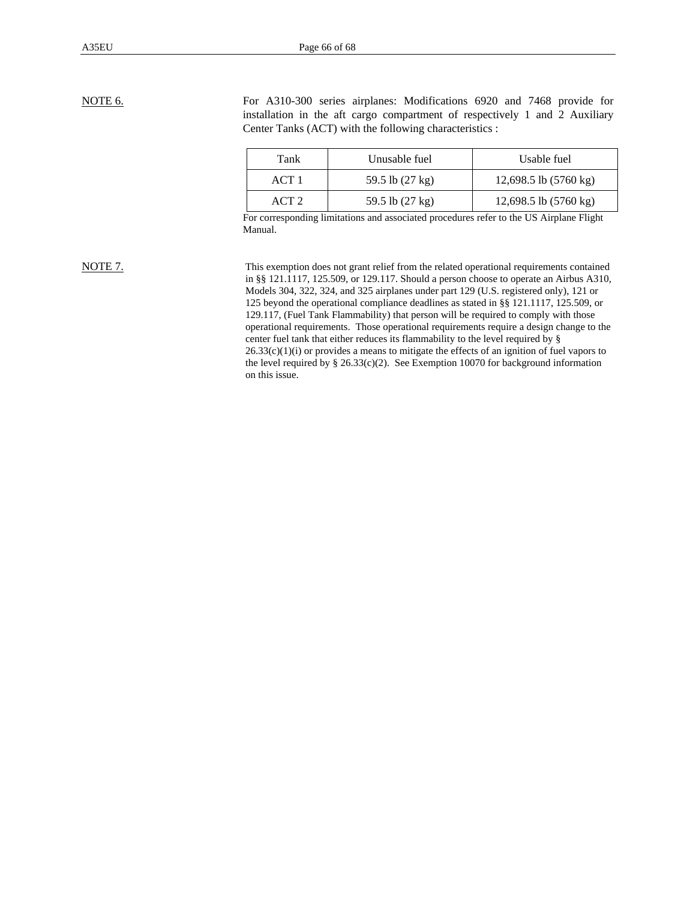NOTE 6. For A310-300 series airplanes: Modifications 6920 and 7468 provide for installation in the aft cargo compartment of respectively 1 and 2 Auxiliary Center Tanks (ACT) with the following characteristics :

| Tank | Unusable fuel | Usable fuel |
|---|---|---|
| ACT 1 | 59.5 lb (27 kg) | 12,698.5 lb (5760 kg) |
| ACT 2 | 59.5 lb (27 kg) | 12,698.5 lb (5760 kg) |

For corresponding limitations and associated procedures refer to the US Airplane Flight Manual.

NOTE 7. This exemption does not grant relief from the related operational requirements contained in §§ 121.1117, 125.509, or 129.117. Should a person choose to operate an Airbus A310, Models 304, 322, 324, and 325 airplanes under part 129 (U.S. registered only), 121 or 125 beyond the operational compliance deadlines as stated in §§ 121.1117, 125.509, or 129.117, (Fuel Tank Flammability) that person will be required to comply with those operational requirements. Those operational requirements require a design change to the center fuel tank that either reduces its flammability to the level required by § 26.33(c)(1)(i) or provides a means to mitigate the effects of an ignition of fuel vapors to the level required by § 26.33(c)(2). See Exemption 10070 for background information on this issue.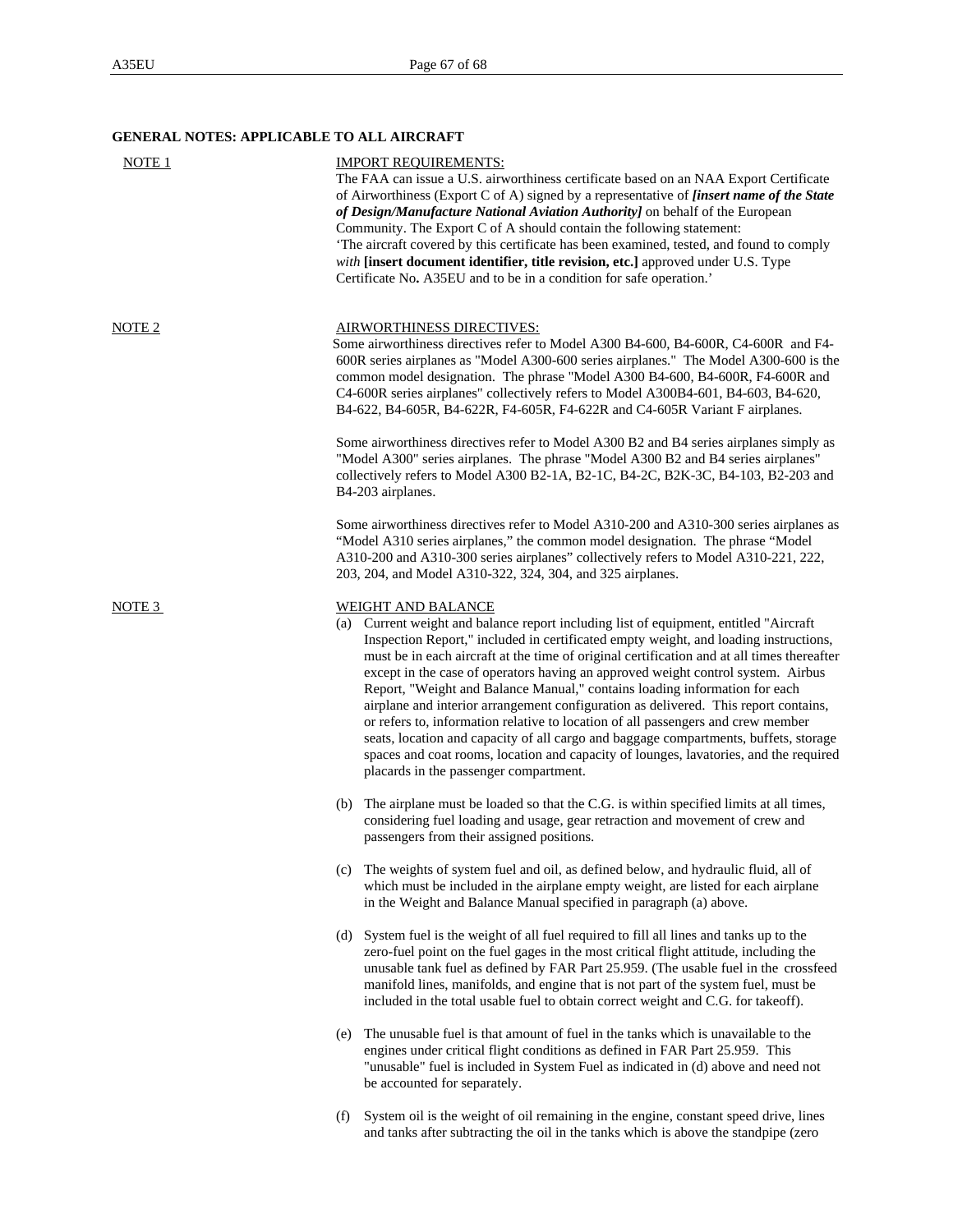**GENERAL NOTES: APPLICABLE TO ALL AIRCRAFT**

NOTE 1

IMPORT REQUIREMENTS:

The FAA can issue a U.S. airworthiness certificate based on an NAA Export Certificate of Airworthiness (Export C of A) signed by a representative of ***[insert name of the State of Design/Manufacture National Aviation Authority]*** on behalf of the European Community. The Export C of A should contain the following statement:

'The aircraft covered by this certificate has been examined, tested, and found to comply *with* **[insert document identifier, title revision, etc.]** approved under U.S. Type Certificate No**.** A35EU and to be in a condition for safe operation.'

NOTE 2

AIRWORTHINESS DIRECTIVES:

Some airworthiness directives refer to Model A300 B4-600, B4-600R, C4-600R and F4-600R series airplanes as "Model A300-600 series airplanes." The Model A300-600 is the common model designation. The phrase "Model A300 B4-600, B4-600R, F4-600R and C4-600R series airplanes" collectively refers to Model A300B4-601, B4-603, B4-620, B4-622, B4-605R, B4-622R, F4-605R, F4-622R and C4-605R Variant F airplanes.

Some airworthiness directives refer to Model A300 B2 and B4 series airplanes simply as "Model A300" series airplanes. The phrase "Model A300 B2 and B4 series airplanes" collectively refers to Model A300 B2-1A, B2-1C, B4-2C, B2K-3C, B4-103, B2-203 and B4-203 airplanes.

Some airworthiness directives refer to Model A310-200 and A310-300 series airplanes as "Model A310 series airplanes," the common model designation. The phrase "Model A310-200 and A310-300 series airplanes" collectively refers to Model A310-221, 222, 203, 204, and Model A310-322, 324, 304, and 325 airplanes.

NOTE 3

WEIGHT AND BALANCE

(a) Current weight and balance report including list of equipment, entitled "Aircraft Inspection Report," included in certificated empty weight, and loading instructions, must be in each aircraft at the time of original certification and at all times thereafter except in the case of operators having an approved weight control system. Airbus Report, "Weight and Balance Manual," contains loading information for each airplane and interior arrangement configuration as delivered. This report contains, or refers to, information relative to location of all passengers and crew member seats, location and capacity of all cargo and baggage compartments, buffets, storage spaces and coat rooms, location and capacity of lounges, lavatories, and the required placards in the passenger compartment.

(b) The airplane must be loaded so that the C.G. is within specified limits at all times, considering fuel loading and usage, gear retraction and movement of crew and passengers from their assigned positions.

(c) The weights of system fuel and oil, as defined below, and hydraulic fluid, all of which must be included in the airplane empty weight, are listed for each airplane in the Weight and Balance Manual specified in paragraph (a) above.

(d) System fuel is the weight of all fuel required to fill all lines and tanks up to the zero-fuel point on the fuel gages in the most critical flight attitude, including the unusable tank fuel as defined by FAR Part 25.959. (The usable fuel in the crossfeed manifold lines, manifolds, and engine that is not part of the system fuel, must be included in the total usable fuel to obtain correct weight and C.G. for takeoff).

(e) The unusable fuel is that amount of fuel in the tanks which is unavailable to the engines under critical flight conditions as defined in FAR Part 25.959. This "unusable" fuel is included in System Fuel as indicated in (d) above and need not be accounted for separately.

(f) System oil is the weight of oil remaining in the engine, constant speed drive, lines and tanks after subtracting the oil in the tanks which is above the standpipe (zero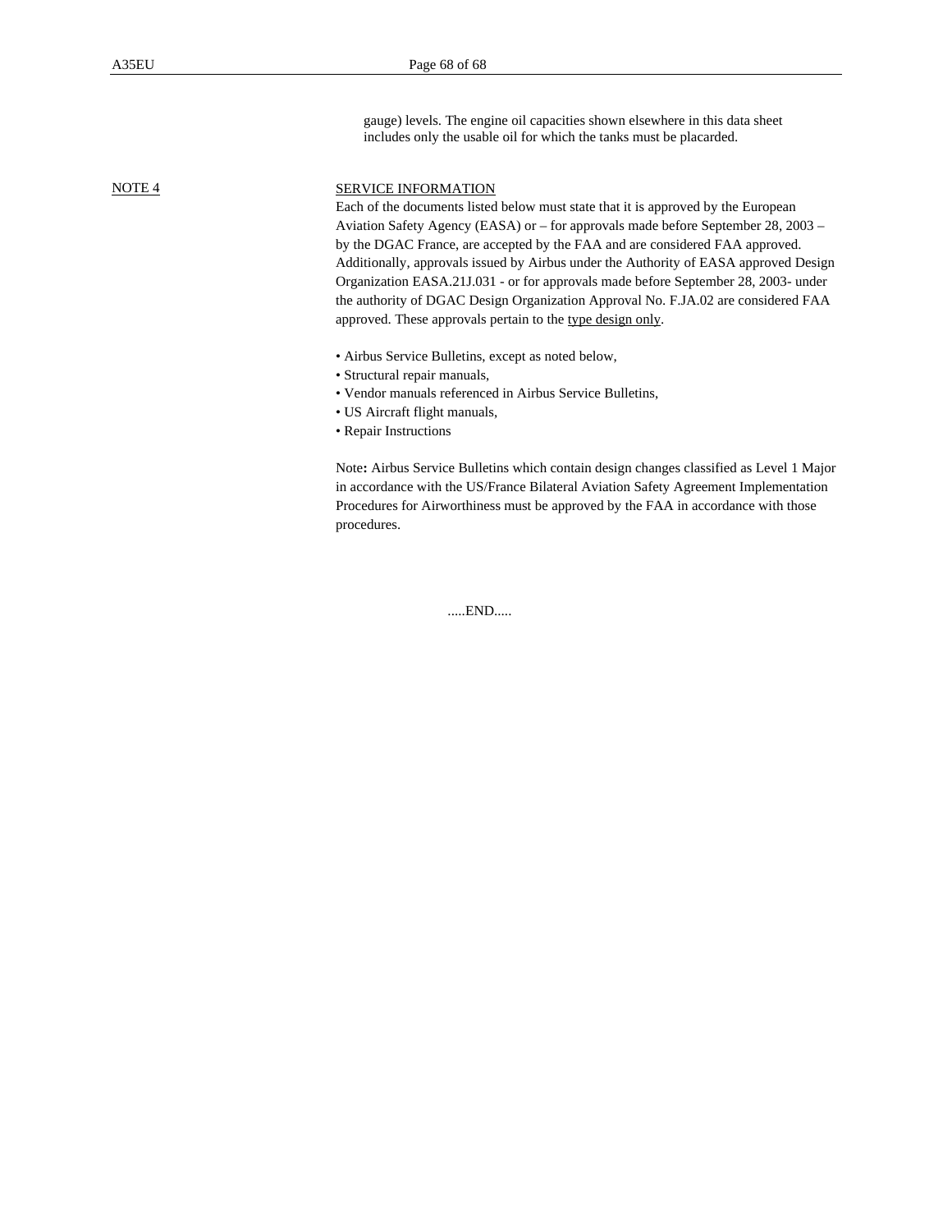gauge) levels. The engine oil capacities shown elsewhere in this data sheet includes only the usable oil for which the tanks must be placarded.

NOTE 4 SERVICE INFORMATION

Each of the documents listed below must state that it is approved by the European Aviation Safety Agency (EASA) or – for approvals made before September 28, 2003 – by the DGAC France, are accepted by the FAA and are considered FAA approved. Additionally, approvals issued by Airbus under the Authority of EASA approved Design Organization EASA.21J.031 - or for approvals made before September 28, 2003- under the authority of DGAC Design Organization Approval No. F.JA.02 are considered FAA approved. These approvals pertain to the type design only.

- Airbus Service Bulletins, except as noted below,
- Structural repair manuals,
- Vendor manuals referenced in Airbus Service Bulletins,
- US Aircraft flight manuals,
- Repair Instructions

Note**:** Airbus Service Bulletins which contain design changes classified as Level 1 Major in accordance with the US/France Bilateral Aviation Safety Agreement Implementation Procedures for Airworthiness must be approved by the FAA in accordance with those procedures.

.....END.....